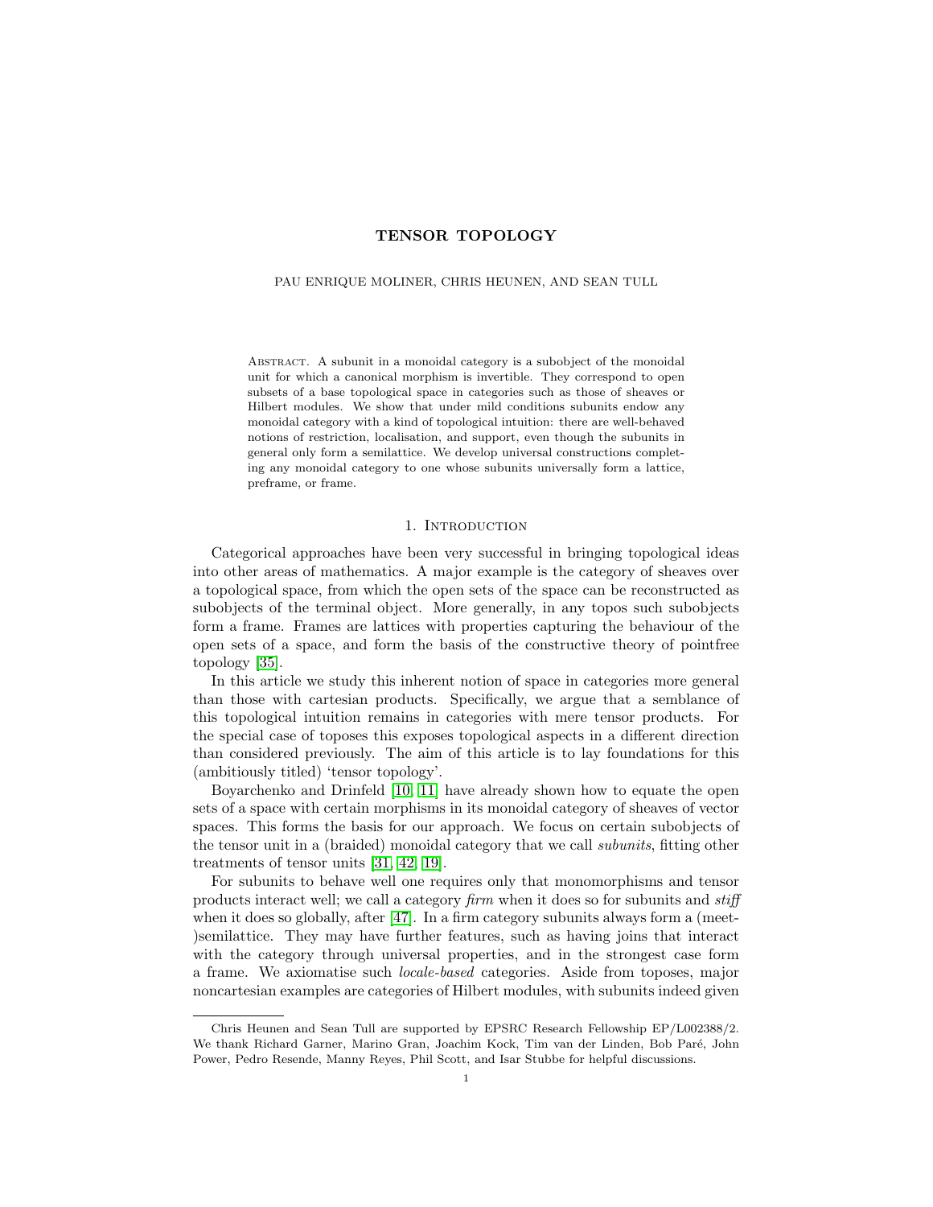# TENSOR TOPOLOGY

PAU ENRIQUE MOLINER, CHRIS HEUNEN, AND SEAN TULL

ABSTRACT. A subunit in a monoidal category is a subobject of the monoidal unit for which a canonical morphism is invertible. They correspond to open subsets of a base topological space in categories such as those of sheaves or Hilbert modules. We show that under mild conditions subunits endow any monoidal category with a kind of topological intuition: there are well-behaved notions of restriction, localisation, and support, even though the subunits in general only form a semilattice. We develop universal constructions completing any monoidal category to one whose subunits universally form a lattice, preframe, or frame.

## 1. Introduction

Categorical approaches have been very successful in bringing topological ideas into other areas of mathematics. A major example is the category of sheaves over a topological space, from which the open sets of the space can be reconstructed as subobjects of the terminal object. More generally, in any topos such subobjects form a frame. Frames are lattices with properties capturing the behaviour of the open sets of a space, and form the basis of the constructive theory of pointfree topology [35].

In this article we study this inherent notion of space in categories more general than those with cartesian products. Specifically, we argue that a semblance of this topological intuition remains in categories with mere tensor products. For the special case of toposes this exposes topological aspects in a different direction than considered previously. The aim of this article is to lay foundations for this (ambitiously titled) 'tensor topology'.

Boyarchenko and Drinfeld [10, 11] have already shown how to equate the open sets of a space with certain morphisms in its monoidal category of sheaves of vector spaces. This forms the basis for our approach. We focus on certain subobjects of the tensor unit in a (braided) monoidal category that we call *subunits*, fitting other treatments of tensor units [31, 42, 19].

For subunits to behave well one requires only that monomorphisms and tensor products interact well; we call a category *firm* when it does so for subunits and *stiff* when it does so globally, after [47]. In a firm category subunits always form a (meet-)semilattice. They may have further features, such as having joins that interact with the category through universal properties, and in the strongest case form a frame. We axiomatise such *locale-based* categories. Aside from toposes, major noncartesian examples are categories of Hilbert modules, with subunits indeed given

Chris Heunen and Sean Tull are supported by EPSRC Research Fellowship EP/L002388/2. We thank Richard Garner, Marino Gran, Joachim Kock, Tim van der Linden, Bob Paré, John Power, Pedro Resende, Manny Reyes, Phil Scott, and Isar Stubbe for helpful discussions.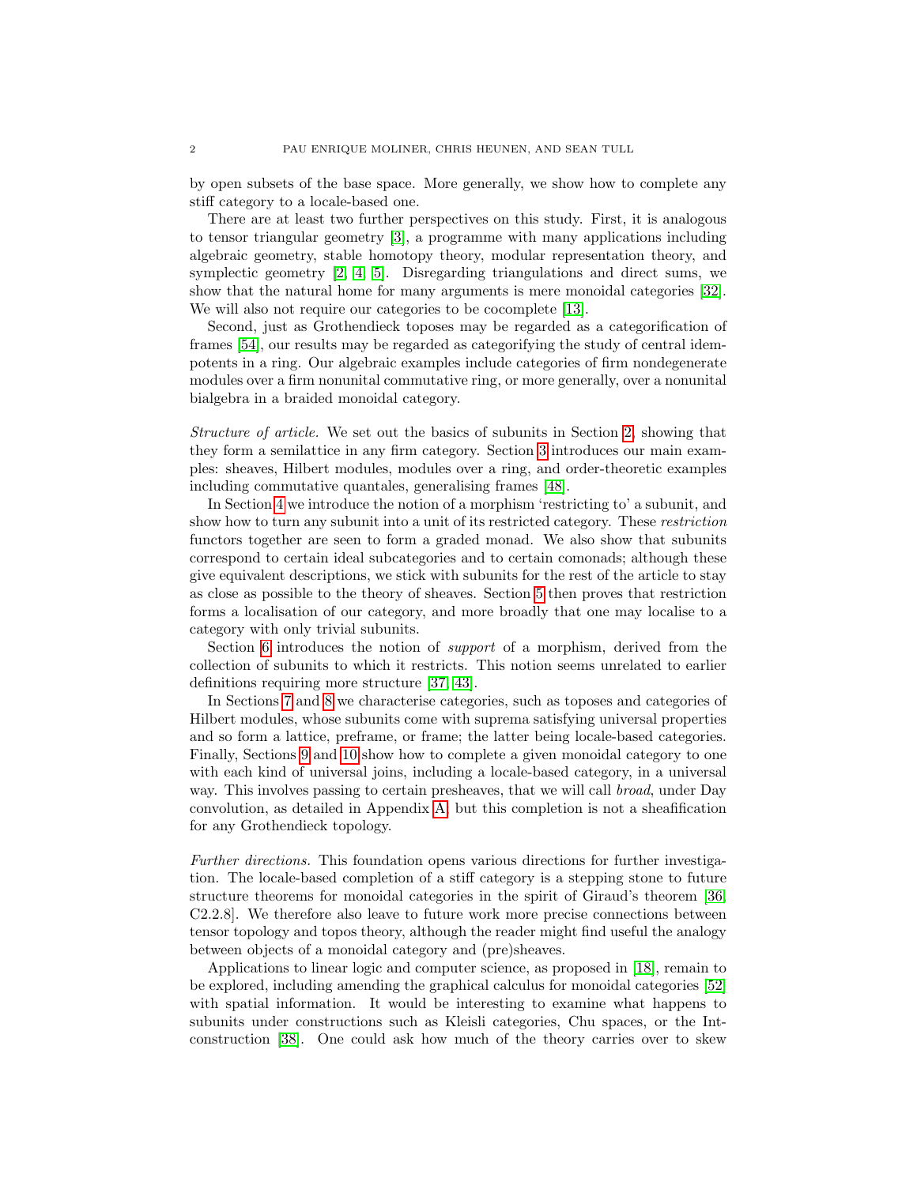by open subsets of the base space. More generally, we show how to complete any stiff category to a locale-based one.

There are at least two further perspectives on this study. First, it is analogous to tensor triangular geometry [3], a programme with many applications including algebraic geometry, stable homotopy theory, modular representation theory, and symplectic geometry [2, 4, 5]. Disregarding triangulations and direct sums, we show that the natural home for many arguments is mere monoidal categories [32]. We will also not require our categories to be cocomplete [13].

Second, just as Grothendieck toposes may be regarded as a categorification of frames [54], our results may be regarded as categorifying the study of central idempotents in a ring. Our algebraic examples include categories of firm nondegenerate modules over a firm nonunital commutative ring, or more generally, over a nonunital bialgebra in a braided monoidal category.

*Structure of article.* We set out the basics of subunits in Section 2, showing that they form a semilattice in any firm category. Section 3 introduces our main examples: sheaves, Hilbert modules, modules over a ring, and order-theoretic examples including commutative quantales, generalising frames [48].

In Section 4 we introduce the notion of a morphism 'restricting to' a subunit, and show how to turn any subunit into a unit of its restricted category. These *restriction* functors together are seen to form a graded monad. We also show that subunits correspond to certain ideal subcategories and to certain comonads; although these give equivalent descriptions, we stick with subunits for the rest of the article to stay as close as possible to the theory of sheaves. Section 5 then proves that restriction forms a localisation of our category, and more broadly that one may localise to a category with only trivial subunits.

Section 6 introduces the notion of *support* of a morphism, derived from the collection of subunits to which it restricts. This notion seems unrelated to earlier definitions requiring more structure [37, 43].

In Sections 7 and 8 we characterise categories, such as toposes and categories of Hilbert modules, whose subunits come with suprema satisfying universal properties and so form a lattice, preframe, or frame; the latter being locale-based categories. Finally, Sections 9 and 10 show how to complete a given monoidal category to one with each kind of universal joins, including a locale-based category, in a universal way. This involves passing to certain presheaves, that we will call *broad*, under Day convolution, as detailed in Appendix A, but this completion is not a sheafification for any Grothendieck topology.

*Further directions.* This foundation opens various directions for further investigation. The locale-based completion of a stiff category is a stepping stone to future structure theorems for monoidal categories in the spirit of Giraud's theorem [36, C2.2.8]. We therefore also leave to future work more precise connections between tensor topology and topos theory, although the reader might find useful the analogy between objects of a monoidal category and (pre)sheaves.

Applications to linear logic and computer science, as proposed in [18], remain to be explored, including amending the graphical calculus for monoidal categories [52] with spatial information. It would be interesting to examine what happens to subunits under constructions such as Kleisli categories, Chu spaces, or the Int-construction [38]. One could ask how much of the theory carries over to skew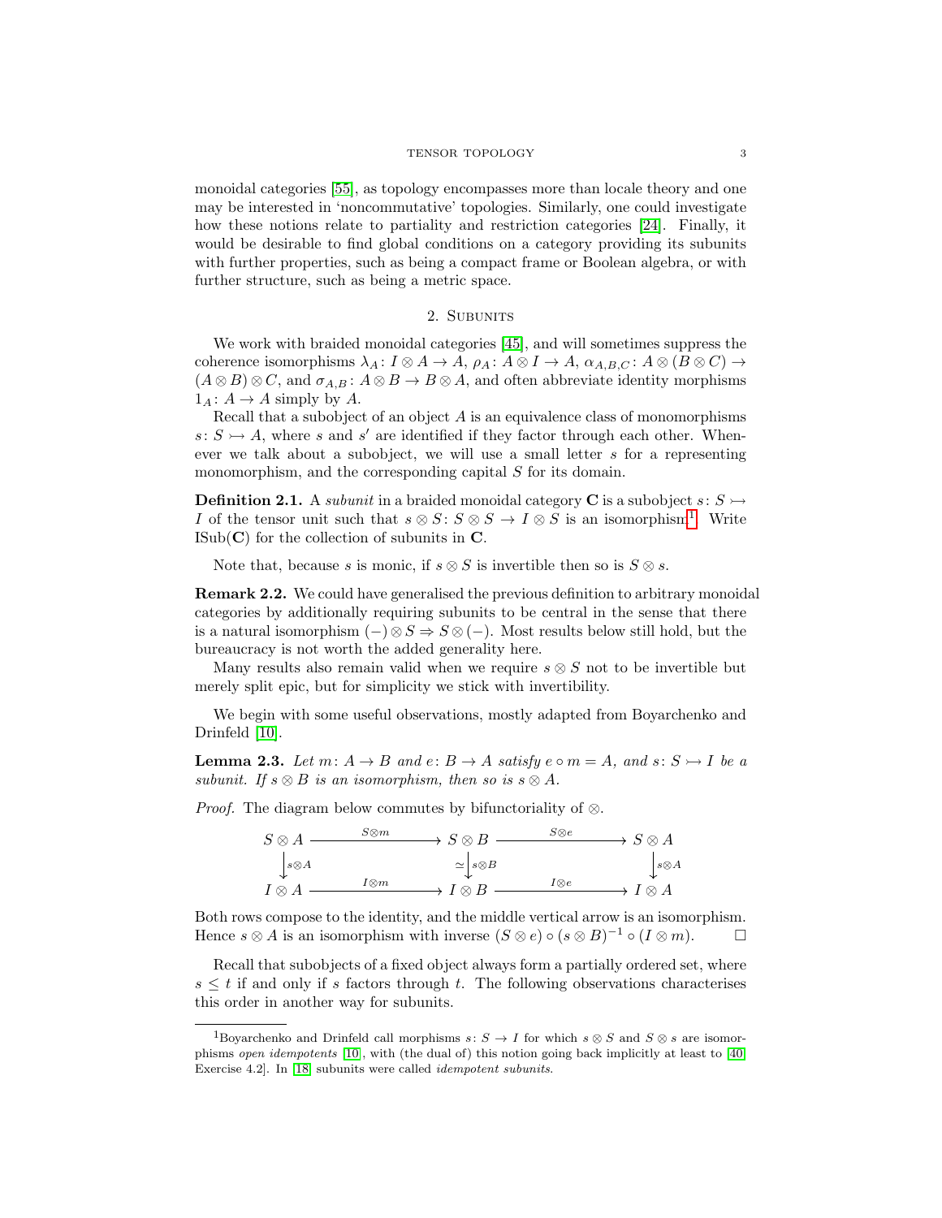monoidal categories [55], as topology encompasses more than locale theory and one may be interested in 'noncommutative' topologies. Similarly, one could investigate how these notions relate to partiality and restriction categories [24]. Finally, it would be desirable to find global conditions on a category providing its subunits with further properties, such as being a compact frame or Boolean algebra, or with further structure, such as being a metric space.

## 2. Subunits

We work with braided monoidal categories [45], and will sometimes suppress the coherence isomorphisms $\lambda_A \colon I \otimes A \to A$, $\rho_A \colon A \otimes I \to A$, $\alpha_{A,B,C} \colon A \otimes (B \otimes C) \to (A \otimes B) \otimes C$, and $\sigma_{A,B} \colon A \otimes B \to B \otimes A$, and often abbreviate identity morphisms $1_A \colon A \to A$ simply by $A$.

Recall that a subobject of an object $A$ is an equivalence class of monomorphisms $s \colon S \rightarrowtail A$, where $s$ and $s'$ are identified if they factor through each other. Whenever we talk about a subobject, we will use a small letter $s$ for a representing monomorphism, and the corresponding capital $S$ for its domain.

**Definition 2.1.** A *subunit* in a braided monoidal category $\mathbf{C}$ is a subobject $s \colon S \rightarrowtail I$ of the tensor unit such that $s \otimes S \colon S \otimes S \to I \otimes S$ is an isomorphism[1]. Write $\mathrm{ISub}(\mathbf{C})$ for the collection of subunits in $\mathbf{C}$.

Note that, because $s$ is monic, if $s \otimes S$ is invertible then so is $S \otimes s$.

**Remark 2.2.** We could have generalised the previous definition to arbitrary monoidal categories by additionally requiring subunits to be central in the sense that there is a natural isomorphism $(-) \otimes S \Rightarrow S \otimes (-)$. Most results below still hold, but the bureaucracy is not worth the added generality here.

Many results also remain valid when we require $s \otimes S$ not to be invertible but merely split epic, but for simplicity we stick with invertibility.

We begin with some useful observations, mostly adapted from Boyarchenko and Drinfeld [10].

**Lemma 2.3.** *Let $m \colon A \to B$ and $e \colon B \to A$ satisfy $e \circ m = A$, and $s \colon S \rightarrowtail I$ be a subunit. If $s \otimes B$ is an isomorphism, then so is $s \otimes A$.*

*Proof.* The diagram below commutes by bifunctoriality of $\otimes$.

$$\begin{array}{ccccc}
S \otimes A & \xrightarrow{S \otimes m} & S \otimes B & \xrightarrow{S \otimes e} & S \otimes A \\
\downarrow{\scriptstyle s \otimes A} & & \simeq \downarrow{\scriptstyle s \otimes B} & & \downarrow{\scriptstyle s \otimes A} \\
I \otimes A & \xrightarrow{I \otimes m} & I \otimes B & \xrightarrow{I \otimes e} & I \otimes A
\end{array}$$

Both rows compose to the identity, and the middle vertical arrow is an isomorphism. Hence $s \otimes A$ is an isomorphism with inverse $(S \otimes e) \circ (s \otimes B)^{-1} \circ (I \otimes m)$. $\square$

Recall that subobjects of a fixed object always form a partially ordered set, where $s \leq t$ if and only if $s$ factors through $t$. The following observations characterises this order in another way for subunits.

[1] Boyarchenko and Drinfeld call morphisms $s \colon S \to I$ for which $s \otimes S$ and $S \otimes s$ are isomorphisms *open idempotents* [10], with (the dual of) this notion going back implicitly at least to [40, Exercise 4.2]. In [18] subunits were called *idempotent subunits*.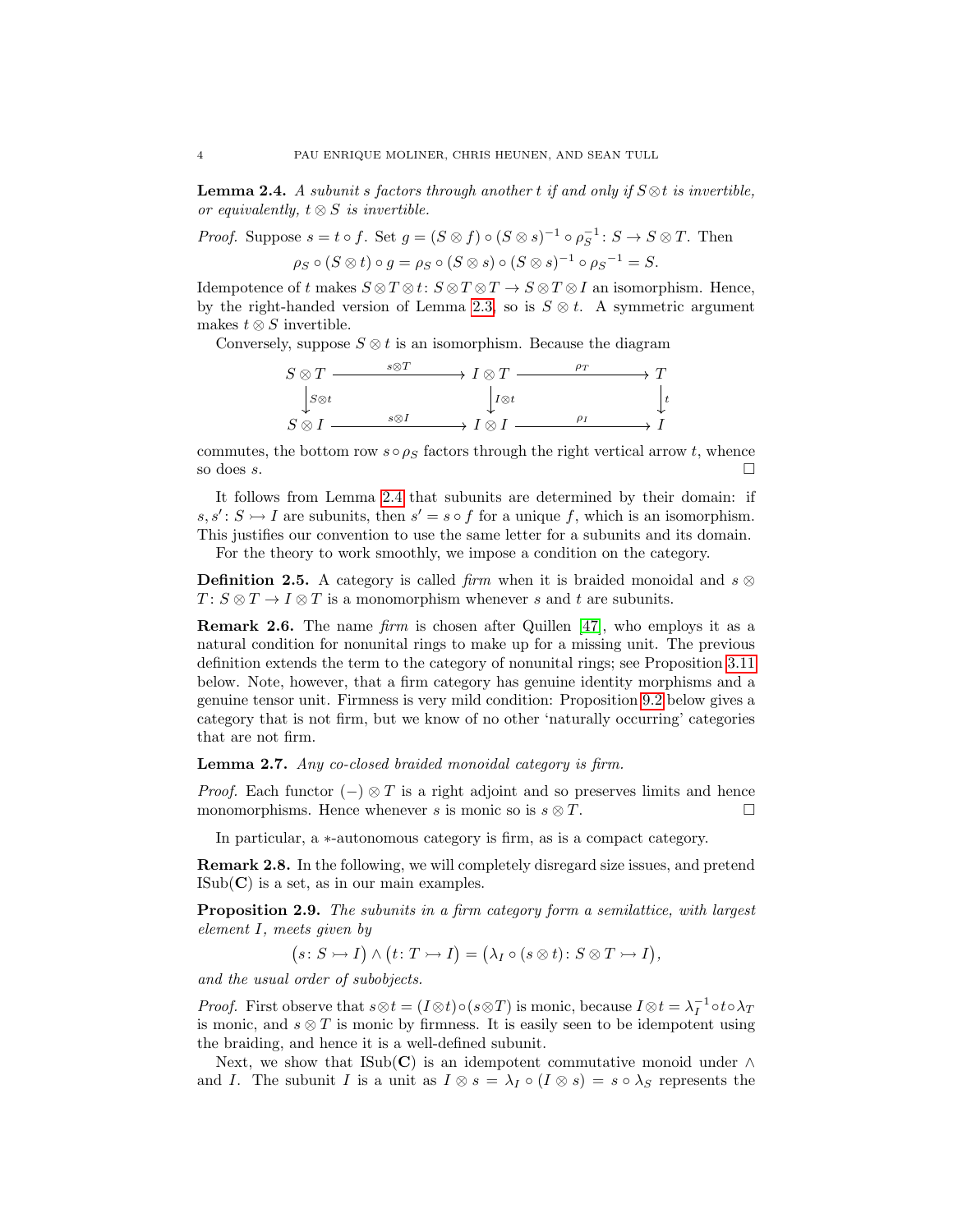**Lemma 2.4.** *A subunit $s$ factors through another $t$ if and only if $S \otimes t$ is invertible, or equivalently, $t \otimes S$ is invertible.*

*Proof.* Suppose $s = t \circ f$. Set $g = (S \otimes f) \circ (S \otimes s)^{-1} \circ \rho_S^{-1} \colon S \to S \otimes T$. Then

$$\rho_S \circ (S \otimes t) \circ g = \rho_S \circ (S \otimes s) \circ (S \otimes s)^{-1} \circ {\rho_S}^{-1} = S.$$

Idempotence of $t$ makes $S \otimes T \otimes t \colon S \otimes T \otimes T \to S \otimes T \otimes I$ an isomorphism. Hence, by the right-handed version of Lemma 2.3, so is $S \otimes t$. A symmetric argument makes $t \otimes S$ invertible.

Conversely, suppose $S \otimes t$ is an isomorphism. Because the diagram

$$\begin{array}{ccccc}
S \otimes T & \xrightarrow{\;s \otimes T\;} & I \otimes T & \xrightarrow{\;\rho_T\;} & T \\
\downarrow{\scriptstyle S \otimes t} & & \downarrow{\scriptstyle I \otimes t} & & \downarrow{\scriptstyle t} \\
S \otimes I & \xrightarrow{\;s \otimes I\;} & I \otimes I & \xrightarrow{\;\rho_I\;} & I
\end{array}$$

commutes, the bottom row $s \circ \rho_S$ factors through the right vertical arrow $t$, whence so does $s$. $\square$

It follows from Lemma 2.4 that subunits are determined by their domain: if $s, s' \colon S \rightarrowtail I$ are subunits, then $s' = s \circ f$ for a unique $f$, which is an isomorphism. This justifies our convention to use the same letter for a subunits and its domain.

For the theory to work smoothly, we impose a condition on the category.

**Definition 2.5.** A category is called *firm* when it is braided monoidal and $s \otimes T \colon S \otimes T \to I \otimes T$ is a monomorphism whenever $s$ and $t$ are subunits.

**Remark 2.6.** The name *firm* is chosen after Quillen [47], who employs it as a natural condition for nonunital rings to make up for a missing unit. The previous definition extends the term to the category of nonunital rings; see Proposition 3.11 below. Note, however, that a firm category has genuine identity morphisms and a genuine tensor unit. Firmness is very mild condition: Proposition 9.2 below gives a category that is not firm, but we know of no other 'naturally occurring' categories that are not firm.

**Lemma 2.7.** *Any co-closed braided monoidal category is firm.*

*Proof.* Each functor $(-) \otimes T$ is a right adjoint and so preserves limits and hence monomorphisms. Hence whenever $s$ is monic so is $s \otimes T$. $\square$

In particular, a $*$-autonomous category is firm, as is a compact category.

**Remark 2.8.** In the following, we will completely disregard size issues, and pretend $\mathrm{ISub}(\mathbf{C})$ is a set, as in our main examples.

**Proposition 2.9.** *The subunits in a firm category form a semilattice, with largest element $I$, meets given by*

$$\big(s \colon S \rightarrowtail I\big) \wedge \big(t \colon T \rightarrowtail I\big) = \big(\lambda_I \circ (s \otimes t) \colon S \otimes T \rightarrowtail I\big),$$

*and the usual order of subobjects.*

*Proof.* First observe that $s \otimes t = (I \otimes t) \circ (s \otimes T)$ is monic, because $I \otimes t = \lambda_I^{-1} \circ t \circ \lambda_T$ is monic, and $s \otimes T$ is monic by firmness. It is easily seen to be idempotent using the braiding, and hence it is a well-defined subunit.

Next, we show that $\mathrm{ISub}(\mathbf{C})$ is an idempotent commutative monoid under $\wedge$ and $I$. The subunit $I$ is a unit as $I \otimes s = \lambda_I \circ (I \otimes s) = s \circ \lambda_S$ represents the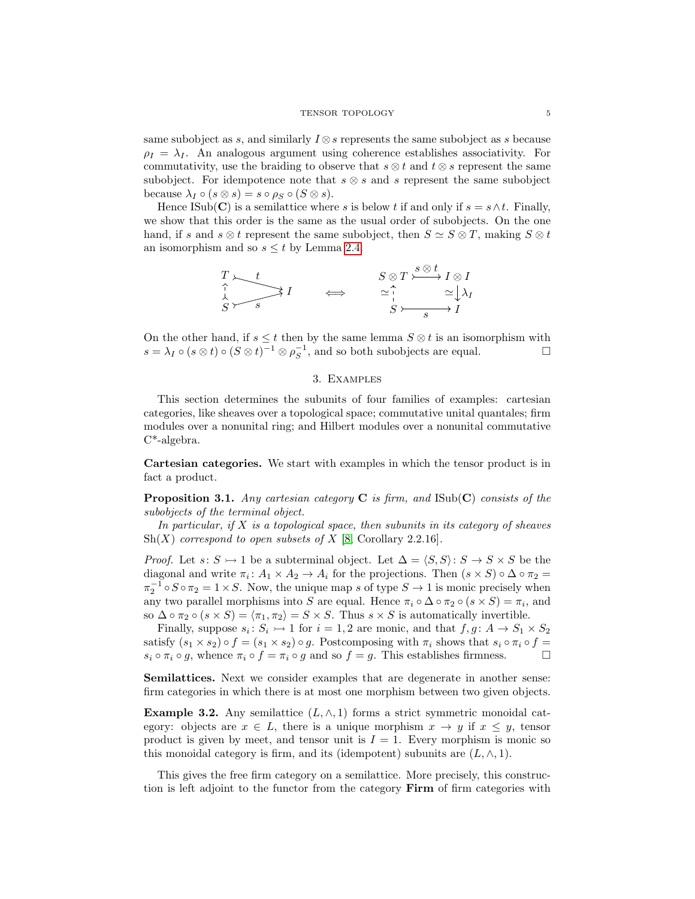same subobject as $s$, and similarly $I \otimes s$ represents the same subobject as $s$ because $\rho_I = \lambda_I$. An analogous argument using coherence establishes associativity. For commutativity, use the braiding to observe that $s \otimes t$ and $t \otimes s$ represent the same subobject. For idempotence note that $s \otimes s$ and $s$ represent the same subobject because $\lambda_I \circ (s \otimes s) = s \circ \rho_S \circ (S \otimes s)$.

Hence $\mathrm{ISub}(\mathbf{C})$ is a semilattice where $s$ is below $t$ if and only if $s = s \wedge t$. Finally, we show that this order is the same as the usual order of subobjects. On the one hand, if $s$ and $s \otimes t$ represent the same subobject, then $S \simeq S \otimes T$, making $S \otimes t$ an isomorphism and so $s \leq t$ by Lemma 2.4.

$$
\begin{array}{ccc}
T \overset{t}{\rightarrowtail} I, \quad S \rightarrowtail T, \quad S \overset{s}{\rightarrowtail} I & \iff & \begin{array}{ccc} S \otimes T & \overset{s \otimes t}{\rightarrowtail} & I \otimes I \\ \simeq \uparrow & & \simeq \downarrow \lambda_I \\ S & \underset{s}{\rightarrowtail} & I \end{array}
\end{array}
$$

On the other hand, if $s \leq t$ then by the same lemma $S \otimes t$ is an isomorphism with $s = \lambda_I \circ (s \otimes t) \circ (S \otimes t)^{-1} \otimes \rho_S^{-1}$, and so both subobjects are equal. □

## 3. Examples

This section determines the subunits of four families of examples: cartesian categories, like sheaves over a topological space; commutative unital quantales; firm modules over a nonunital ring; and Hilbert modules over a nonunital commutative C*-algebra.

**Cartesian categories.** We start with examples in which the tensor product is in fact a product.

**Proposition 3.1.** *Any cartesian category $\mathbf{C}$ is firm, and $\mathrm{ISub}(\mathbf{C})$ consists of the subobjects of the terminal object.*

*In particular, if $X$ is a topological space, then subunits in its category of sheaves $\mathrm{Sh}(X)$ correspond to open subsets of $X$ [8, Corollary 2.2.16].*

*Proof.* Let $s \colon S \rightarrowtail 1$ be a subterminal object. Let $\Delta = \langle S, S \rangle \colon S \to S \times S$ be the diagonal and write $\pi_i \colon A_1 \times A_2 \to A_i$ for the projections. Then $(s \times S) \circ \Delta \circ \pi_2 = \pi_2^{-1} \circ S \circ \pi_2 = 1 \times S$. Now, the unique map $s$ of type $S \to 1$ is monic precisely when any two parallel morphisms into $S$ are equal. Hence $\pi_i \circ \Delta \circ \pi_2 \circ (s \times S) = \pi_i$, and so $\Delta \circ \pi_2 \circ (s \times S) = \langle \pi_1, \pi_2 \rangle = S \times S$. Thus $s \times S$ is automatically invertible.

Finally, suppose $s_i \colon S_i \rightarrowtail 1$ for $i = 1, 2$ are monic, and that $f, g \colon A \to S_1 \times S_2$ satisfy $(s_1 \times s_2) \circ f = (s_1 \times s_2) \circ g$. Postcomposing with $\pi_i$ shows that $s_i \circ \pi_i \circ f = s_i \circ \pi_i \circ g$, whence $\pi_i \circ f = \pi_i \circ g$ and so $f = g$. This establishes firmness. □

**Semilattices.** Next we consider examples that are degenerate in another sense: firm categories in which there is at most one morphism between two given objects.

**Example 3.2.** Any semilattice $(L, \wedge, 1)$ forms a strict symmetric monoidal category: objects are $x \in L$, there is a unique morphism $x \to y$ if $x \leq y$, tensor product is given by meet, and tensor unit is $I = 1$. Every morphism is monic so this monoidal category is firm, and its (idempotent) subunits are $(L, \wedge, 1)$.

This gives the free firm category on a semilattice. More precisely, this construction is left adjoint to the functor from the category **Firm** of firm categories with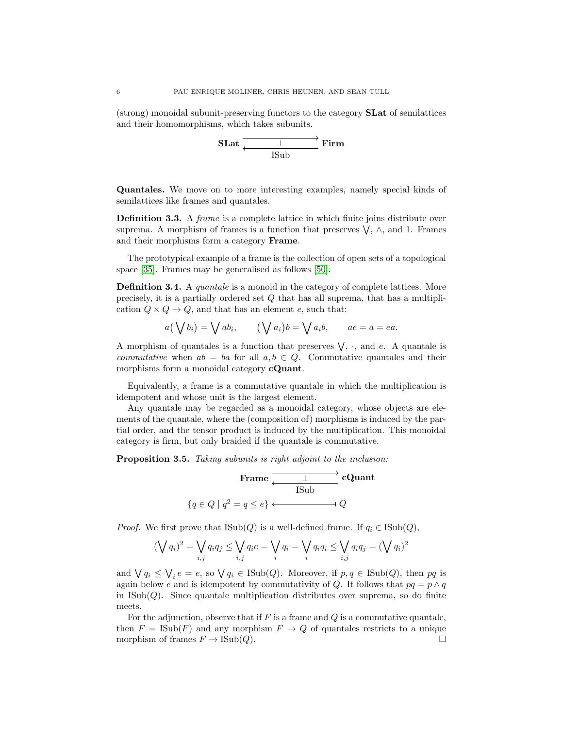(strong) monoidal subunit-preserving functors to the category **SLat** of semilattices and their homomorphisms, which takes subunits.

$$\mathbf{SLat} \underset{\text{ISub}}{\overset{\longrightarrow}{\underset{\longleftarrow}{\perp}}} \mathbf{Firm}$$

**Quantales.** We move on to more interesting examples, namely special kinds of semilattices like frames and quantales.

**Definition 3.3.** A *frame* is a complete lattice in which finite joins distribute over suprema. A morphism of frames is a function that preserves $\bigvee$, $\wedge$, and 1. Frames and their morphisms form a category **Frame**.

The prototypical example of a frame is the collection of open sets of a topological space [35]. Frames may be generalised as follows [50].

**Definition 3.4.** A *quantale* is a monoid in the category of complete lattices. More precisely, it is a partially ordered set $Q$ that has all suprema, that has a multiplication $Q \times Q \to Q$, and that has an element $e$, such that:

$$a\big(\bigvee b_i\big) = \bigvee ab_i, \qquad \big(\bigvee a_i\big)b = \bigvee a_i b, \qquad ae = a = ea.$$

A morphism of quantales is a function that preserves $\bigvee$, $\cdot$, and $e$. A quantale is *commutative* when $ab = ba$ for all $a, b \in Q$. Commutative quantales and their morphisms form a monoidal category **cQuant**.

Equivalently, a frame is a commutative quantale in which the multiplication is idempotent and whose unit is the largest element.

Any quantale may be regarded as a monoidal category, whose objects are elements of the quantale, where the (composition of) morphisms is induced by the partial order, and the tensor product is induced by the multiplication. This monoidal category is firm, but only braided if the quantale is commutative.

**Proposition 3.5.** *Taking subunits is right adjoint to the inclusion:*

$$\mathbf{Frame} \underset{\text{ISub}}{\overset{\longrightarrow}{\underset{\longleftarrow}{\perp}}} \mathbf{cQuant}$$

$$\{q \in Q \mid q^2 = q \leq e\} \longleftarrow\!\shortmid\; Q$$

*Proof.* We first prove that $\text{ISub}(Q)$ is a well-defined frame. If $q_i \in \text{ISub}(Q)$,

$$\big(\bigvee q_i\big)^2 = \bigvee_{i,j} q_i q_j \leq \bigvee_{i,j} q_i e = \bigvee_i q_i = \bigvee_i q_i q_i \leq \bigvee_{i,j} q_i q_j = \big(\bigvee q_i\big)^2$$

and $\bigvee q_i \leq \bigvee_i e = e$, so $\bigvee q_i \in \text{ISub}(Q)$. Moreover, if $p, q \in \text{ISub}(Q)$, then $pq$ is again below $e$ and is idempotent by commutativity of $Q$. It follows that $pq = p \wedge q$ in $\text{ISub}(Q)$. Since quantale multiplication distributes over suprema, so do finite meets.

For the adjunction, observe that if $F$ is a frame and $Q$ is a commutative quantale, then $F = \text{ISub}(F)$ and any morphism $F \to Q$ of quantales restricts to a unique morphism of frames $F \to \text{ISub}(Q)$. $\square$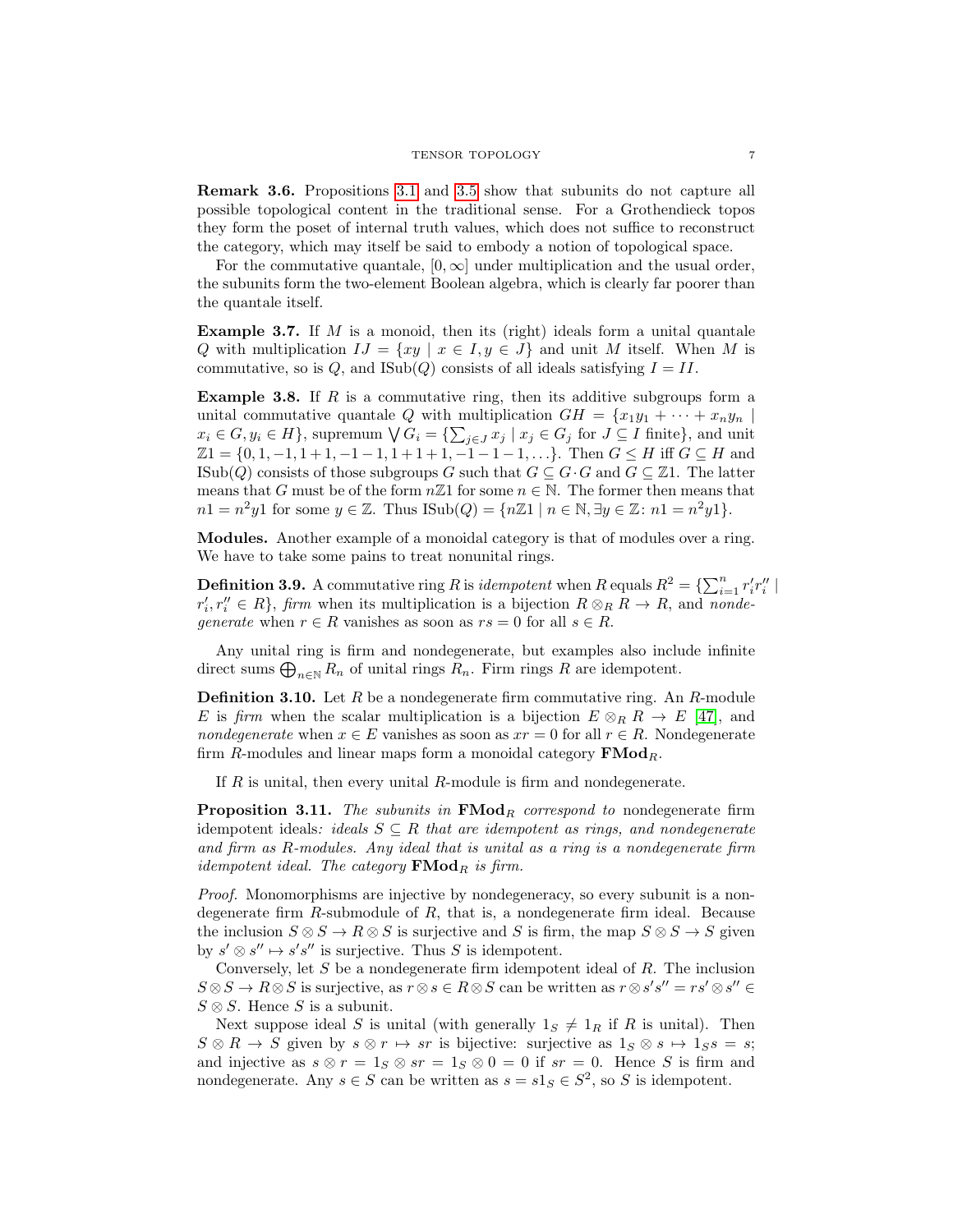**Remark 3.6.** Propositions 3.1 and 3.5 show that subunits do not capture all possible topological content in the traditional sense. For a Grothendieck topos they form the poset of internal truth values, which does not suffice to reconstruct the category, which may itself be said to embody a notion of topological space.

For the commutative quantale, $[0, \infty]$ under multiplication and the usual order, the subunits form the two-element Boolean algebra, which is clearly far poorer than the quantale itself.

**Example 3.7.** If $M$ is a monoid, then its (right) ideals form a unital quantale $Q$ with multiplication $IJ = \{xy \mid x \in I, y \in J\}$ and unit $M$ itself. When $M$ is commutative, so is $Q$, and $\mathrm{ISub}(Q)$ consists of all ideals satisfying $I = II$.

**Example 3.8.** If $R$ is a commutative ring, then its additive subgroups form a unital commutative quantale $Q$ with multiplication $GH = \{x_1y_1 + \cdots + x_ny_n \mid x_i \in G, y_i \in H\}$, supremum $\bigvee G_i = \{\sum_{j \in J} x_j \mid x_j \in G_j \text{ for } J \subseteq I \text{ finite}\}$, and unit $\mathbb{Z}1 = \{0, 1, -1, 1+1, -1-1, 1+1+1, -1-1-1, \ldots\}$. Then $G \leq H$ iff $G \subseteq H$ and $\mathrm{ISub}(Q)$ consists of those subgroups $G$ such that $G \subseteq G \cdot G$ and $G \subseteq \mathbb{Z}1$. The latter means that $G$ must be of the form $n\mathbb{Z}1$ for some $n \in \mathbb{N}$. The former then means that $n1 = n^2y1$ for some $y \in \mathbb{Z}$. Thus $\mathrm{ISub}(Q) = \{n\mathbb{Z}1 \mid n \in \mathbb{N}, \exists y \in \mathbb{Z}\colon n1 = n^2y1\}$.

**Modules.** Another example of a monoidal category is that of modules over a ring. We have to take some pains to treat nonunital rings.

**Definition 3.9.** A commutative ring $R$ is *idempotent* when $R$ equals $R^2 = \{\sum_{i=1}^n r_i' r_i'' \mid r_i', r_i'' \in R\}$, *firm* when its multiplication is a bijection $R \otimes_R R \to R$, and *nondegenerate* when $r \in R$ vanishes as soon as $rs = 0$ for all $s \in R$.

Any unital ring is firm and nondegenerate, but examples also include infinite direct sums $\bigoplus_{n \in \mathbb{N}} R_n$ of unital rings $R_n$. Firm rings $R$ are idempotent.

**Definition 3.10.** Let $R$ be a nondegenerate firm commutative ring. An $R$-module $E$ is *firm* when the scalar multiplication is a bijection $E \otimes_R R \to E$ [47], and *nondegenerate* when $x \in E$ vanishes as soon as $xr = 0$ for all $r \in R$. Nondegenerate firm $R$-modules and linear maps form a monoidal category $\mathbf{FMod}_R$.

If $R$ is unital, then every unital $R$-module is firm and nondegenerate.

**Proposition 3.11.** *The subunits in $\mathbf{FMod}_R$ correspond to* nondegenerate firm idempotent ideals*: ideals $S \subseteq R$ that are idempotent as rings, and nondegenerate and firm as $R$-modules. Any ideal that is unital as a ring is a nondegenerate firm idempotent ideal. The category $\mathbf{FMod}_R$ is firm.*

*Proof.* Monomorphisms are injective by nondegeneracy, so every subunit is a nondegenerate firm $R$-submodule of $R$, that is, a nondegenerate firm ideal. Because the inclusion $S \otimes S \to R \otimes S$ is surjective and $S$ is firm, the map $S \otimes S \to S$ given by $s' \otimes s'' \mapsto s's''$ is surjective. Thus $S$ is idempotent.

Conversely, let $S$ be a nondegenerate firm idempotent ideal of $R$. The inclusion $S \otimes S \to R \otimes S$ is surjective, as $r \otimes s \in R \otimes S$ can be written as $r \otimes s's'' = rs' \otimes s'' \in S \otimes S$. Hence $S$ is a subunit.

Next suppose ideal $S$ is unital (with generally $1_S \neq 1_R$ if $R$ is unital). Then $S \otimes R \to S$ given by $s \otimes r \mapsto sr$ is bijective: surjective as $1_S \otimes s \mapsto 1_S s = s$; and injective as $s \otimes r = 1_S \otimes sr = 1_S \otimes 0 = 0$ if $sr = 0$. Hence $S$ is firm and nondegenerate. Any $s \in S$ can be written as $s = s1_S \in S^2$, so $S$ is idempotent.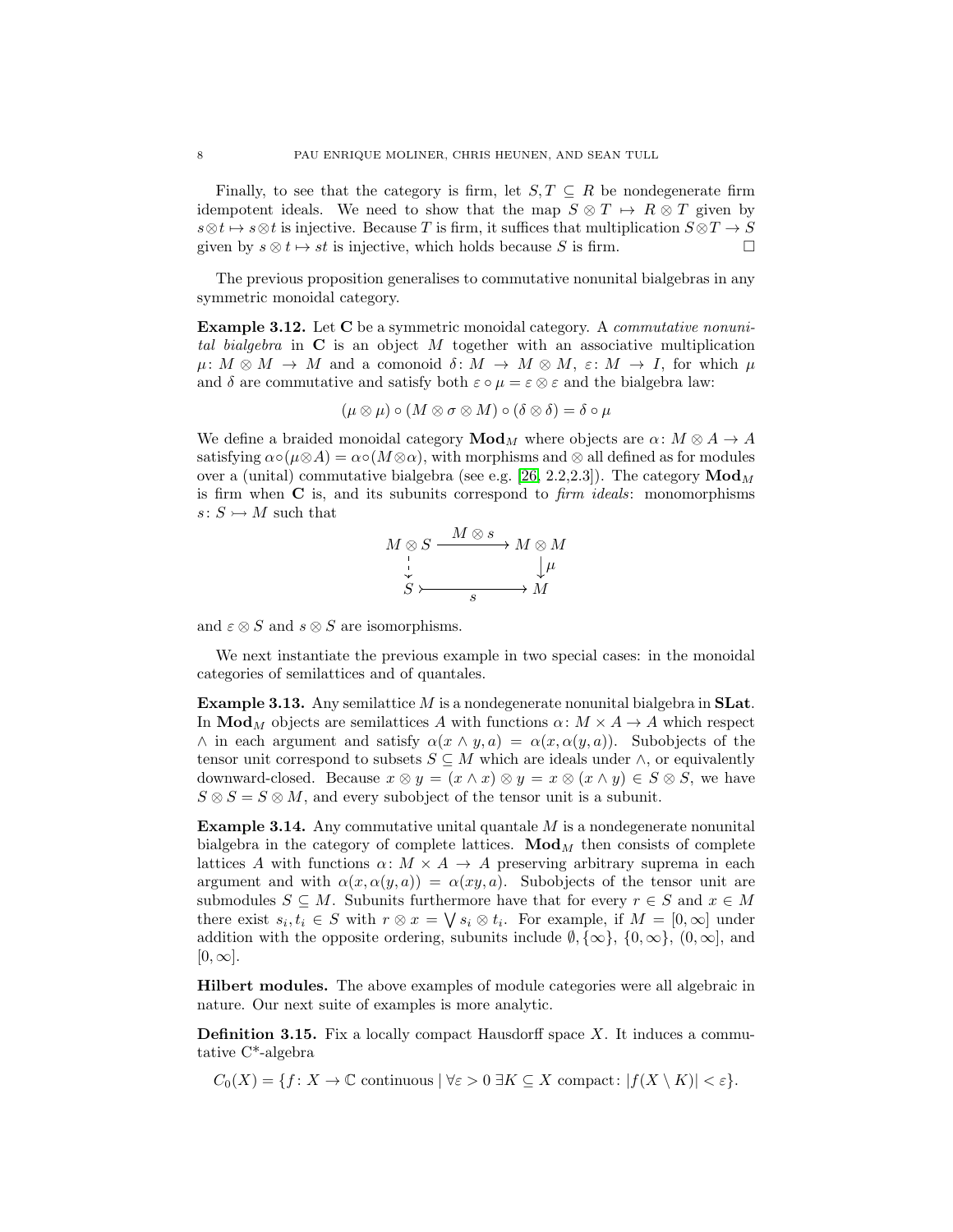Finally, to see that the category is firm, let $S, T \subseteq R$ be nondegenerate firm idempotent ideals. We need to show that the map $S \otimes T \rightarrowtail R \otimes T$ given by $s \otimes t \mapsto s \otimes t$ is injective. Because $T$ is firm, it suffices that multiplication $S \otimes T \to S$ given by $s \otimes t \mapsto st$ is injective, which holds because $S$ is firm. $\square$

The previous proposition generalises to commutative nonunital bialgebras in any symmetric monoidal category.

**Example 3.12.** Let $\mathbf{C}$ be a symmetric monoidal category. A *commutative nonunital bialgebra* in $\mathbf{C}$ is an object $M$ together with an associative multiplication $\mu \colon M \otimes M \to M$ and a comonoid $\delta \colon M \to M \otimes M$, $\varepsilon \colon M \to I$, for which $\mu$ and $\delta$ are commutative and satisfy both $\varepsilon \circ \mu = \varepsilon \otimes \varepsilon$ and the bialgebra law:

$$(\mu \otimes \mu) \circ (M \otimes \sigma \otimes M) \circ (\delta \otimes \delta) = \delta \circ \mu$$

We define a braided monoidal category $\mathbf{Mod}_M$ where objects are $\alpha \colon M \otimes A \to A$ satisfying $\alpha \circ (\mu \otimes A) = \alpha \circ (M \otimes \alpha)$, with morphisms and $\otimes$ all defined as for modules over a (unital) commutative bialgebra (see e.g. [26, 2.2,2.3]). The category $\mathbf{Mod}_M$ is firm when $\mathbf{C}$ is, and its subunits correspond to *firm ideals*: monomorphisms $s \colon S \rightarrowtail M$ such that

$$\begin{array}{ccc}
M \otimes S & \xrightarrow{M \otimes s} & M \otimes M \\
\downarrow & & \downarrow \mu \\
S & \xrightarrow[s]{} & M
\end{array}$$

and $\varepsilon \otimes S$ and $s \otimes S$ are isomorphisms.

We next instantiate the previous example in two special cases: in the monoidal categories of semilattices and of quantales.

**Example 3.13.** Any semilattice $M$ is a nondegenerate nonunital bialgebra in $\mathbf{SLat}$. In $\mathbf{Mod}_M$ objects are semilattices $A$ with functions $\alpha \colon M \times A \to A$ which respect $\wedge$ in each argument and satisfy $\alpha(x \wedge y, a) = \alpha(x, \alpha(y, a))$. Subobjects of the tensor unit correspond to subsets $S \subseteq M$ which are ideals under $\wedge$, or equivalently downward-closed. Because $x \otimes y = (x \wedge x) \otimes y = x \otimes (x \wedge y) \in S \otimes S$, we have $S \otimes S = S \otimes M$, and every subobject of the tensor unit is a subunit.

**Example 3.14.** Any commutative unital quantale $M$ is a nondegenerate nonunital bialgebra in the category of complete lattices. $\mathbf{Mod}_M$ then consists of complete lattices $A$ with functions $\alpha \colon M \times A \to A$ preserving arbitrary suprema in each argument and with $\alpha(x, \alpha(y, a)) = \alpha(xy, a)$. Subobjects of the tensor unit are submodules $S \subseteq M$. Subunits furthermore have that for every $r \in S$ and $x \in M$ there exist $s_i, t_i \in S$ with $r \otimes x = \bigvee s_i \otimes t_i$. For example, if $M = [0, \infty]$ under addition with the opposite ordering, subunits include $\emptyset, \{\infty\}, \{0, \infty\}, (0, \infty]$, and $[0, \infty]$.

**Hilbert modules.** The above examples of module categories were all algebraic in nature. Our next suite of examples is more analytic.

**Definition 3.15.** Fix a locally compact Hausdorff space $X$. It induces a commutative C*-algebra

$$C_0(X) = \{f \colon X \to \mathbb{C} \text{ continuous} \mid \forall \varepsilon > 0 \; \exists K \subseteq X \text{ compact} \colon |f(X \setminus K)| < \varepsilon\}.$$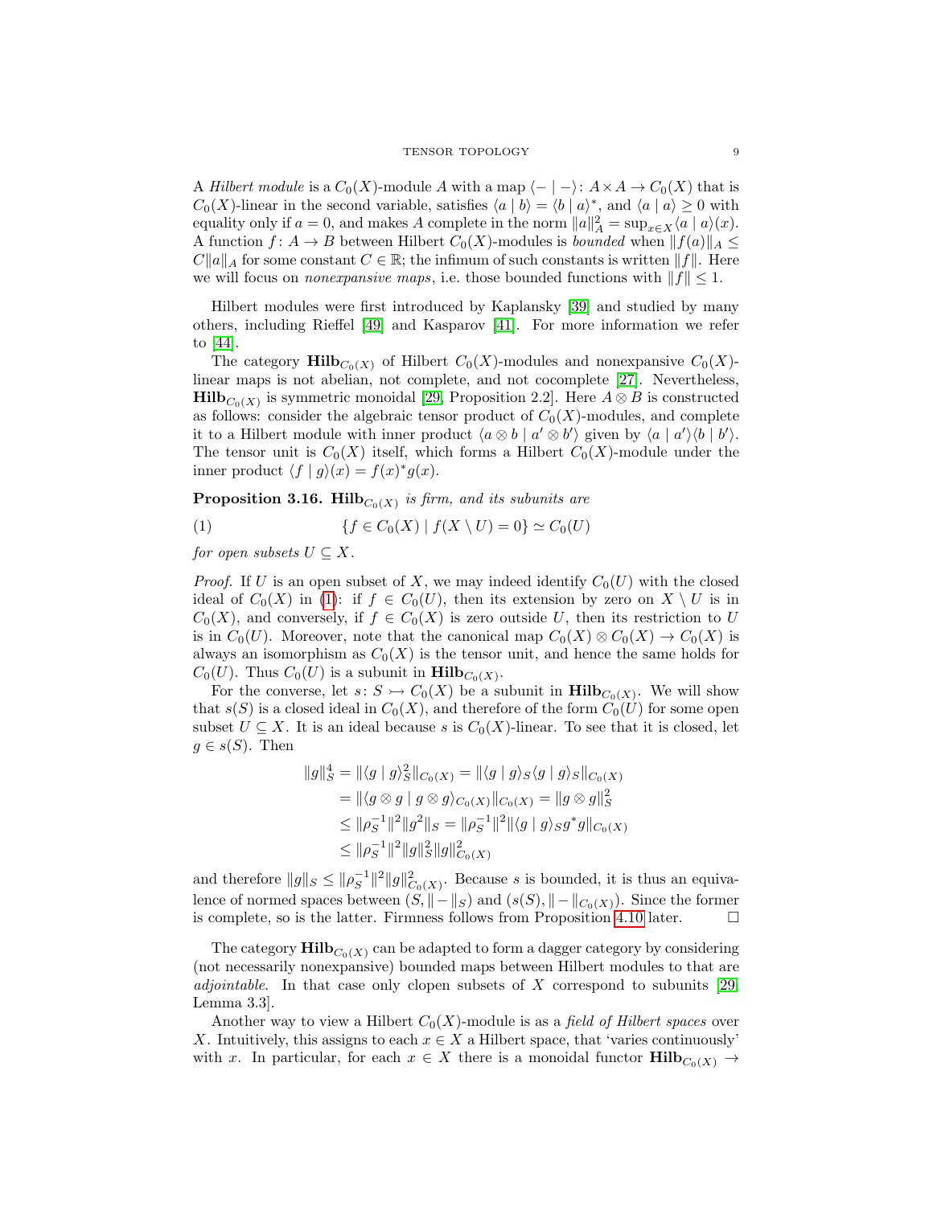A *Hilbert module* is a $C_0(X)$-module $A$ with a map $\langle - \mid - \rangle \colon A \times A \to C_0(X)$ that is $C_0(X)$-linear in the second variable, satisfies $\langle a \mid b \rangle = \langle b \mid a \rangle^*$, and $\langle a \mid a \rangle \geq 0$ with equality only if $a = 0$, and makes $A$ complete in the norm $\|a\|_A^2 = \sup_{x \in X} \langle a \mid a \rangle(x)$. A function $f \colon A \to B$ between Hilbert $C_0(X)$-modules is *bounded* when $\|f(a)\|_A \leq C\|a\|_A$ for some constant $C \in \mathbb{R}$; the infimum of such constants is written $\|f\|$. Here we will focus on *nonexpansive maps*, i.e. those bounded functions with $\|f\| \leq 1$.

Hilbert modules were first introduced by Kaplansky [39] and studied by many others, including Rieffel [49] and Kasparov [41]. For more information we refer to [44].

The category $\mathbf{Hilb}_{C_0(X)}$ of Hilbert $C_0(X)$-modules and nonexpansive $C_0(X)$-linear maps is not abelian, not complete, and not cocomplete [27]. Nevertheless, $\mathbf{Hilb}_{C_0(X)}$ is symmetric monoidal [29, Proposition 2.2]. Here $A \otimes B$ is constructed as follows: consider the algebraic tensor product of $C_0(X)$-modules, and complete it to a Hilbert module with inner product $\langle a \otimes b \mid a' \otimes b' \rangle$ given by $\langle a \mid a' \rangle \langle b \mid b' \rangle$. The tensor unit is $C_0(X)$ itself, which forms a Hilbert $C_0(X)$-module under the inner product $\langle f \mid g \rangle(x) = f(x)^* g(x)$.

**Proposition 3.16.** *$\mathbf{Hilb}_{C_0(X)}$ is firm, and its subunits are*

$$\{f \in C_0(X) \mid f(X \setminus U) = 0\} \simeq C_0(U) \tag{1}$$

*for open subsets $U \subseteq X$.*

*Proof.* If $U$ is an open subset of $X$, we may indeed identify $C_0(U)$ with the closed ideal of $C_0(X)$ in (1): if $f \in C_0(U)$, then its extension by zero on $X \setminus U$ is in $C_0(X)$, and conversely, if $f \in C_0(X)$ is zero outside $U$, then its restriction to $U$ is in $C_0(U)$. Moreover, note that the canonical map $C_0(X) \otimes C_0(X) \to C_0(X)$ is always an isomorphism as $C_0(X)$ is the tensor unit, and hence the same holds for $C_0(U)$. Thus $C_0(U)$ is a subunit in $\mathbf{Hilb}_{C_0(X)}$.

For the converse, let $s \colon S \rightarrowtail C_0(X)$ be a subunit in $\mathbf{Hilb}_{C_0(X)}$. We will show that $s(S)$ is a closed ideal in $C_0(X)$, and therefore of the form $C_0(U)$ for some open subset $U \subseteq X$. It is an ideal because $s$ is $C_0(X)$-linear. To see that it is closed, let $g \in s(S)$. Then

$$\begin{aligned}
\|g\|_S^4 &= \|\langle g \mid g \rangle_S^2\|_{C_0(X)} = \|\langle g \mid g \rangle_S \langle g \mid g \rangle_S\|_{C_0(X)} \\
&= \|\langle g \otimes g \mid g \otimes g \rangle_{C_0(X)}\|_{C_0(X)} = \|g \otimes g\|_S^2 \\
&\leq \|\rho_S^{-1}\|^2 \|g^2\|_S = \|\rho_S^{-1}\|^2 \|\langle g \mid g \rangle_S g^* g\|_{C_0(X)} \\
&\leq \|\rho_S^{-1}\|^2 \|g\|_S^2 \|g\|_{C_0(X)}^2
\end{aligned}$$

and therefore $\|g\|_S \leq \|\rho_S^{-1}\|^2 \|g\|_{C_0(X)}^2$. Because $s$ is bounded, it is thus an equivalence of normed spaces between $(S, \|-\|_S)$ and $(s(S), \|-\|_{C_0(X)})$. Since the former is complete, so is the latter. Firmness follows from Proposition 4.10 later. $\square$

The category $\mathbf{Hilb}_{C_0(X)}$ can be adapted to form a dagger category by considering (not necessarily nonexpansive) bounded maps between Hilbert modules to that are *adjointable*. In that case only clopen subsets of $X$ correspond to subunits [29, Lemma 3.3].

Another way to view a Hilbert $C_0(X)$-module is as a *field of Hilbert spaces* over $X$. Intuitively, this assigns to each $x \in X$ a Hilbert space, that 'varies continuously' with $x$. In particular, for each $x \in X$ there is a monoidal functor $\mathbf{Hilb}_{C_0(X)} \to$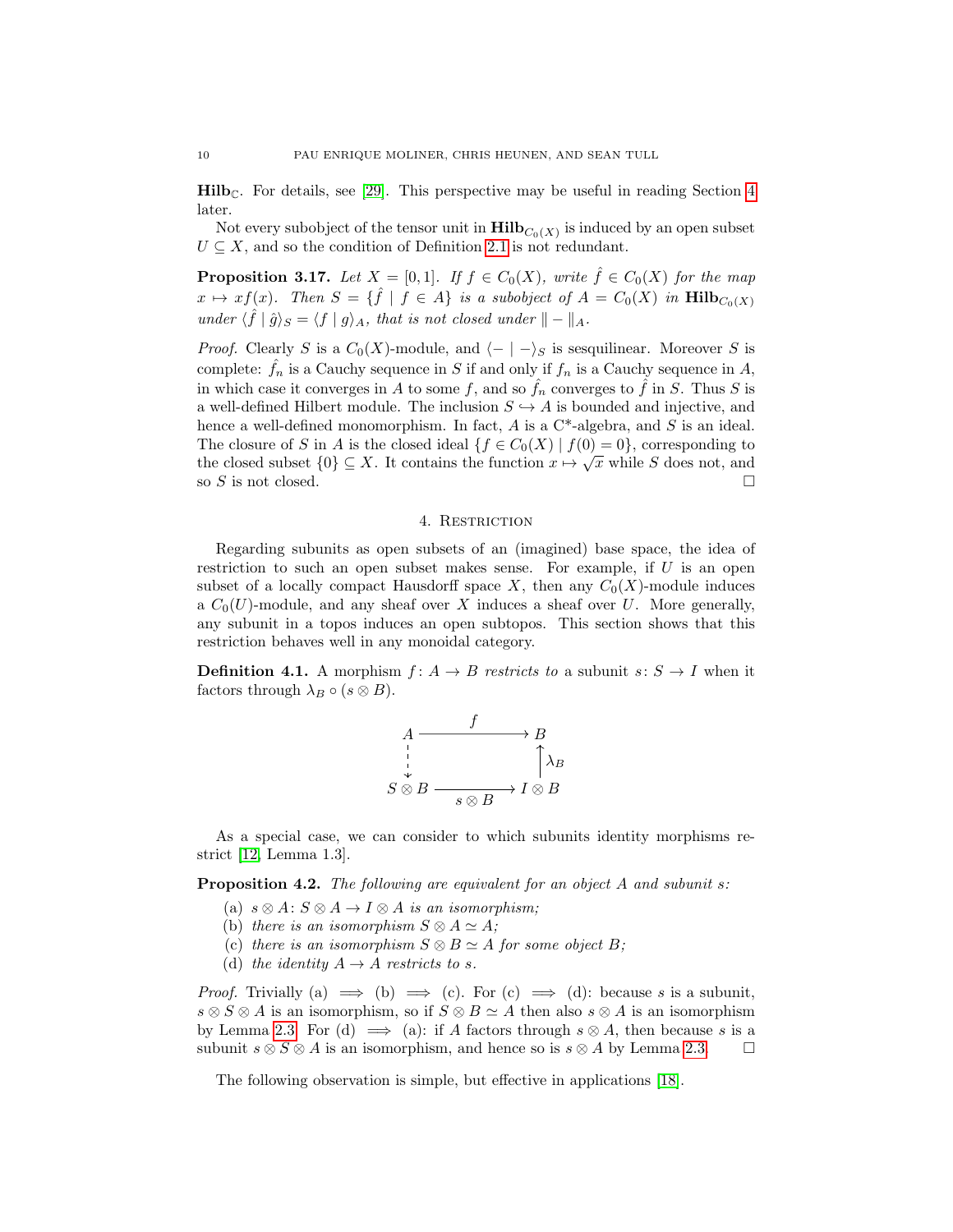$\mathbf{Hilb}_{\mathbb{C}}$. For details, see [29]. This perspective may be useful in reading Section 4 later.

Not every subobject of the tensor unit in $\mathbf{Hilb}_{C_0(X)}$ is induced by an open subset $U \subseteq X$, and so the condition of Definition 2.1 is not redundant.

**Proposition 3.17.** *Let $X = [0, 1]$. If $f \in C_0(X)$, write $\hat{f} \in C_0(X)$ for the map $x \mapsto xf(x)$. Then $S = \{\hat{f} \mid f \in A\}$ is a subobject of $A = C_0(X)$ in $\mathbf{Hilb}_{C_0(X)}$ under $\langle \hat{f} \mid \hat{g} \rangle_S = \langle f \mid g \rangle_A$, that is not closed under $\| - \|_A$.*

*Proof.* Clearly $S$ is a $C_0(X)$-module, and $\langle - \mid - \rangle_S$ is sesquilinear. Moreover $S$ is complete: $\hat{f}_n$ is a Cauchy sequence in $S$ if and only if $f_n$ is a Cauchy sequence in $A$, in which case it converges in $A$ to some $f$, and so $\hat{f}_n$ converges to $\hat{f}$ in $S$. Thus $S$ is a well-defined Hilbert module. The inclusion $S \hookrightarrow A$ is bounded and injective, and hence a well-defined monomorphism. In fact, $A$ is a C\*-algebra, and $S$ is an ideal. The closure of $S$ in $A$ is the closed ideal $\{f \in C_0(X) \mid f(0) = 0\}$, corresponding to the closed subset $\{0\} \subseteq X$. It contains the function $x \mapsto \sqrt{x}$ while $S$ does not, and so $S$ is not closed. □

## 4. Restriction

Regarding subunits as open subsets of an (imagined) base space, the idea of restriction to such an open subset makes sense. For example, if $U$ is an open subset of a locally compact Hausdorff space $X$, then any $C_0(X)$-module induces a $C_0(U)$-module, and any sheaf over $X$ induces a sheaf over $U$. More generally, any subunit in a topos induces an open subtopos. This section shows that this restriction behaves well in any monoidal category.

**Definition 4.1.** A morphism $f\colon A \to B$ *restricts to* a subunit $s\colon S \to I$ when it factors through $\lambda_B \circ (s \otimes B)$.

$$\begin{array}{ccc} A & \xrightarrow{\quad f \quad} & B \\ \downarrow & & \uparrow \lambda_B \\ S \otimes B & \xrightarrow[s \otimes B]{} & I \otimes B \end{array}$$

As a special case, we can consider to which subunits identity morphisms restrict [12, Lemma 1.3].

**Proposition 4.2.** *The following are equivalent for an object $A$ and subunit $s$:*

(a) *$s \otimes A\colon S \otimes A \to I \otimes A$ is an isomorphism;*
(b) *there is an isomorphism $S \otimes A \simeq A$;*
(c) *there is an isomorphism $S \otimes B \simeq A$ for some object $B$;*
(d) *the identity $A \to A$ restricts to $s$.*

*Proof.* Trivially (a) $\implies$ (b) $\implies$ (c). For (c) $\implies$ (d): because $s$ is a subunit, $s \otimes S \otimes A$ is an isomorphism, so if $S \otimes B \simeq A$ then also $s \otimes A$ is an isomorphism by Lemma 2.3. For (d) $\implies$ (a): if $A$ factors through $s \otimes A$, then because $s$ is a subunit $s \otimes S \otimes A$ is an isomorphism, and hence so is $s \otimes A$ by Lemma 2.3. □

The following observation is simple, but effective in applications [18].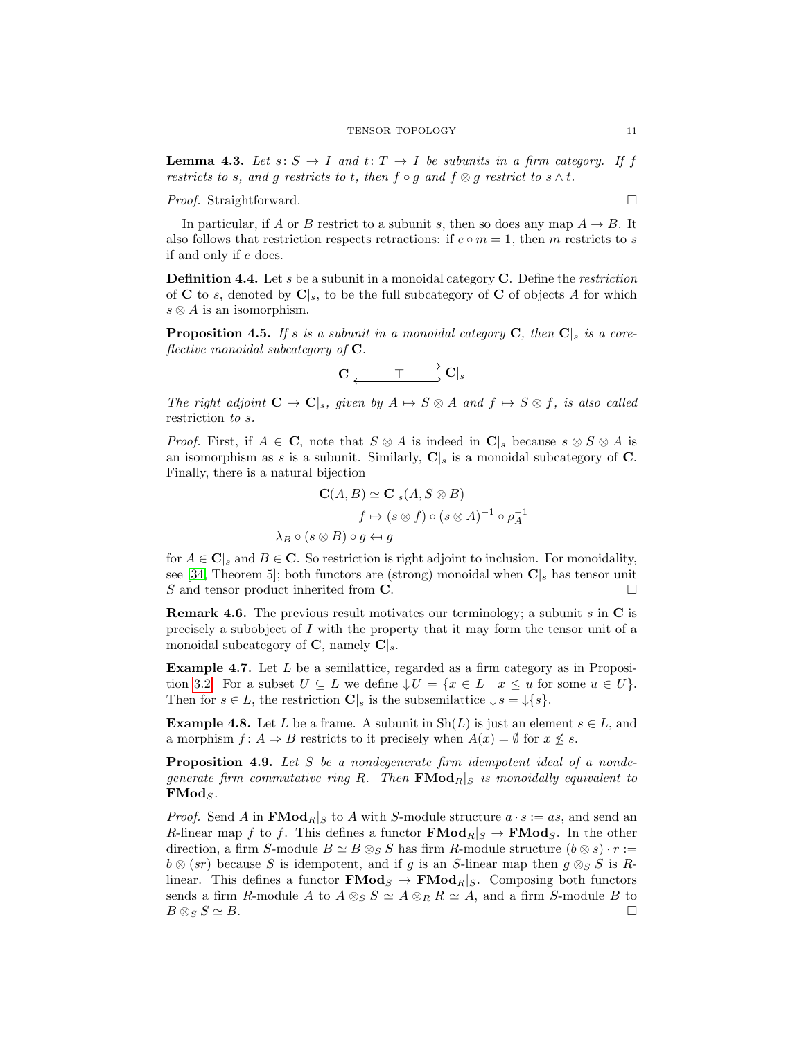**Lemma 4.3.** *Let $s \colon S \to I$ and $t \colon T \to I$ be subunits in a firm category. If $f$ restricts to $s$, and $g$ restricts to $t$, then $f \circ g$ and $f \otimes g$ restrict to $s \wedge t$.*

*Proof.* Straightforward. $\square$

In particular, if $A$ or $B$ restrict to a subunit $s$, then so does any map $A \to B$. It also follows that restriction respects retractions: if $e \circ m = 1$, then $m$ restricts to $s$ if and only if $e$ does.

**Definition 4.4.** Let $s$ be a subunit in a monoidal category $\mathbf{C}$. Define the *restriction* of $\mathbf{C}$ to $s$, denoted by $\mathbf{C}|_s$, to be the full subcategory of $\mathbf{C}$ of objects $A$ for which $s \otimes A$ is an isomorphism.

**Proposition 4.5.** *If $s$ is a subunit in a monoidal category $\mathbf{C}$, then $\mathbf{C}|_s$ is a coreflective monoidal subcategory of $\mathbf{C}$.*

$$\mathbf{C} \underset{\longleftarrow}{\overset{\longrightarrow}{\top}} \mathbf{C}|_s$$

*The right adjoint $\mathbf{C} \to \mathbf{C}|_s$, given by $A \mapsto S \otimes A$ and $f \mapsto S \otimes f$, is also called* restriction *to $s$.*

*Proof.* First, if $A \in \mathbf{C}$, note that $S \otimes A$ is indeed in $\mathbf{C}|_s$ because $s \otimes S \otimes A$ is an isomorphism as $s$ is a subunit. Similarly, $\mathbf{C}|_s$ is a monoidal subcategory of $\mathbf{C}$. Finally, there is a natural bijection

$$\mathbf{C}(A, B) \simeq \mathbf{C}|_s(A, S \otimes B)$$
$$f \mapsto (s \otimes f) \circ (s \otimes A)^{-1} \circ \rho_A^{-1}$$
$$\lambda_B \circ (s \otimes B) \circ g \mapsfrom g$$

for $A \in \mathbf{C}|_s$ and $B \in \mathbf{C}$. So restriction is right adjoint to inclusion. For monoidality, see [34, Theorem 5]; both functors are (strong) monoidal when $\mathbf{C}|_s$ has tensor unit $S$ and tensor product inherited from $\mathbf{C}$. $\square$

**Remark 4.6.** The previous result motivates our terminology; a subunit $s$ in $\mathbf{C}$ is precisely a subobject of $I$ with the property that it may form the tensor unit of a monoidal subcategory of $\mathbf{C}$, namely $\mathbf{C}|_s$.

**Example 4.7.** Let $L$ be a semilattice, regarded as a firm category as in Proposition 3.2. For a subset $U \subseteq L$ we define $\downarrow U = \{x \in L \mid x \leq u \text{ for some } u \in U\}$. Then for $s \in L$, the restriction $\mathbf{C}|_s$ is the subsemilattice $\downarrow s = \downarrow\{s\}$.

**Example 4.8.** Let $L$ be a frame. A subunit in $\mathrm{Sh}(L)$ is just an element $s \in L$, and a morphism $f \colon A \Rightarrow B$ restricts to it precisely when $A(x) = \emptyset$ for $x \not\leq s$.

**Proposition 4.9.** *Let $S$ be a nondegenerate firm idempotent ideal of a nondegenerate firm commutative ring $R$. Then $\mathbf{FMod}_R|_S$ is monoidally equivalent to $\mathbf{FMod}_S$.*

*Proof.* Send $A$ in $\mathbf{FMod}_R|_S$ to $A$ with $S$-module structure $a \cdot s := as$, and send an $R$-linear map $f$ to $f$. This defines a functor $\mathbf{FMod}_R|_S \to \mathbf{FMod}_S$. In the other direction, a firm $S$-module $B \simeq B \otimes_S S$ has firm $R$-module structure $(b \otimes s) \cdot r := b \otimes (sr)$ because $S$ is idempotent, and if $g$ is an $S$-linear map then $g \otimes_S S$ is $R$-linear. This defines a functor $\mathbf{FMod}_S \to \mathbf{FMod}_R|_S$. Composing both functors sends a firm $R$-module $A$ to $A \otimes_S S \simeq A \otimes_R R \simeq A$, and a firm $S$-module $B$ to $B \otimes_S S \simeq B$. $\square$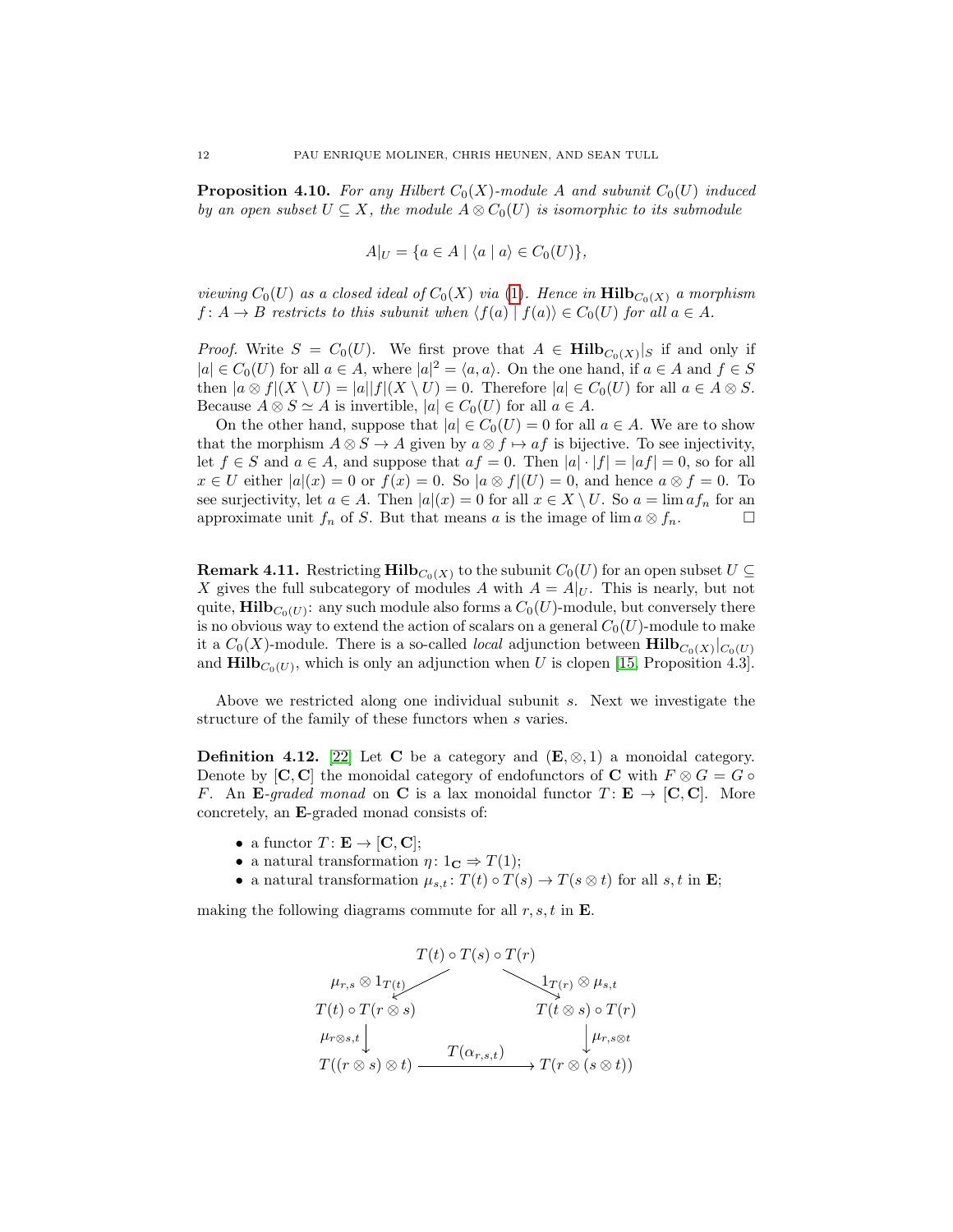**Proposition 4.10.** *For any Hilbert $C_0(X)$-module $A$ and subunit $C_0(U)$ induced by an open subset $U \subseteq X$, the module $A \otimes C_0(U)$ is isomorphic to its submodule*

$$A|_U = \{a \in A \mid \langle a \mid a \rangle \in C_0(U)\},$$

*viewing $C_0(U)$ as a closed ideal of $C_0(X)$ via (1). Hence in $\mathbf{Hilb}_{C_0(X)}$ a morphism $f\colon A \to B$ restricts to this subunit when $\langle f(a) \mid f(a) \rangle \in C_0(U)$ for all $a \in A$.*

*Proof.* Write $S = C_0(U)$. We first prove that $A \in \mathbf{Hilb}_{C_0(X)}|_S$ if and only if $|a| \in C_0(U)$ for all $a \in A$, where $|a|^2 = \langle a, a \rangle$. On the one hand, if $a \in A$ and $f \in S$ then $|a \otimes f|(X \setminus U) = |a||f|(X \setminus U) = 0$. Therefore $|a| \in C_0(U)$ for all $a \in A \otimes S$. Because $A \otimes S \simeq A$ is invertible, $|a| \in C_0(U)$ for all $a \in A$.

On the other hand, suppose that $|a| \in C_0(U) = 0$ for all $a \in A$. We are to show that the morphism $A \otimes S \to A$ given by $a \otimes f \mapsto af$ is bijective. To see injectivity, let $f \in S$ and $a \in A$, and suppose that $af = 0$. Then $|a| \cdot |f| = |af| = 0$, so for all $x \in U$ either $|a|(x) = 0$ or $f(x) = 0$. So $|a \otimes f|(U) = 0$, and hence $a \otimes f = 0$. To see surjectivity, let $a \in A$. Then $|a|(x) = 0$ for all $x \in X \setminus U$. So $a = \lim af_n$ for an approximate unit $f_n$ of $S$. But that means $a$ is the image of $\lim a \otimes f_n$. $\square$

**Remark 4.11.** Restricting $\mathbf{Hilb}_{C_0(X)}$ to the subunit $C_0(U)$ for an open subset $U \subseteq X$ gives the full subcategory of modules $A$ with $A = A|_U$. This is nearly, but not quite, $\mathbf{Hilb}_{C_0(U)}$: any such module also forms a $C_0(U)$-module, but conversely there is no obvious way to extend the action of scalars on a general $C_0(U)$-module to make it a $C_0(X)$-module. There is a so-called *local* adjunction between $\mathbf{Hilb}_{C_0(X)}|_{C_0(U)}$ and $\mathbf{Hilb}_{C_0(U)}$, which is only an adjunction when $U$ is clopen [15, Proposition 4.3].

Above we restricted along one individual subunit $s$. Next we investigate the structure of the family of these functors when $s$ varies.

**Definition 4.12.** [22] Let $\mathbf{C}$ be a category and $(\mathbf{E}, \otimes, 1)$ a monoidal category. Denote by $[\mathbf{C}, \mathbf{C}]$ the monoidal category of endofunctors of $\mathbf{C}$ with $F \otimes G = G \circ F$. An $\mathbf{E}$*-graded monad* on $\mathbf{C}$ is a lax monoidal functor $T\colon \mathbf{E} \to [\mathbf{C}, \mathbf{C}]$. More concretely, an $\mathbf{E}$-graded monad consists of:

- a functor $T\colon \mathbf{E} \to [\mathbf{C}, \mathbf{C}]$;
- a natural transformation $\eta\colon 1_{\mathbf{C}} \Rightarrow T(1)$;
- a natural transformation $\mu_{s,t}\colon T(t) \circ T(s) \to T(s \otimes t)$ for all $s, t$ in $\mathbf{E}$;

making the following diagrams commute for all $r, s, t$ in $\mathbf{E}$.

$$\begin{array}{ccc}
 & T(t) \circ T(s) \circ T(r) & \\
{}^{\mu_{r,s} \otimes 1_{T(t)}} \swarrow & & \searrow {}^{1_{T(r)} \otimes \mu_{s,t}} \\
T(t) \circ T(r \otimes s) & & T(t \otimes s) \circ T(r) \\
{\scriptstyle \mu_{r \otimes s, t}} \downarrow & & \downarrow {\scriptstyle \mu_{r, s \otimes t}} \\
T((r \otimes s) \otimes t) & \xrightarrow{\quad T(\alpha_{r,s,t}) \quad} & T(r \otimes (s \otimes t))
\end{array}$$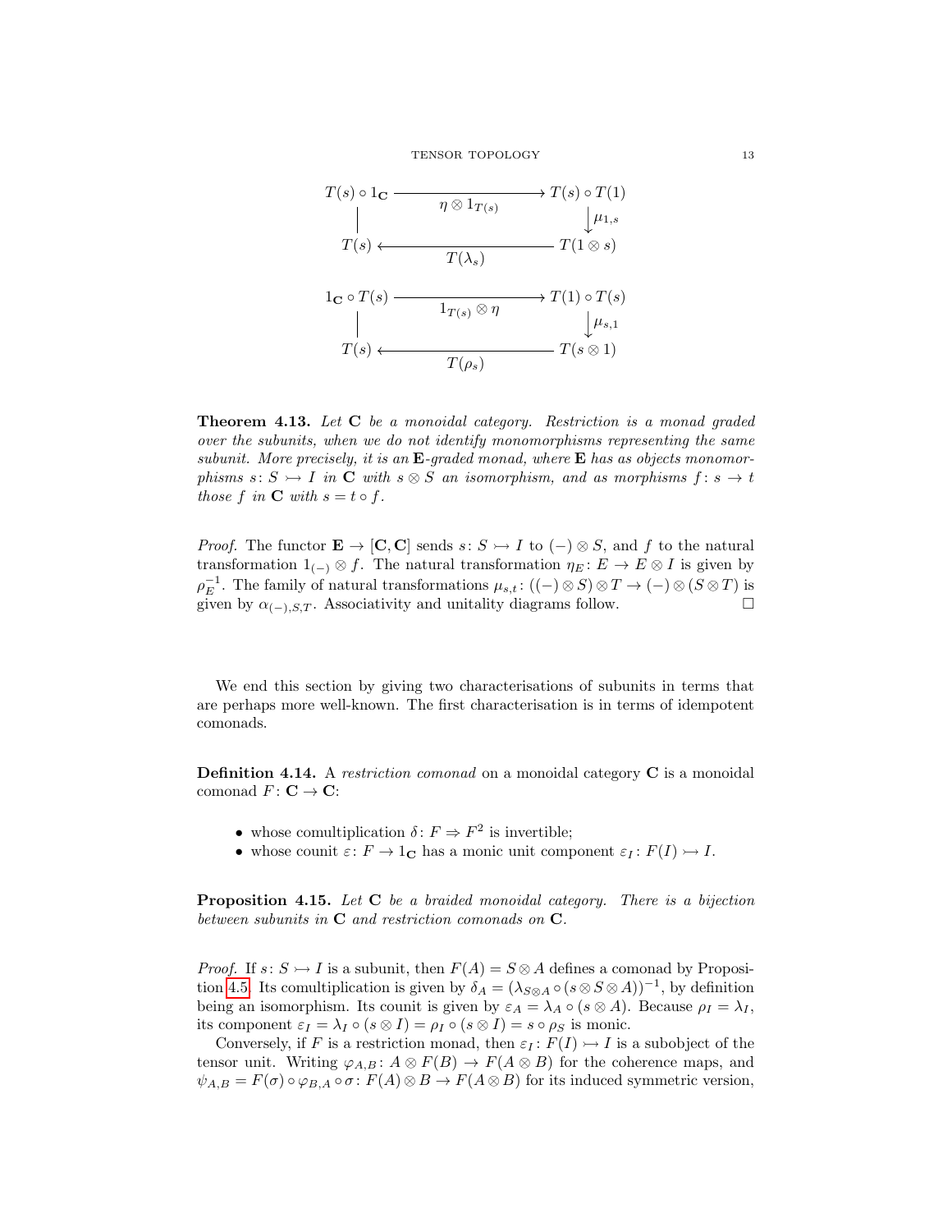$$
\begin{array}{ccc}
T(s) \circ 1_{\mathbf{C}} & \xrightarrow{\eta \otimes 1_{T(s)}} & T(s) \circ T(1) \\
\Big| & & \Big\downarrow \mu_{1,s} \\
T(s) & \xleftarrow{T(\lambda_s)} & T(1 \otimes s)
\end{array}
$$

$$
\begin{array}{ccc}
1_{\mathbf{C}} \circ T(s) & \xrightarrow{1_{T(s)} \otimes \eta} & T(1) \circ T(s) \\
\Big| & & \Big\downarrow \mu_{s,1} \\
T(s) & \xleftarrow{T(\rho_s)} & T(s \otimes 1)
\end{array}
$$

**Theorem 4.13.** *Let $\mathbf{C}$ be a monoidal category. Restriction is a monad graded over the subunits, when we do not identify monomorphisms representing the same subunit. More precisely, it is an $\mathbf{E}$-graded monad, where $\mathbf{E}$ has as objects monomorphisms $s \colon S \rightarrowtail I$ in $\mathbf{C}$ with $s \otimes S$ an isomorphism, and as morphisms $f \colon s \to t$ those $f$ in $\mathbf{C}$ with $s = t \circ f$.*

*Proof.* The functor $\mathbf{E} \to [\mathbf{C}, \mathbf{C}]$ sends $s \colon S \rightarrowtail I$ to $(-) \otimes S$, and $f$ to the natural transformation $1_{(-)} \otimes f$. The natural transformation $\eta_E \colon E \to E \otimes I$ is given by $\rho_E^{-1}$. The family of natural transformations $\mu_{s,t} \colon ((-) \otimes S) \otimes T \to (-) \otimes (S \otimes T)$ is given by $\alpha_{(-),S,T}$. Associativity and unitality diagrams follow. □

We end this section by giving two characterisations of subunits in terms that are perhaps more well-known. The first characterisation is in terms of idempotent comonads.

**Definition 4.14.** A *restriction comonad* on a monoidal category $\mathbf{C}$ is a monoidal comonad $F \colon \mathbf{C} \to \mathbf{C}$:

- whose comultiplication $\delta \colon F \Rightarrow F^2$ is invertible;
- whose counit $\varepsilon \colon F \to 1_{\mathbf{C}}$ has a monic unit component $\varepsilon_I \colon F(I) \rightarrowtail I$.

**Proposition 4.15.** *Let $\mathbf{C}$ be a braided monoidal category. There is a bijection between subunits in $\mathbf{C}$ and restriction comonads on $\mathbf{C}$.*

*Proof.* If $s \colon S \rightarrowtail I$ is a subunit, then $F(A) = S \otimes A$ defines a comonad by Proposition 4.5. Its comultiplication is given by $\delta_A = (\lambda_{S \otimes A} \circ (s \otimes S \otimes A))^{-1}$, by definition being an isomorphism. Its counit is given by $\varepsilon_A = \lambda_A \circ (s \otimes A)$. Because $\rho_I = \lambda_I$, its component $\varepsilon_I = \lambda_I \circ (s \otimes I) = \rho_I \circ (s \otimes I) = s \circ \rho_S$ is monic.

Conversely, if $F$ is a restriction monad, then $\varepsilon_I \colon F(I) \rightarrowtail I$ is a subobject of the tensor unit. Writing $\varphi_{A,B} \colon A \otimes F(B) \to F(A \otimes B)$ for the coherence maps, and $\psi_{A,B} = F(\sigma) \circ \varphi_{B,A} \circ \sigma \colon F(A) \otimes B \to F(A \otimes B)$ for its induced symmetric version,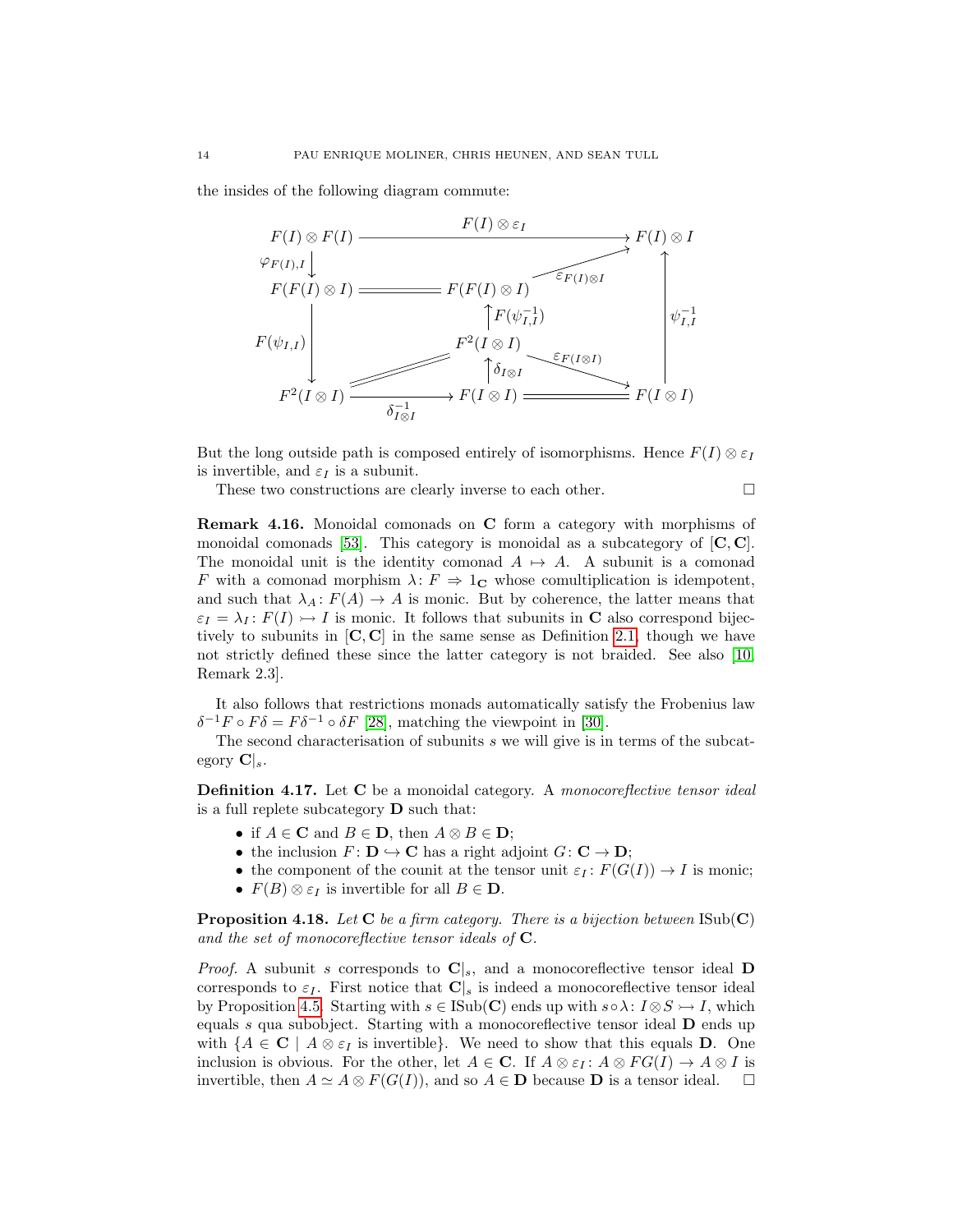the insides of the following diagram commute:

$$
\begin{array}{ccccc}
F(I) \otimes F(I) & \xrightarrow{\quad F(I)\otimes \varepsilon_I \quad} & & & F(I) \otimes I \\
\downarrow{\scriptstyle \varphi_{F(I),I}} & & & \nearrow{\scriptstyle \varepsilon_{F(I)\otimes I}} & \uparrow \\
F(F(I) \otimes I) & = & F(F(I)\otimes I) & & \\
\downarrow{\scriptstyle F(\psi_{I,I})} & & \uparrow{\scriptstyle F(\psi_{I,I}^{-1})} & & {\scriptstyle \psi_{I,I}^{-1}} \\
 & & F^2(I\otimes I) & \searrow{\scriptstyle \varepsilon_{F(I\otimes I)}} & \\
 & & \uparrow{\scriptstyle \delta_{I\otimes I}} & & \\
F^2(I\otimes I) & \xrightarrow[\delta_{I\otimes I}^{-1}]{} & F(I\otimes I) & = & F(I \otimes I)
\end{array}
$$

(with $F^2(I\otimes I)$ at bottom left equal to $F^2(I\otimes I)$ in the middle)

But the long outside path is composed entirely of isomorphisms. Hence $F(I) \otimes \varepsilon_I$ is invertible, and $\varepsilon_I$ is a subunit.

These two constructions are clearly inverse to each other. $\square$

**Remark 4.16.** Monoidal comonads on $\mathbf{C}$ form a category with morphisms of monoidal comonads [53]. This category is monoidal as a subcategory of $[\mathbf{C}, \mathbf{C}]$. The monoidal unit is the identity comonad $A \mapsto A$. A subunit is a comonad $F$ with a comonad morphism $\lambda \colon F \Rightarrow 1_{\mathbf{C}}$ whose comultiplication is idempotent, and such that $\lambda_A \colon F(A) \to A$ is monic. But by coherence, the latter means that $\varepsilon_I = \lambda_I \colon F(I) \rightarrowtail I$ is monic. It follows that subunits in $\mathbf{C}$ also correspond bijectively to subunits in $[\mathbf{C}, \mathbf{C}]$ in the same sense as Definition 2.1, though we have not strictly defined these since the latter category is not braided. See also [10, Remark 2.3].

It also follows that restrictions monads automatically satisfy the Frobenius law $\delta^{-1}F \circ F\delta = F\delta^{-1} \circ \delta F$ [28], matching the viewpoint in [30].

The second characterisation of subunits $s$ we will give is in terms of the subcategory $\mathbf{C}|_s$.

**Definition 4.17.** Let $\mathbf{C}$ be a monoidal category. A *monocoreflective tensor ideal* is a full replete subcategory $\mathbf{D}$ such that:

- if $A \in \mathbf{C}$ and $B \in \mathbf{D}$, then $A \otimes B \in \mathbf{D}$;
- the inclusion $F \colon \mathbf{D} \hookrightarrow \mathbf{C}$ has a right adjoint $G \colon \mathbf{C} \to \mathbf{D}$;
- the component of the counit at the tensor unit $\varepsilon_I \colon F(G(I)) \to I$ is monic;
- $F(B) \otimes \varepsilon_I$ is invertible for all $B \in \mathbf{D}$.

**Proposition 4.18.** *Let $\mathbf{C}$ be a firm category. There is a bijection between $\mathrm{ISub}(\mathbf{C})$ and the set of monocoreflective tensor ideals of $\mathbf{C}$.*

*Proof.* A subunit $s$ corresponds to $\mathbf{C}|_s$, and a monocoreflective tensor ideal $\mathbf{D}$ corresponds to $\varepsilon_I$. First notice that $\mathbf{C}|_s$ is indeed a monocoreflective tensor ideal by Proposition 4.5. Starting with $s \in \mathrm{ISub}(\mathbf{C})$ ends up with $s \circ \lambda \colon I \otimes S \rightarrowtail I$, which equals $s$ qua subobject. Starting with a monocoreflective tensor ideal $\mathbf{D}$ ends up with $\{A \in \mathbf{C} \mid A \otimes \varepsilon_I \text{ is invertible}\}$. We need to show that this equals $\mathbf{D}$. One inclusion is obvious. For the other, let $A \in \mathbf{C}$. If $A \otimes \varepsilon_I \colon A \otimes FG(I) \to A \otimes I$ is invertible, then $A \simeq A \otimes F(G(I))$, and so $A \in \mathbf{D}$ because $\mathbf{D}$ is a tensor ideal. $\square$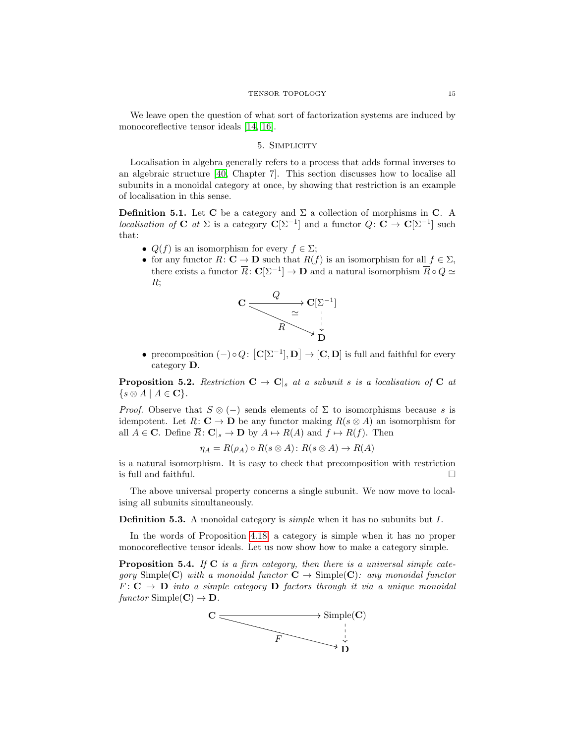We leave open the question of what sort of factorization systems are induced by monocoreflective tensor ideals [14, 16].

## 5. Simplicity

Localisation in algebra generally refers to a process that adds formal inverses to an algebraic structure [40, Chapter 7]. This section discusses how to localise all subunits in a monoidal category at once, by showing that restriction is an example of localisation in this sense.

**Definition 5.1.** Let $\mathbf{C}$ be a category and $\Sigma$ a collection of morphisms in $\mathbf{C}$. A *localisation of* $\mathbf{C}$ *at* $\Sigma$ is a category $\mathbf{C}[\Sigma^{-1}]$ and a functor $Q\colon \mathbf{C} \to \mathbf{C}[\Sigma^{-1}]$ such that:

- $Q(f)$ is an isomorphism for every $f \in \Sigma$;
- for any functor $R\colon \mathbf{C} \to \mathbf{D}$ such that $R(f)$ is an isomorphism for all $f \in \Sigma$, there exists a functor $\overline{R}\colon \mathbf{C}[\Sigma^{-1}] \to \mathbf{D}$ and a natural isomorphism $\overline{R} \circ Q \simeq R$;

$$
\begin{array}{ccc}
\mathbf{C} & \xrightarrow{\quad Q \quad} & \mathbf{C}[\Sigma^{-1}] \\
 & \underset{R}{\searrow} \quad \simeq & \downarrow \\
 & & \mathbf{D}
\end{array}
$$

- precomposition $(-) \circ Q\colon \left[\mathbf{C}[\Sigma^{-1}], \mathbf{D}\right] \to [\mathbf{C}, \mathbf{D}]$ is full and faithful for every category $\mathbf{D}$.

**Proposition 5.2.** *Restriction* $\mathbf{C} \to \mathbf{C}|_s$ *at a subunit* $s$ *is a localisation of* $\mathbf{C}$ *at* $\{s \otimes A \mid A \in \mathbf{C}\}$.

*Proof.* Observe that $S \otimes (-)$ sends elements of $\Sigma$ to isomorphisms because $s$ is idempotent. Let $R\colon \mathbf{C} \to \mathbf{D}$ be any functor making $R(s \otimes A)$ an isomorphism for all $A \in \mathbf{C}$. Define $\overline{R}\colon \mathbf{C}|_s \to \mathbf{D}$ by $A \mapsto R(A)$ and $f \mapsto R(f)$. Then

$$\eta_A = R(\rho_A) \circ R(s \otimes A)\colon R(s \otimes A) \to R(A)$$

is a natural isomorphism. It is easy to check that precomposition with restriction is full and faithful. $\square$

The above universal property concerns a single subunit. We now move to localising all subunits simultaneously.

**Definition 5.3.** A monoidal category is *simple* when it has no subunits but $I$.

In the words of Proposition 4.18, a category is simple when it has no proper monocoreflective tensor ideals. Let us now show how to make a category simple.

**Proposition 5.4.** *If* $\mathbf{C}$ *is a firm category, then there is a universal simple category* $\mathrm{Simple}(\mathbf{C})$ *with a monoidal functor* $\mathbf{C} \to \mathrm{Simple}(\mathbf{C})$*: any monoidal functor* $F\colon \mathbf{C} \to \mathbf{D}$ *into a simple category* $\mathbf{D}$ *factors through it via a unique monoidal functor* $\mathrm{Simple}(\mathbf{C}) \to \mathbf{D}$.

$$
\begin{array}{ccc}
\mathbf{C} & \xrightarrow{\qquad\qquad} & \mathrm{Simple}(\mathbf{C}) \\
 & \underset{F}{\searrow} & \downarrow \\
 & & \mathbf{D}
\end{array}
$$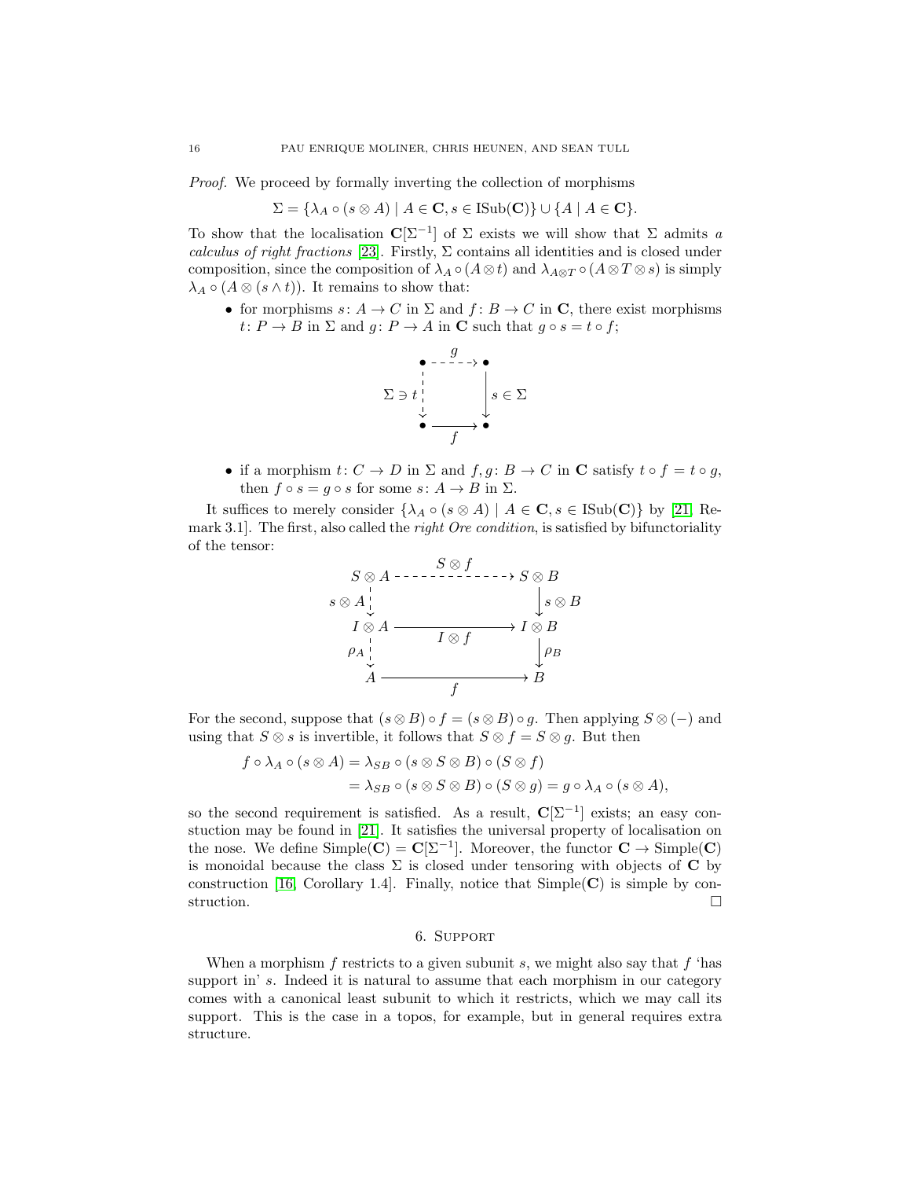*Proof.* We proceed by formally inverting the collection of morphisms

$$\Sigma = \{\lambda_A \circ (s \otimes A) \mid A \in \mathbf{C}, s \in \mathrm{ISub}(\mathbf{C})\} \cup \{A \mid A \in \mathbf{C}\}.$$

To show that the localisation $\mathbf{C}[\Sigma^{-1}]$ of $\Sigma$ exists we will show that $\Sigma$ admits *a calculus of right fractions* [23]. Firstly, $\Sigma$ contains all identities and is closed under composition, since the composition of $\lambda_A \circ (A \otimes t)$ and $\lambda_{A \otimes T} \circ (A \otimes T \otimes s)$ is simply $\lambda_A \circ (A \otimes (s \wedge t))$. It remains to show that:

- for morphisms $s\colon A \to C$ in $\Sigma$ and $f\colon B \to C$ in $\mathbf{C}$, there exist morphisms $t\colon P \to B$ in $\Sigma$ and $g\colon P \to A$ in $\mathbf{C}$ such that $g \circ s = t \circ f$;

$$\begin{array}{ccc} \bullet & \overset{g}{\dashrightarrow} & \bullet \\ {\scriptstyle \Sigma \ni t}\downarrow & & \downarrow{\scriptstyle s \in \Sigma} \\ \bullet & \xrightarrow[f]{} & \bullet \end{array}$$

- if a morphism $t\colon C \to D$ in $\Sigma$ and $f, g\colon B \to C$ in $\mathbf{C}$ satisfy $t \circ f = t \circ g$, then $f \circ s = g \circ s$ for some $s\colon A \to B$ in $\Sigma$.

It suffices to merely consider $\{\lambda_A \circ (s \otimes A) \mid A \in \mathbf{C}, s \in \mathrm{ISub}(\mathbf{C})\}$ by [21, Remark 3.1]. The first, also called the *right Ore condition*, is satisfied by bifunctoriality of the tensor:

$$\begin{array}{ccc} S \otimes A & \overset{S \otimes f}{\dashrightarrow} & S \otimes B \\ {\scriptstyle s \otimes A}\downarrow & & \downarrow{\scriptstyle s \otimes B} \\ I \otimes A & \xrightarrow[I \otimes f]{} & I \otimes B \\ {\scriptstyle \rho_A}\downarrow & & \downarrow{\scriptstyle \rho_B} \\ A & \xrightarrow[f]{} & B \end{array}$$

For the second, suppose that $(s \otimes B) \circ f = (s \otimes B) \circ g$. Then applying $S \otimes (-)$ and using that $S \otimes s$ is invertible, it follows that $S \otimes f = S \otimes g$. But then

$$\begin{aligned} f \circ \lambda_A \circ (s \otimes A) &= \lambda_{SB} \circ (s \otimes S \otimes B) \circ (S \otimes f) \\ &= \lambda_{SB} \circ (s \otimes S \otimes B) \circ (S \otimes g) = g \circ \lambda_A \circ (s \otimes A), \end{aligned}$$

so the second requirement is satisfied. As a result, $\mathbf{C}[\Sigma^{-1}]$ exists; an easy constuction may be found in [21]. It satisfies the universal property of localisation on the nose. We define $\mathrm{Simple}(\mathbf{C}) = \mathbf{C}[\Sigma^{-1}]$. Moreover, the functor $\mathbf{C} \to \mathrm{Simple}(\mathbf{C})$ is monoidal because the class $\Sigma$ is closed under tensoring with objects of $\mathbf{C}$ by construction [16, Corollary 1.4]. Finally, notice that $\mathrm{Simple}(\mathbf{C})$ is simple by construction. $\square$

## 6. Support

When a morphism $f$ restricts to a given subunit $s$, we might also say that $f$ 'has support in' $s$. Indeed it is natural to assume that each morphism in our category comes with a canonical least subunit to which it restricts, which we may call its support. This is the case in a topos, for example, but in general requires extra structure.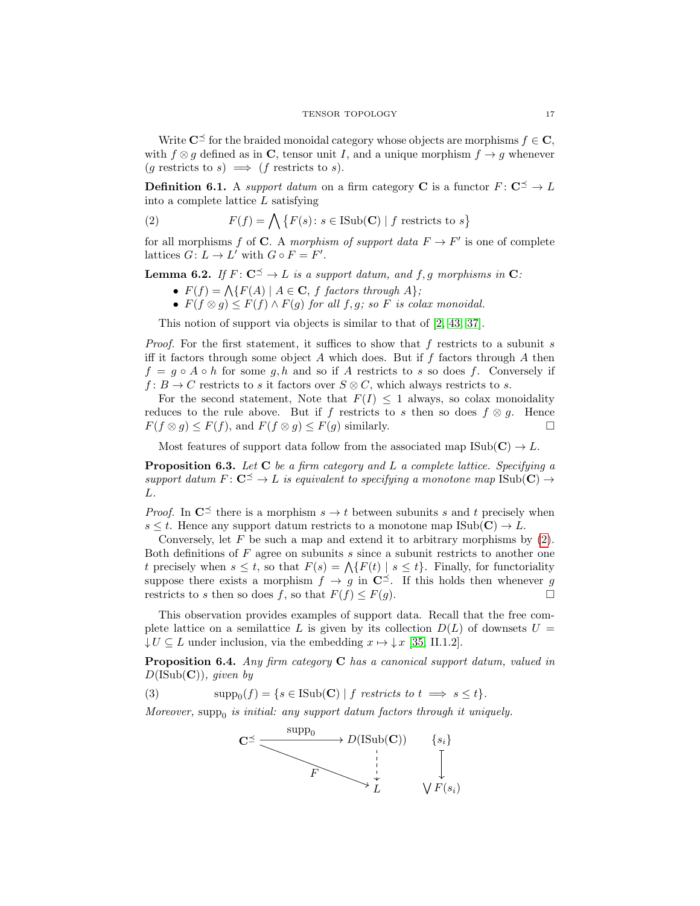Write $\mathbf{C}^{\preceq}$ for the braided monoidal category whose objects are morphisms $f \in \mathbf{C}$, with $f \otimes g$ defined as in $\mathbf{C}$, tensor unit $I$, and a unique morphism $f \to g$ whenever ($g$ restricts to $s$) $\implies$ ($f$ restricts to $s$).

**Definition 6.1.** A *support datum* on a firm category $\mathbf{C}$ is a functor $F \colon \mathbf{C}^{\preceq} \to L$ into a complete lattice $L$ satisfying

$$F(f) = \bigwedge \{F(s) \colon s \in \mathrm{ISub}(\mathbf{C}) \mid f \text{ restricts to } s\} \tag{2}$$

for all morphisms $f$ of $\mathbf{C}$. A *morphism of support data* $F \to F'$ is one of complete lattices $G \colon L \to L'$ with $G \circ F = F'$.

**Lemma 6.2.** *If $F \colon \mathbf{C}^{\preceq} \to L$ is a support datum, and $f, g$ morphisms in $\mathbf{C}$:*

- *$F(f) = \bigwedge\{F(A) \mid A \in \mathbf{C},\ f \text{ factors through } A\}$;*
- *$F(f \otimes g) \leq F(f) \wedge F(g)$ for all $f, g$; so $F$ is colax monoidal.*

This notion of support via objects is similar to that of [2, 43, 37].

*Proof.* For the first statement, it suffices to show that $f$ restricts to a subunit $s$ iff it factors through some object $A$ which does. But if $f$ factors through $A$ then $f = g \circ A \circ h$ for some $g, h$ and so if $A$ restricts to $s$ so does $f$. Conversely if $f \colon B \to C$ restricts to $s$ it factors over $S \otimes C$, which always restricts to $s$.

For the second statement, Note that $F(I) \leq 1$ always, so colax monoidality reduces to the rule above. But if $f$ restricts to $s$ then so does $f \otimes g$. Hence $F(f \otimes g) \leq F(f)$, and $F(f \otimes g) \leq F(g)$ similarly. $\square$

Most features of support data follow from the associated map $\mathrm{ISub}(\mathbf{C}) \to L$.

**Proposition 6.3.** *Let $\mathbf{C}$ be a firm category and $L$ a complete lattice. Specifying a support datum $F \colon \mathbf{C}^{\preceq} \to L$ is equivalent to specifying a monotone map $\mathrm{ISub}(\mathbf{C}) \to L$.*

*Proof.* In $\mathbf{C}^{\preceq}$ there is a morphism $s \to t$ between subunits $s$ and $t$ precisely when $s \leq t$. Hence any support datum restricts to a monotone map $\mathrm{ISub}(\mathbf{C}) \to L$.

Conversely, let $F$ be such a map and extend it to arbitrary morphisms by (2). Both definitions of $F$ agree on subunits $s$ since a subunit restricts to another one $t$ precisely when $s \leq t$, so that $F(s) = \bigwedge\{F(t) \mid s \leq t\}$. Finally, for functoriality suppose there exists a morphism $f \to g$ in $\mathbf{C}^{\preceq}$. If this holds then whenever $g$ restricts to $s$ then so does $f$, so that $F(f) \leq F(g)$. $\square$

This observation provides examples of support data. Recall that the free complete lattice on a semilattice $L$ is given by its collection $D(L)$ of downsets $U = \downarrow U \subseteq L$ under inclusion, via the embedding $x \mapsto \downarrow x$ [35, II.1.2].

**Proposition 6.4.** *Any firm category $\mathbf{C}$ has a canonical support datum, valued in $D(\mathrm{ISub}(\mathbf{C}))$, given by*

$$\mathrm{supp}_0(f) = \{s \in \mathrm{ISub}(\mathbf{C}) \mid f \text{ restricts to } t \implies s \leq t\}. \tag{3}$$

*Moreover, $\mathrm{supp}_0$ is initial: any support datum factors through it uniquely.*

$$\begin{array}{ccc} \mathbf{C}^{\preceq} & \xrightarrow{\ \mathrm{supp}_0\ } & D(\mathrm{ISub}(\mathbf{C})) \\ & \searrow^{F} & \downarrow \\ & & L \end{array} \qquad \begin{array}{c} \{s_i\} \\ \downarrow \\ \bigvee F(s_i) \end{array}$$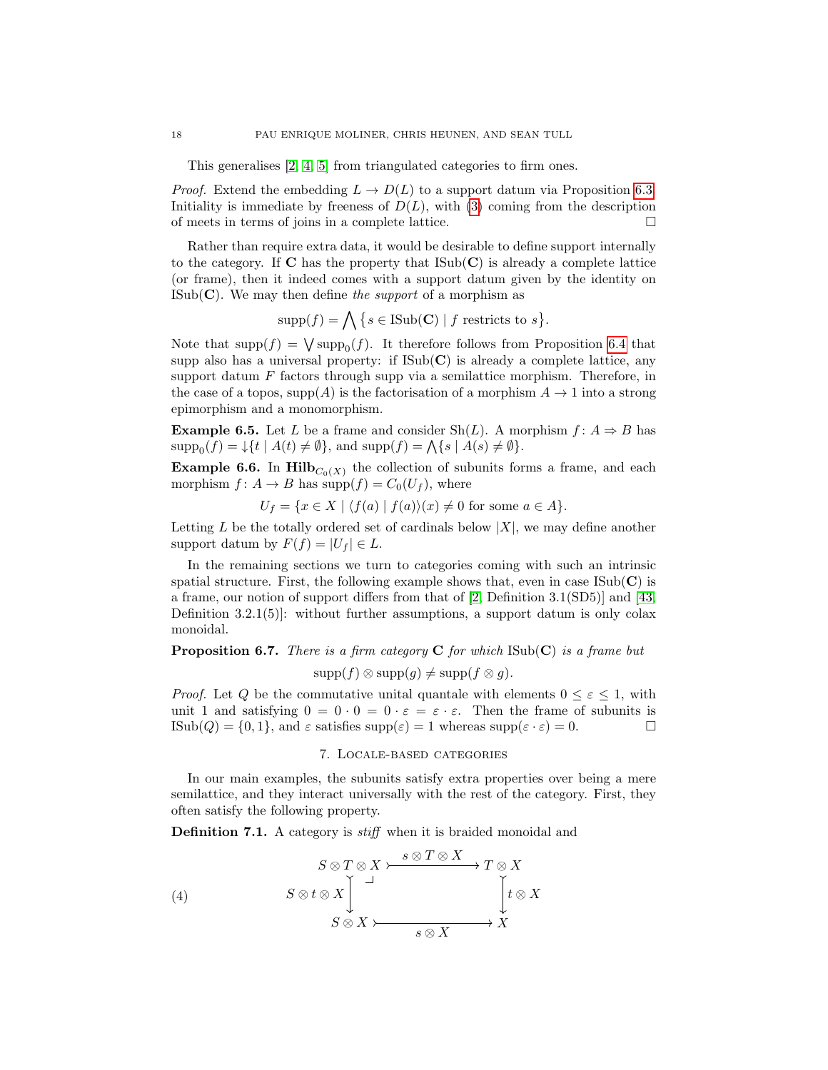This generalises [2, 4, 5] from triangulated categories to firm ones.

*Proof.* Extend the embedding $L \to D(L)$ to a support datum via Proposition 6.3. Initiality is immediate by freeness of $D(L)$, with (3) coming from the description of meets in terms of joins in a complete lattice. $\square$

Rather than require extra data, it would be desirable to define support internally to the category. If $\mathbf{C}$ has the property that $\mathrm{ISub}(\mathbf{C})$ is already a complete lattice (or frame), then it indeed comes with a support datum given by the identity on $\mathrm{ISub}(\mathbf{C})$. We may then define *the support* of a morphism as

$$\mathrm{supp}(f) = \bigwedge \{ s \in \mathrm{ISub}(\mathbf{C}) \mid f \text{ restricts to } s \}.$$

Note that $\mathrm{supp}(f) = \bigvee \mathrm{supp}_0(f)$. It therefore follows from Proposition 6.4 that supp also has a universal property: if $\mathrm{ISub}(\mathbf{C})$ is already a complete lattice, any support datum $F$ factors through supp via a semilattice morphism. Therefore, in the case of a topos, $\mathrm{supp}(A)$ is the factorisation of a morphism $A \to 1$ into a strong epimorphism and a monomorphism.

**Example 6.5.** Let $L$ be a frame and consider $\mathrm{Sh}(L)$. A morphism $f \colon A \Rightarrow B$ has $\mathrm{supp}_0(f) = \downarrow\{t \mid A(t) \neq \emptyset\}$, and $\mathrm{supp}(f) = \bigwedge\{s \mid A(s) \neq \emptyset\}$.

**Example 6.6.** In $\mathbf{Hilb}_{C_0(X)}$ the collection of subunits forms a frame, and each morphism $f \colon A \to B$ has $\mathrm{supp}(f) = C_0(U_f)$, where

$$U_f = \{x \in X \mid \langle f(a) \mid f(a) \rangle(x) \neq 0 \text{ for some } a \in A\}.$$

Letting $L$ be the totally ordered set of cardinals below $|X|$, we may define another support datum by $F(f) = |U_f| \in L$.

In the remaining sections we turn to categories coming with such an intrinsic spatial structure. First, the following example shows that, even in case $\mathrm{ISub}(\mathbf{C})$ is a frame, our notion of support differs from that of [2, Definition 3.1(SD5)] and [43, Definition 3.2.1(5)]: without further assumptions, a support datum is only colax monoidal.

**Proposition 6.7.** *There is a firm category* $\mathbf{C}$ *for which* $\mathrm{ISub}(\mathbf{C})$ *is a frame but*

$$\mathrm{supp}(f) \otimes \mathrm{supp}(g) \neq \mathrm{supp}(f \otimes g).$$

*Proof.* Let $Q$ be the commutative unital quantale with elements $0 \leq \varepsilon \leq 1$, with unit 1 and satisfying $0 = 0 \cdot 0 = 0 \cdot \varepsilon = \varepsilon \cdot \varepsilon$. Then the frame of subunits is $\mathrm{ISub}(Q) = \{0, 1\}$, and $\varepsilon$ satisfies $\mathrm{supp}(\varepsilon) = 1$ whereas $\mathrm{supp}(\varepsilon \cdot \varepsilon) = 0$. $\square$

## 7. Locale-based categories

In our main examples, the subunits satisfy extra properties over being a mere semilattice, and they interact universally with the rest of the category. First, they often satisfy the following property.

**Definition 7.1.** A category is *stiff* when it is braided monoidal and

$$\begin{array}{ccc} S \otimes T \otimes X & \xrightarrow{s \otimes T \otimes X} & T \otimes X \\ {\scriptstyle S \otimes t \otimes X}\downarrow & \lrcorner & \downarrow{\scriptstyle t \otimes X} \\ S \otimes X & \xrightarrow[s \otimes X]{} & X \end{array} \tag{4}$$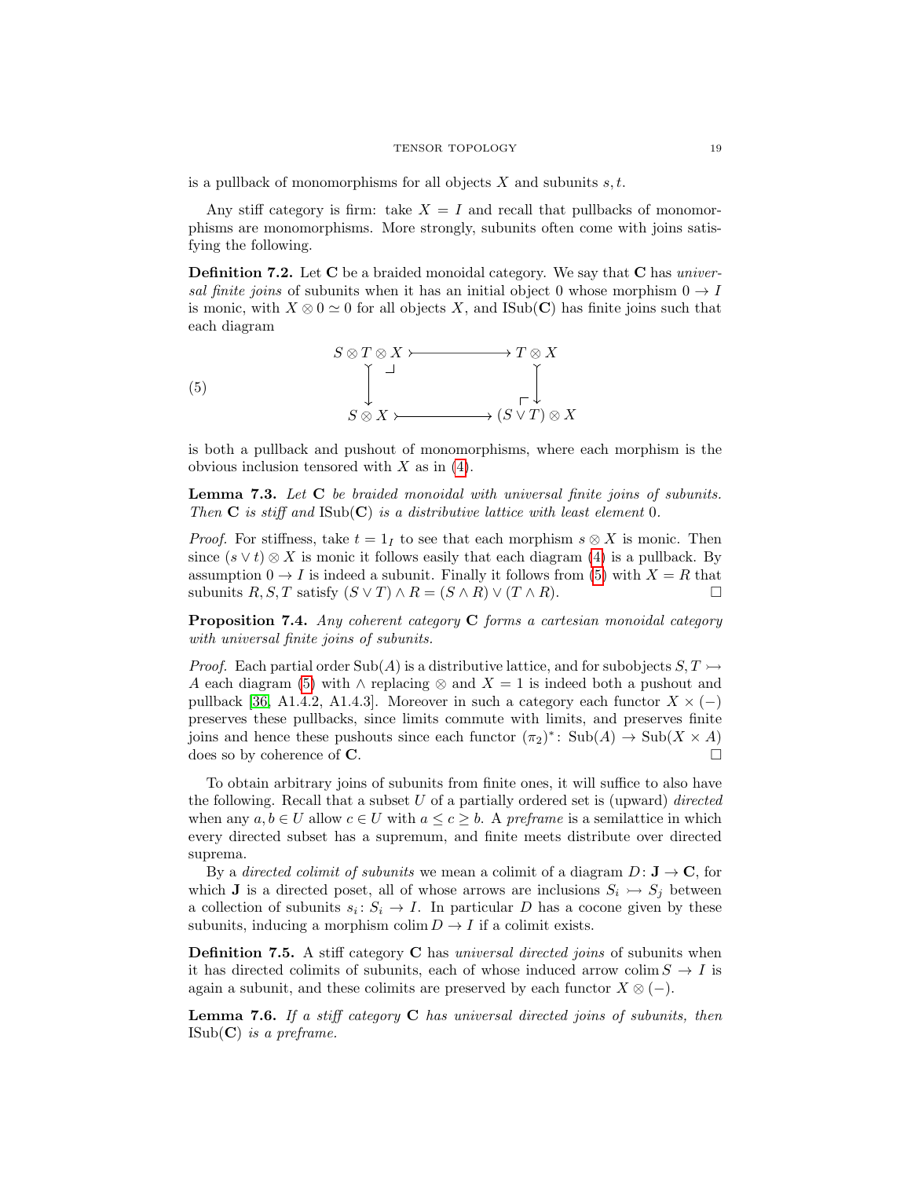is a pullback of monomorphisms for all objects $X$ and subunits $s, t$.

Any stiff category is firm: take $X = I$ and recall that pullbacks of monomorphisms are monomorphisms. More strongly, subunits often come with joins satisfying the following.

**Definition 7.2.** Let $\mathbf{C}$ be a braided monoidal category. We say that $\mathbf{C}$ has *universal finite joins* of subunits when it has an initial object 0 whose morphism $0 \to I$ is monic, with $X \otimes 0 \simeq 0$ for all objects $X$, and $\mathrm{ISub}(\mathbf{C})$ has finite joins such that each diagram

$$
\begin{array}{ccc}
S \otimes T \otimes X & \rightarrowtail & T \otimes X \\
\downarrow & & \downarrow \\
S \otimes X & \rightarrowtail & (S \vee T) \otimes X
\end{array}
\tag{5}
$$

is both a pullback and pushout of monomorphisms, where each morphism is the obvious inclusion tensored with $X$ as in (4).

**Lemma 7.3.** *Let $\mathbf{C}$ be braided monoidal with universal finite joins of subunits. Then $\mathbf{C}$ is stiff and $\mathrm{ISub}(\mathbf{C})$ is a distributive lattice with least element 0.*

*Proof.* For stiffness, take $t = 1_I$ to see that each morphism $s \otimes X$ is monic. Then since $(s \vee t) \otimes X$ is monic it follows easily that each diagram (4) is a pullback. By assumption $0 \to I$ is indeed a subunit. Finally it follows from (5) with $X = R$ that subunits $R, S, T$ satisfy $(S \vee T) \wedge R = (S \wedge R) \vee (T \wedge R)$. □

**Proposition 7.4.** *Any coherent category $\mathbf{C}$ forms a cartesian monoidal category with universal finite joins of subunits.*

*Proof.* Each partial order $\mathrm{Sub}(A)$ is a distributive lattice, and for subobjects $S, T \rightarrowtail A$ each diagram (5) with $\wedge$ replacing $\otimes$ and $X = 1$ is indeed both a pushout and pullback [36, A1.4.2, A1.4.3]. Moreover in such a category each functor $X \times (-)$ preserves these pullbacks, since limits commute with limits, and preserves finite joins and hence these pushouts since each functor $(\pi_2)^* \colon \mathrm{Sub}(A) \to \mathrm{Sub}(X \times A)$ does so by coherence of $\mathbf{C}$. □

To obtain arbitrary joins of subunits from finite ones, it will suffice to also have the following. Recall that a subset $U$ of a partially ordered set is (upward) *directed* when any $a, b \in U$ allow $c \in U$ with $a \leq c \geq b$. A *preframe* is a semilattice in which every directed subset has a supremum, and finite meets distribute over directed suprema.

By a *directed colimit of subunits* we mean a colimit of a diagram $D \colon \mathbf{J} \to \mathbf{C}$, for which $\mathbf{J}$ is a directed poset, all of whose arrows are inclusions $S_i \rightarrowtail S_j$ between a collection of subunits $s_i \colon S_i \to I$. In particular $D$ has a cocone given by these subunits, inducing a morphism $\operatorname{colim} D \to I$ if a colimit exists.

**Definition 7.5.** A stiff category $\mathbf{C}$ has *universal directed joins* of subunits when it has directed colimits of subunits, each of whose induced arrow $\operatorname{colim} S \to I$ is again a subunit, and these colimits are preserved by each functor $X \otimes (-)$.

**Lemma 7.6.** *If a stiff category $\mathbf{C}$ has universal directed joins of subunits, then $\mathrm{ISub}(\mathbf{C})$ is a preframe.*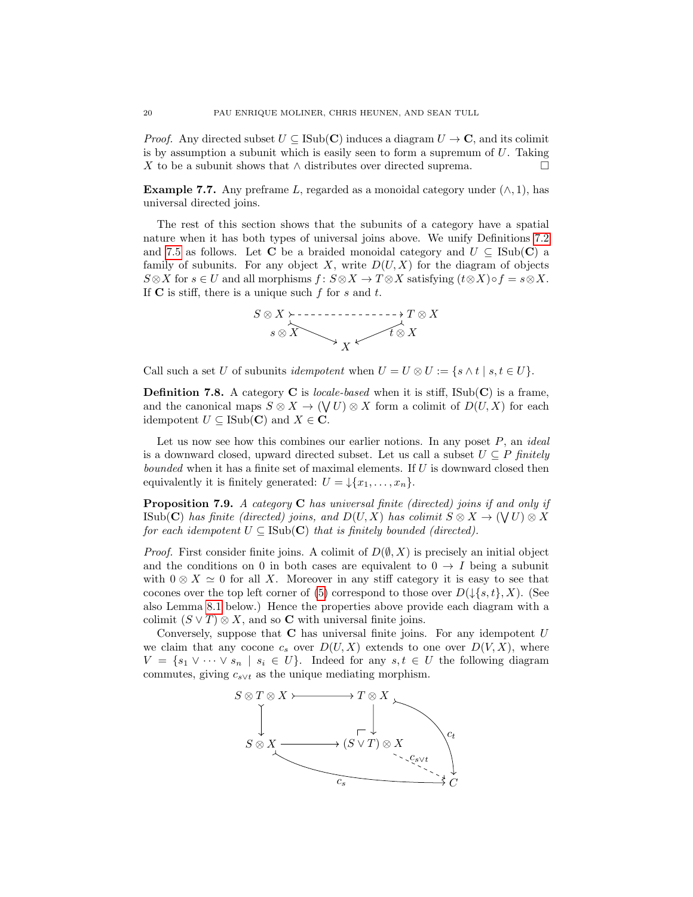*Proof.* Any directed subset $U \subseteq \mathrm{ISub}(\mathbf{C})$ induces a diagram $U \to \mathbf{C}$, and its colimit is by assumption a subunit which is easily seen to form a supremum of $U$. Taking $X$ to be a subunit shows that $\wedge$ distributes over directed suprema. □

**Example 7.7.** Any preframe $L$, regarded as a monoidal category under $(\wedge, 1)$, has universal directed joins.

The rest of this section shows that the subunits of a category have a spatial nature when it has both types of universal joins above. We unify Definitions 7.2 and 7.5 as follows. Let $\mathbf{C}$ be a braided monoidal category and $U \subseteq \mathrm{ISub}(\mathbf{C})$ a family of subunits. For any object $X$, write $D(U, X)$ for the diagram of objects $S \otimes X$ for $s \in U$ and all morphisms $f \colon S \otimes X \to T \otimes X$ satisfying $(t \otimes X) \circ f = s \otimes X$. If $\mathbf{C}$ is stiff, there is a unique such $f$ for $s$ and $t$.

$$
\begin{array}{ccc}
S \otimes X & \dashrightarrow & T \otimes X \\
 & {\scriptstyle s \otimes X} \searrow \quad \swarrow {\scriptstyle t \otimes X} & \\
 & X &
\end{array}
$$

Call such a set $U$ of subunits *idempotent* when $U = U \otimes U := \{s \wedge t \mid s, t \in U\}$.

**Definition 7.8.** A category $\mathbf{C}$ is *locale-based* when it is stiff, $\mathrm{ISub}(\mathbf{C})$ is a frame, and the canonical maps $S \otimes X \to (\bigvee U) \otimes X$ form a colimit of $D(U, X)$ for each idempotent $U \subseteq \mathrm{ISub}(\mathbf{C})$ and $X \in \mathbf{C}$.

Let us now see how this combines our earlier notions. In any poset $P$, an *ideal* is a downward closed, upward directed subset. Let us call a subset $U \subseteq P$ *finitely bounded* when it has a finite set of maximal elements. If $U$ is downward closed then equivalently it is finitely generated: $U = \downarrow\{x_1, \ldots, x_n\}$.

**Proposition 7.9.** *A category $\mathbf{C}$ has universal finite (directed) joins if and only if $\mathrm{ISub}(\mathbf{C})$ has finite (directed) joins, and $D(U, X)$ has colimit $S \otimes X \to (\bigvee U) \otimes X$ for each idempotent $U \subseteq \mathrm{ISub}(\mathbf{C})$ that is finitely bounded (directed).*

*Proof.* First consider finite joins. A colimit of $D(\emptyset, X)$ is precisely an initial object and the conditions on $0$ in both cases are equivalent to $0 \to I$ being a subunit with $0 \otimes X \simeq 0$ for all $X$. Moreover in any stiff category it is easy to see that cocones over the top left corner of (5) correspond to those over $D(\downarrow\{s, t\}, X)$. (See also Lemma 8.1 below.) Hence the properties above provide each diagram with a colimit $(S \vee T) \otimes X$, and so $\mathbf{C}$ with universal finite joins.

Conversely, suppose that $\mathbf{C}$ has universal finite joins. For any idempotent $U$ we claim that any cocone $c_s$ over $D(U, X)$ extends to one over $D(V, X)$, where $V = \{s_1 \vee \cdots \vee s_n \mid s_i \in U\}$. Indeed for any $s, t \in U$ the following diagram commutes, giving $c_{s \vee t}$ as the unique mediating morphism.

$$
\begin{array}{ccccc}
S \otimes T \otimes X & \rightarrowtail & T \otimes X & & \\
\downarrow & & \downarrow & \searrow {\scriptstyle c_t} & \\
S \otimes X & \longrightarrow & (S \vee T) \otimes X & \overset{c_{s \vee t}}{\dashrightarrow} & C \\
 & & {\scriptstyle c_s} & \nearrow &
\end{array}
$$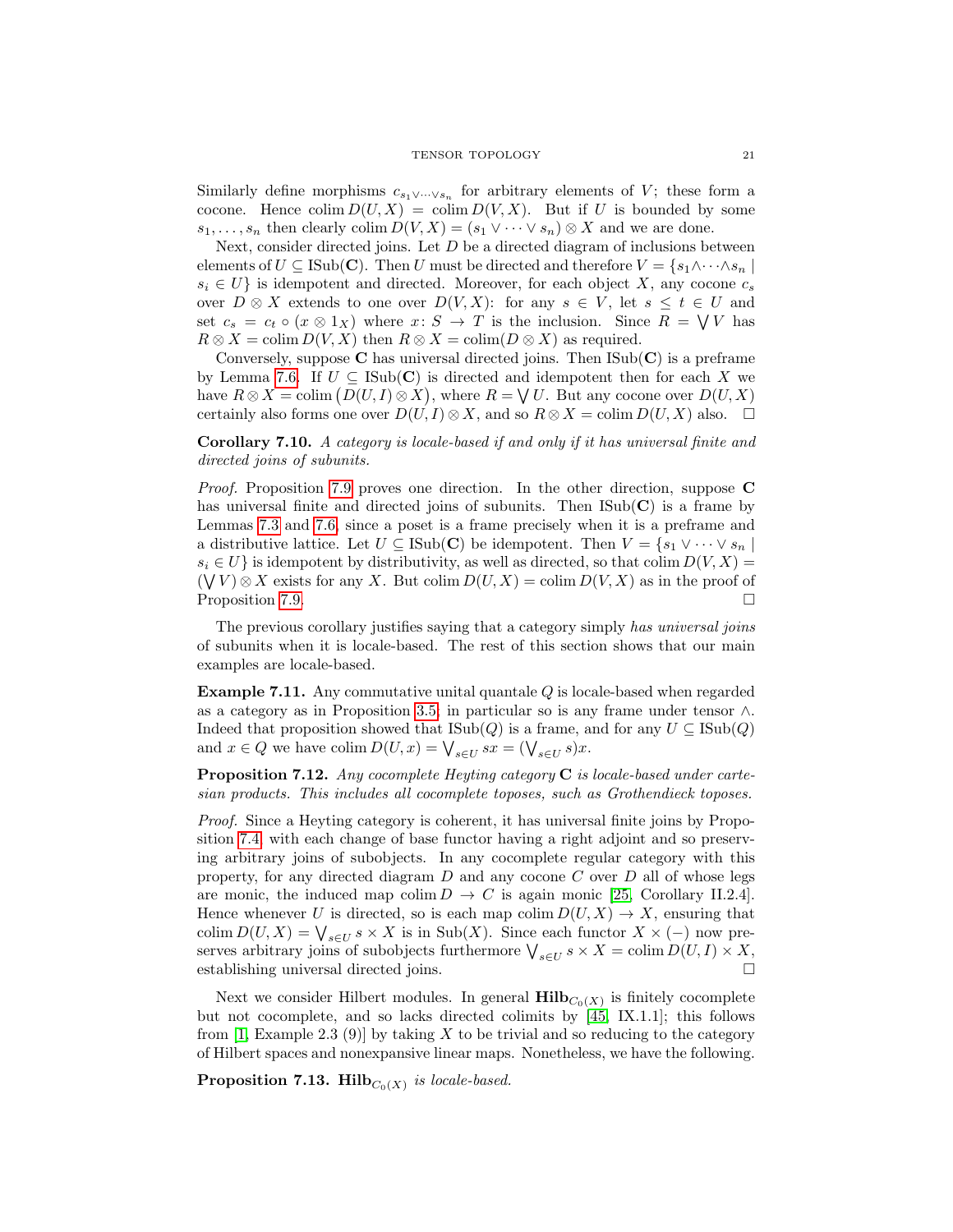Similarly define morphisms $c_{s_1 \vee \cdots \vee s_n}$ for arbitrary elements of $V$; these form a cocone. Hence $\operatorname{colim} D(U,X) = \operatorname{colim} D(V,X)$. But if $U$ is bounded by some $s_1, \ldots, s_n$ then clearly $\operatorname{colim} D(V,X) = (s_1 \vee \cdots \vee s_n) \otimes X$ and we are done.

Next, consider directed joins. Let $D$ be a directed diagram of inclusions between elements of $U \subseteq \mathrm{ISub}(\mathbf{C})$. Then $U$ must be directed and therefore $V = \{s_1 \wedge \cdots \wedge s_n \mid s_i \in U\}$ is idempotent and directed. Moreover, for each object $X$, any cocone $c_s$ over $D \otimes X$ extends to one over $D(V,X)$: for any $s \in V$, let $s \leq t \in U$ and set $c_s = c_t \circ (x \otimes 1_X)$ where $x \colon S \to T$ is the inclusion. Since $R = \bigvee V$ has $R \otimes X = \operatorname{colim} D(V,X)$ then $R \otimes X = \operatorname{colim}(D \otimes X)$ as required.

Conversely, suppose $\mathbf{C}$ has universal directed joins. Then $\mathrm{ISub}(\mathbf{C})$ is a preframe by Lemma 7.6. If $U \subseteq \mathrm{ISub}(\mathbf{C})$ is directed and idempotent then for each $X$ we have $R \otimes X = \operatorname{colim}\big(D(U,I) \otimes X\big)$, where $R = \bigvee U$. But any cocone over $D(U,X)$ certainly also forms one over $D(U,I) \otimes X$, and so $R \otimes X = \operatorname{colim} D(U,X)$ also. $\square$

**Corollary 7.10.** *A category is locale-based if and only if it has universal finite and directed joins of subunits.*

*Proof.* Proposition 7.9 proves one direction. In the other direction, suppose $\mathbf{C}$ has universal finite and directed joins of subunits. Then $\mathrm{ISub}(\mathbf{C})$ is a frame by Lemmas 7.3 and 7.6, since a poset is a frame precisely when it is a preframe and a distributive lattice. Let $U \subseteq \mathrm{ISub}(\mathbf{C})$ be idempotent. Then $V = \{s_1 \vee \cdots \vee s_n \mid s_i \in U\}$ is idempotent by distributivity, as well as directed, so that $\operatorname{colim} D(V,X) = (\bigvee V) \otimes X$ exists for any $X$. But $\operatorname{colim} D(U,X) = \operatorname{colim} D(V,X)$ as in the proof of Proposition 7.9. $\square$

The previous corollary justifies saying that a category simply *has universal joins* of subunits when it is locale-based. The rest of this section shows that our main examples are locale-based.

**Example 7.11.** Any commutative unital quantale $Q$ is locale-based when regarded as a category as in Proposition 3.5; in particular so is any frame under tensor $\wedge$. Indeed that proposition showed that $\mathrm{ISub}(Q)$ is a frame, and for any $U \subseteq \mathrm{ISub}(Q)$ and $x \in Q$ we have $\operatorname{colim} D(U,x) = \bigvee_{s \in U} sx = (\bigvee_{s \in U} s)x$.

**Proposition 7.12.** *Any cocomplete Heyting category $\mathbf{C}$ is locale-based under cartesian products. This includes all cocomplete toposes, such as Grothendieck toposes.*

*Proof.* Since a Heyting category is coherent, it has universal finite joins by Proposition 7.4, with each change of base functor having a right adjoint and so preserving arbitrary joins of subobjects. In any cocomplete regular category with this property, for any directed diagram $D$ and any cocone $C$ over $D$ all of whose legs are monic, the induced map $\operatorname{colim} D \to C$ is again monic [25, Corollary II.2.4]. Hence whenever $U$ is directed, so is each map $\operatorname{colim} D(U,X) \to X$, ensuring that $\operatorname{colim} D(U,X) = \bigvee_{s \in U} s \times X$ is in $\mathrm{Sub}(X)$. Since each functor $X \times (-)$ now preserves arbitrary joins of subobjects furthermore $\bigvee_{s \in U} s \times X = \operatorname{colim} D(U,I) \times X$, establishing universal directed joins. $\square$

Next we consider Hilbert modules. In general $\mathbf{Hilb}_{C_0(X)}$ is finitely cocomplete but not cocomplete, and so lacks directed colimits by [45, IX.1.1]; this follows from [1, Example 2.3 (9)] by taking $X$ to be trivial and so reducing to the category of Hilbert spaces and nonexpansive linear maps. Nonetheless, we have the following.

**Proposition 7.13.** $\mathbf{Hilb}_{C_0(X)}$ *is locale-based.*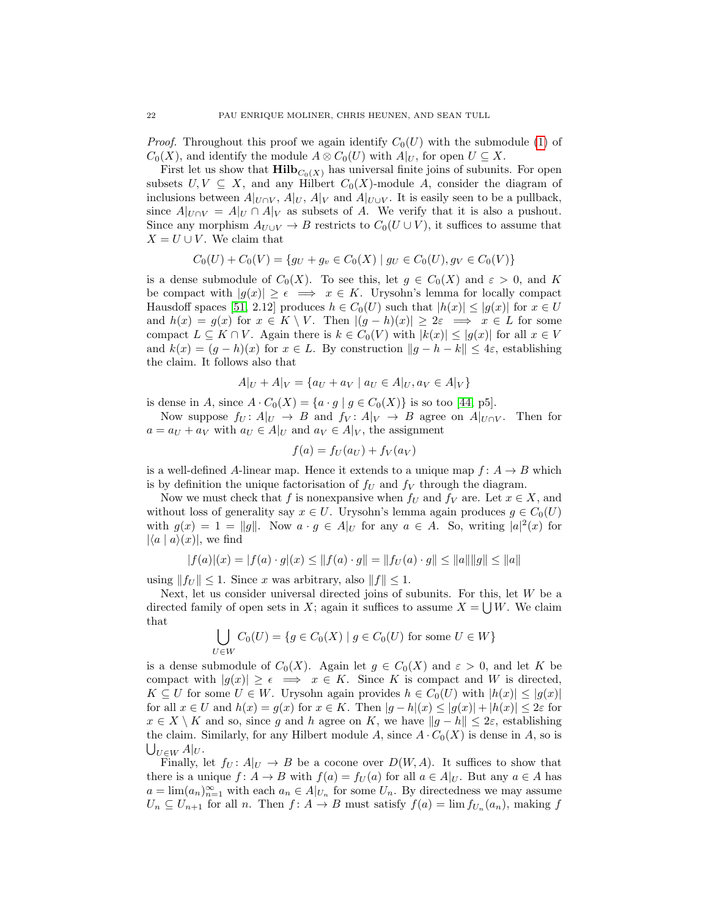*Proof.* Throughout this proof we again identify $C_0(U)$ with the submodule (1) of $C_0(X)$, and identify the module $A \otimes C_0(U)$ with $A|_U$, for open $U \subseteq X$.

First let us show that $\mathbf{Hilb}_{C_0(X)}$ has universal finite joins of subunits. For open subsets $U, V \subseteq X$, and any Hilbert $C_0(X)$-module $A$, consider the diagram of inclusions between $A|_{U \cap V}$, $A|_U$, $A|_V$ and $A|_{U \cup V}$. It is easily seen to be a pullback, since $A|_{U\cap V} = A|_U \cap A|_V$ as subsets of $A$. We verify that it is also a pushout. Since any morphism $A_{U \cup V} \to B$ restricts to $C_0(U \cup V)$, it suffices to assume that $X = U \cup V$. We claim that

$$C_0(U) + C_0(V) = \{g_U + g_v \in C_0(X) \mid g_U \in C_0(U), g_V \in C_0(V)\}$$

is a dense submodule of $C_0(X)$. To see this, let $g \in C_0(X)$ and $\varepsilon > 0$, and $K$ be compact with $|g(x)| \geq \epsilon \implies x \in K$. Urysohn's lemma for locally compact Hausdorff spaces [51, 2.12] produces $h \in C_0(U)$ such that $|h(x)| \leq |g(x)|$ for $x \in U$ and $h(x) = g(x)$ for $x \in K \setminus V$. Then $|(g-h)(x)| \geq 2\varepsilon \implies x \in L$ for some compact $L \subseteq K \cap V$. Again there is $k \in C_0(V)$ with $|k(x)| \leq |g(x)|$ for all $x \in V$ and $k(x) = (g-h)(x)$ for $x \in L$. By construction $\|g - h - k\| \leq 4\varepsilon$, establishing the claim. It follows also that

$$A|_U + A|_V = \{a_U + a_V \mid a_U \in A|_U, a_V \in A|_V\}$$

is dense in $A$, since $A \cdot C_0(X) = \{a \cdot g \mid g \in C_0(X)\}$ is so too [44, p5].

Now suppose $f_U : A|_U \to B$ and $f_V : A|_V \to B$ agree on $A|_{U\cap V}$. Then for $a = a_U + a_V$ with $a_U \in A|_U$ and $a_V \in A|_V$, the assignment

$$f(a) = f_U(a_U) + f_V(a_V)$$

is a well-defined $A$-linear map. Hence it extends to a unique map $f : A \to B$ which is by definition the unique factorisation of $f_U$ and $f_V$ through the diagram.

Now we must check that $f$ is nonexpansive when $f_U$ and $f_V$ are. Let $x \in X$, and without loss of generality say $x \in U$. Urysohn's lemma again produces $g \in C_0(U)$ with $g(x) = 1 = \|g\|$. Now $a \cdot g \in A|_U$ for any $a \in A$. So, writing $|a|^2(x)$ for $|\langle a \mid a\rangle(x)|$, we find

$$|f(a)|(x) = |f(a) \cdot g|(x) \leq \|f(a) \cdot g\| = \|f_U(a) \cdot g\| \leq \|a\|\|g\| \leq \|a\|$$

using $\|f_U\| \leq 1$. Since $x$ was arbitrary, also $\|f\| \leq 1$.

Next, let us consider universal directed joins of subunits. For this, let $W$ be a directed family of open sets in $X$; again it suffices to assume $X = \bigcup W$. We claim that

$$\bigcup_{U \in W} C_0(U) = \{g \in C_0(X) \mid g \in C_0(U) \text{ for some } U \in W\}$$

is a dense submodule of $C_0(X)$. Again let $g \in C_0(X)$ and $\varepsilon > 0$, and let $K$ be compact with $|g(x)| \geq \epsilon \implies x \in K$. Since $K$ is compact and $W$ is directed, $K \subseteq U$ for some $U \in W$. Urysohn again provides $h \in C_0(U)$ with $|h(x)| \leq |g(x)|$ for all $x \in U$ and $h(x) = g(x)$ for $x \in K$. Then $|g-h|(x) \leq |g(x)| + |h(x)| \leq 2\varepsilon$ for $x \in X \setminus K$ and so, since $g$ and $h$ agree on $K$, we have $\|g - h\| \leq 2\varepsilon$, establishing the claim. Similarly, for any Hilbert module $A$, since $A \cdot C_0(X)$ is dense in $A$, so is $\bigcup_{U \in W} A|_U$.

Finally, let $f_U : A|_U \to B$ be a cocone over $D(W, A)$. It suffices to show that there is a unique $f : A \to B$ with $f(a) = f_U(a)$ for all $a \in A|_U$. But any $a \in A$ has $a = \lim(a_n)_{n=1}^{\infty}$ with each $a_n \in A|_{U_n}$ for some $U_n$. By directedness we may assume $U_n \subseteq U_{n+1}$ for all $n$. Then $f : A \to B$ must satisfy $f(a) = \lim f_{U_n}(a_n)$, making $f$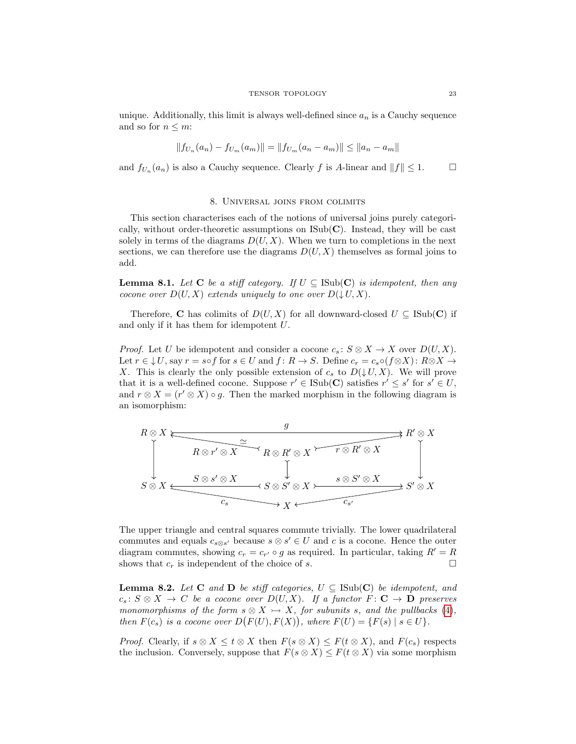unique. Additionally, this limit is always well-defined since $a_n$ is a Cauchy sequence and so for $n \leq m$:

$$\|f_{U_n}(a_n) - f_{U_m}(a_m)\| = \|f_{U_m}(a_n - a_m)\| \leq \|a_n - a_m\|$$

and $f_{U_n}(a_n)$ is also a Cauchy sequence. Clearly $f$ is $A$-linear and $\|f\| \leq 1$. $\square$

## 8. Universal joins from colimits

This section characterises each of the notions of universal joins purely categorically, without order-theoretic assumptions on $\mathrm{ISub}(\mathbf{C})$. Instead, they will be cast solely in terms of the diagrams $D(U, X)$. When we turn to completions in the next sections, we can therefore use the diagrams $D(U, X)$ themselves as formal joins to add.

**Lemma 8.1.** *Let $\mathbf{C}$ be a stiff category. If $U \subseteq \mathrm{ISub}(\mathbf{C})$ is idempotent, then any cocone over $D(U, X)$ extends uniquely to one over $D(\downarrow U, X)$.*

Therefore, $\mathbf{C}$ has colimits of $D(U, X)$ for all downward-closed $U \subseteq \mathrm{ISub}(\mathbf{C})$ if and only if it has them for idempotent $U$.

*Proof.* Let $U$ be idempotent and consider a cocone $c_s \colon S \otimes X \to X$ over $D(U, X)$. Let $r \in \downarrow U$, say $r = s \circ f$ for $s \in U$ and $f \colon R \to S$. Define $c_r = c_s \circ (f \otimes X) \colon R \otimes X \to X$. This is clearly the only possible extension of $c_s$ to $D(\downarrow U, X)$. We will prove that it is a well-defined cocone. Suppose $r' \in \mathrm{ISub}(\mathbf{C})$ satisfies $r' \leq s'$ for $s' \in U$, and $r \otimes X = (r' \otimes X) \circ g$. Then the marked morphism in the following diagram is an isomorphism:

$$\begin{array}{ccccc}
R \otimes X & & \xrightarrow{\quad\quad\quad g \quad\quad\quad} & & R' \otimes X \\
 & \underset{\simeq}{\xleftarrow{R \otimes r' \otimes X}} & R \otimes R' \otimes X & \xrightarrow{r \otimes R' \otimes X} & \\
\downarrow & & \downarrow & & \downarrow \\
S \otimes X & \xleftarrow{S \otimes s' \otimes X} & S \otimes S' \otimes X & \xrightarrow{s \otimes S' \otimes X} & S' \otimes X \\
 & \searrow^{c_s} & X & {}^{c_{s'}}\swarrow &
\end{array}$$

The upper triangle and central squares commute trivially. The lower quadrilateral commutes and equals $c_{s \otimes s'}$ because $s \otimes s' \in U$ and $c$ is a cocone. Hence the outer diagram commutes, showing $c_r = c_{r'} \circ g$ as required. In particular, taking $R' = R$ shows that $c_r$ is independent of the choice of $s$. $\square$

**Lemma 8.2.** *Let $\mathbf{C}$ and $\mathbf{D}$ be stiff categories, $U \subseteq \mathrm{ISub}(\mathbf{C})$ be idempotent, and $c_s \colon S \otimes X \to C$ be a cocone over $D(U, X)$. If a functor $F \colon \mathbf{C} \to \mathbf{D}$ preserves monomorphisms of the form $s \otimes X \rightarrowtail X$, for subunits $s$, and the pullbacks (4), then $F(c_s)$ is a cocone over $D\big(F(U), F(X)\big)$, where $F(U) = \{F(s) \mid s \in U\}$.*

*Proof.* Clearly, if $s \otimes X \leq t \otimes X$ then $F(s \otimes X) \leq F(t \otimes X)$, and $F(c_s)$ respects the inclusion. Conversely, suppose that $F(s \otimes X) \leq F(t \otimes X)$ via some morphism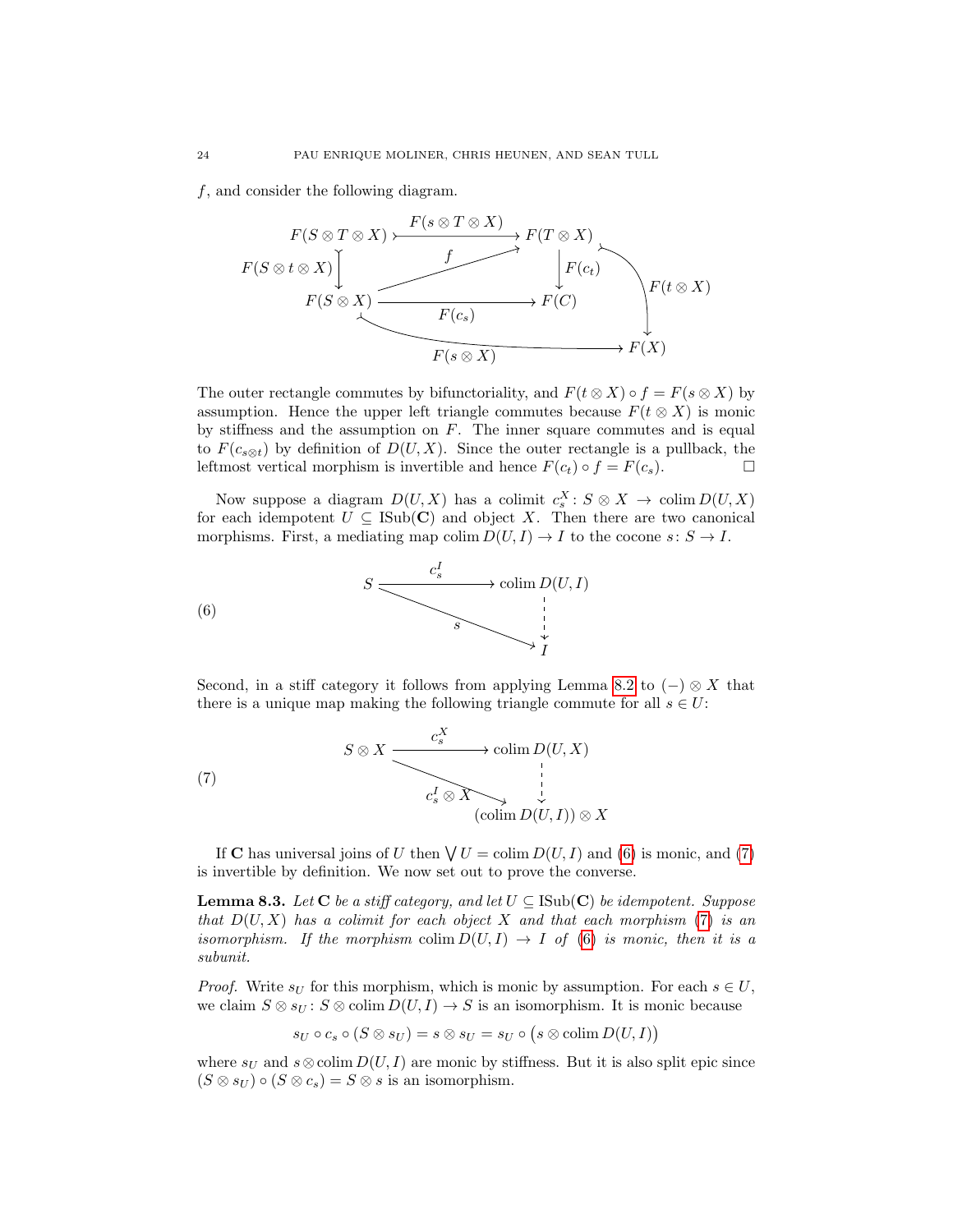$f$, and consider the following diagram.

$$
\begin{array}{ccc}
F(S \otimes T \otimes X) & \xrightarrow{F(s \otimes T \otimes X)} & F(T \otimes X) \\
\downarrow F(S \otimes t \otimes X) & \nearrow f & \downarrow F(c_t) \\
F(S \otimes X) & \xrightarrow{F(c_s)} & F(C)
\end{array}
\qquad F(t \otimes X) \colon F(T \otimes X) \to F(X), \quad F(s \otimes X) \colon F(S \otimes X) \to F(X)
$$

The outer rectangle commutes by bifunctoriality, and $F(t \otimes X) \circ f = F(s \otimes X)$ by assumption. Hence the upper left triangle commutes because $F(t \otimes X)$ is monic by stiffness and the assumption on $F$. The inner square commutes and is equal to $F(c_{s \otimes t})$ by definition of $D(U, X)$. Since the outer rectangle is a pullback, the leftmost vertical morphism is invertible and hence $F(c_t) \circ f = F(c_s)$. □

Now suppose a diagram $D(U, X)$ has a colimit $c_s^X : S \otimes X \to \operatorname{colim} D(U, X)$ for each idempotent $U \subseteq \operatorname{ISub}(\mathbf{C})$ and object $X$. Then there are two canonical morphisms. First, a mediating map $\operatorname{colim} D(U, I) \to I$ to the cocone $s : S \to I$.

$$
\begin{array}{ccc}
S & \xrightarrow{c_s^I} & \operatorname{colim} D(U, I) \\
& \searrow_{s} & \downarrow \\
& & I
\end{array}
\tag{6}
$$

Second, in a stiff category it follows from applying Lemma 8.2 to $(-) \otimes X$ that there is a unique map making the following triangle commute for all $s \in U$:

$$
\begin{array}{ccc}
S \otimes X & \xrightarrow{c_s^X} & \operatorname{colim} D(U, X) \\
& \searrow_{c_s^I \otimes X} & \downarrow \\
& & (\operatorname{colim} D(U, I)) \otimes X
\end{array}
\tag{7}
$$

If $\mathbf{C}$ has universal joins of $U$ then $\bigvee U = \operatorname{colim} D(U, I)$ and (6) is monic, and (7) is invertible by definition. We now set out to prove the converse.

**Lemma 8.3.** *Let $\mathbf{C}$ be a stiff category, and let $U \subseteq \operatorname{ISub}(\mathbf{C})$ be idempotent. Suppose that $D(U, X)$ has a colimit for each object $X$ and that each morphism (7) is an isomorphism. If the morphism $\operatorname{colim} D(U, I) \to I$ of (6) is monic, then it is a subunit.*

*Proof.* Write $s_U$ for this morphism, which is monic by assumption. For each $s \in U$, we claim $S \otimes s_U : S \otimes \operatorname{colim} D(U, I) \to S$ is an isomorphism. It is monic because

$$s_U \circ c_s \circ (S \otimes s_U) = s \otimes s_U = s_U \circ \big(s \otimes \operatorname{colim} D(U, I)\big)$$

where $s_U$ and $s \otimes \operatorname{colim} D(U, I)$ are monic by stiffness. But it is also split epic since $(S \otimes s_U) \circ (S \otimes c_s) = S \otimes s$ is an isomorphism.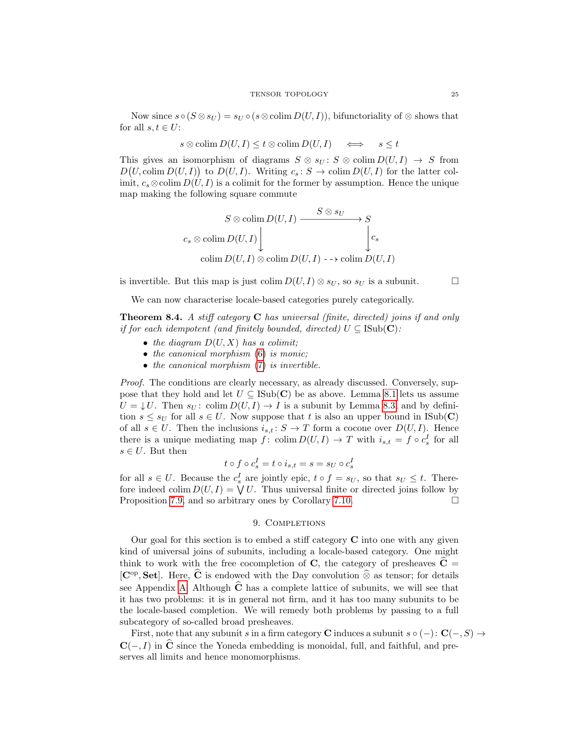Now since $s \circ (S \otimes s_U) = s_U \circ (s \otimes \operatorname{colim} D(U,I))$, bifunctoriality of $\otimes$ shows that for all $s,t \in U$:

$$s \otimes \operatorname{colim} D(U,I) \leq t \otimes \operatorname{colim} D(U,I) \quad \iff \quad s \leq t$$

This gives an isomorphism of diagrams $S \otimes s_U \colon S \otimes \operatorname{colim} D(U,I) \to S$ from $D\big(U, \operatorname{colim} D(U,I)\big)$ to $D(U,I)$. Writing $c_s \colon S \to \operatorname{colim} D(U,I)$ for the latter colimit, $c_s \otimes \operatorname{colim} D(U,I)$ is a colimit for the former by assumption. Hence the unique map making the following square commute

$$\begin{array}{ccc}
S \otimes \operatorname{colim} D(U,I) & \xrightarrow{\;S \otimes s_U\;} & S \\
{\scriptstyle c_s \otimes \operatorname{colim} D(U,I)}\downarrow & & \downarrow{\scriptstyle c_s} \\
\operatorname{colim} D(U,I) \otimes \operatorname{colim} D(U,I) & \dashrightarrow & \operatorname{colim} D(U,I)
\end{array}$$

is invertible. But this map is just $\operatorname{colim} D(U,I) \otimes s_U$, so $s_U$ is a subunit. $\square$

We can now characterise locale-based categories purely categorically.

**Theorem 8.4.** *A stiff category* $\mathbf{C}$ *has universal (finite, directed) joins if and only if for each idempotent (and finitely bounded, directed)* $U \subseteq \operatorname{ISub}(\mathbf{C})$*:*

- *the diagram* $D(U,X)$ *has a colimit;*
- *the canonical morphism* (6) *is monic;*
- *the canonical morphism* (7) *is invertible.*

*Proof.* The conditions are clearly necessary, as already discussed. Conversely, suppose that they hold and let $U \subseteq \operatorname{ISub}(\mathbf{C})$ be as above. Lemma 8.1 lets us assume $U = \downarrow U$. Then $s_U \colon \operatorname{colim} D(U,I) \to I$ is a subunit by Lemma 8.3 and by definition $s \leq s_U$ for all $s \in U$. Now suppose that $t$ is also an upper bound in $\operatorname{ISub}(\mathbf{C})$ of all $s \in U$. Then the inclusions $i_{s,t} \colon S \to T$ form a cocone over $D(U,I)$. Hence there is a unique mediating map $f \colon \operatorname{colim} D(U,I) \to T$ with $i_{s,t} = f \circ c_s^I$ for all $s \in U$. But then

$$t \circ f \circ c_s^I = t \circ i_{s,t} = s = s_U \circ c_s^I$$

for all $s \in U$. Because the $c_s^I$ are jointly epic, $t \circ f = s_U$, so that $s_U \leq t$. Therefore indeed $\operatorname{colim} D(U,I) = \bigvee U$. Thus universal finite or directed joins follow by Proposition 7.9, and so arbitrary ones by Corollary 7.10. $\square$

## 9. Completions

Our goal for this section is to embed a stiff category $\mathbf{C}$ into one with any given kind of universal joins of subunits, including a locale-based category. One might think to work with the free cocompletion of $\mathbf{C}$, the category of presheaves $\widehat{\mathbf{C}} = [\mathbf{C}^{\mathrm{op}}, \mathbf{Set}]$. Here, $\widehat{\mathbf{C}}$ is endowed with the Day convolution $\widehat{\otimes}$ as tensor; for details see Appendix A. Although $\widehat{\mathbf{C}}$ has a complete lattice of subunits, we will see that it has two problems: it is in general not firm, and it has too many subunits to be the locale-based completion. We will remedy both problems by passing to a full subcategory of so-called broad presheaves.

First, note that any subunit $s$ in a firm category $\mathbf{C}$ induces a subunit $s \circ (-) \colon \mathbf{C}(-,S) \to \mathbf{C}(-,I)$ in $\widehat{\mathbf{C}}$ since the Yoneda embedding is monoidal, full, and faithful, and preserves all limits and hence monomorphisms.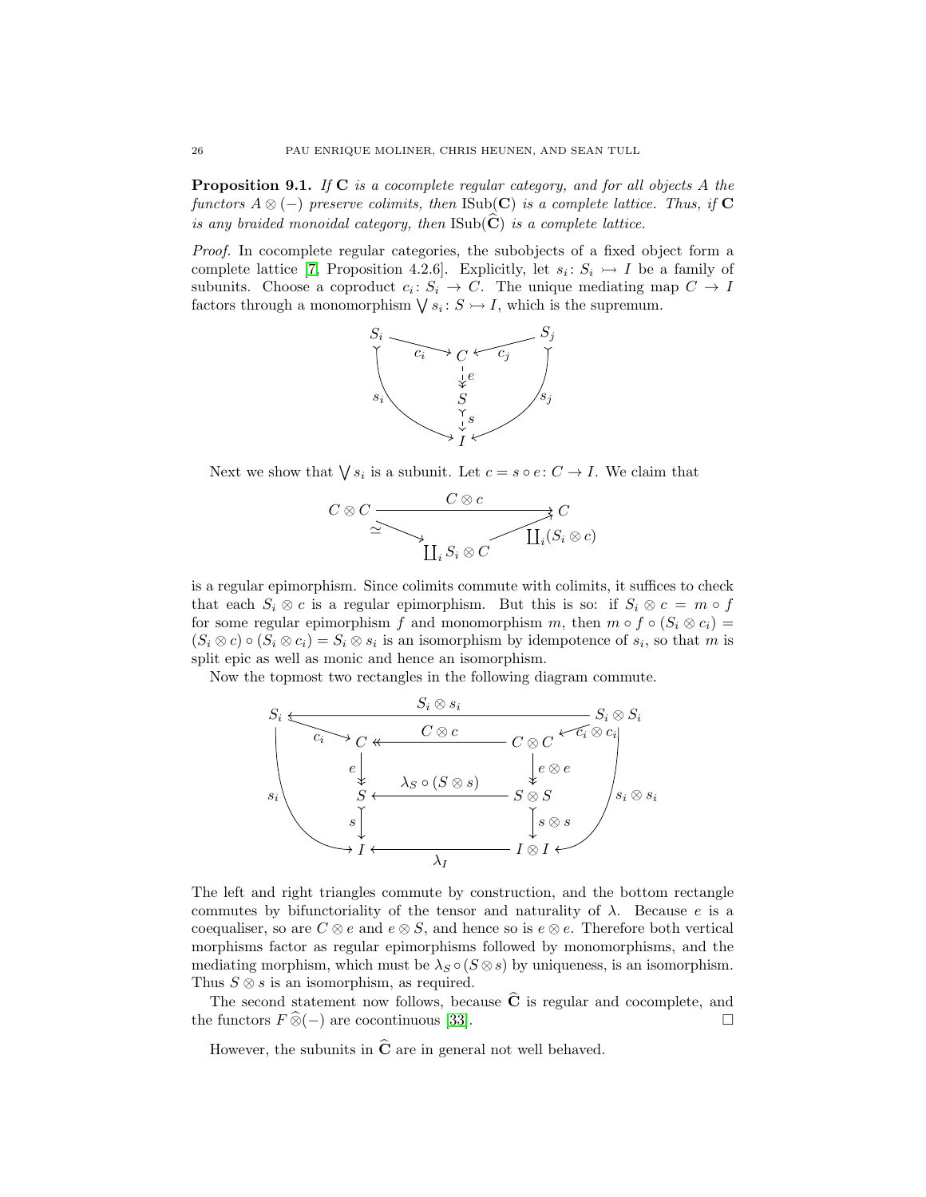**Proposition 9.1.** *If* $\mathbf{C}$ *is a cocomplete regular category, and for all objects* $A$ *the functors* $A \otimes (-)$ *preserve colimits, then* $\mathrm{ISub}(\mathbf{C})$ *is a complete lattice. Thus, if* $\mathbf{C}$ *is any braided monoidal category, then* $\mathrm{ISub}(\widehat{\mathbf{C}})$ *is a complete lattice.*

*Proof.* In cocomplete regular categories, the subobjects of a fixed object form a complete lattice [7, Proposition 4.2.6]. Explicitly, let $s_i \colon S_i \rightarrowtail I$ be a family of subunits. Choose a coproduct $c_i \colon S_i \to C$. The unique mediating map $C \to I$ factors through a monomorphism $\bigvee s_i \colon S \rightarrowtail I$, which is the supremum.

$$
\begin{array}{ccccc}
S_i & \xrightarrow{c_i} & C & \xleftarrow{c_j} & S_j \\
 & \searrow^{s_i} & \downarrow e & \swarrow_{s_j} & \\
 & & S & & \\
 & & \downarrow s & & \\
 & & I & &
\end{array}
$$

Next we show that $\bigvee s_i$ is a subunit. Let $c = s \circ e \colon C \to I$. We claim that

$$
C \otimes C \xrightarrow{C \otimes c} C, \qquad C \otimes C \xrightarrow{\simeq} \textstyle\coprod_i S_i \otimes C \xrightarrow{\coprod_i (S_i \otimes c)} C
$$

is a regular epimorphism. Since colimits commute with colimits, it suffices to check that each $S_i \otimes c$ is a regular epimorphism. But this is so: if $S_i \otimes c = m \circ f$ for some regular epimorphism $f$ and monomorphism $m$, then $m \circ f \circ (S_i \otimes c_i) = (S_i \otimes c) \circ (S_i \otimes c_i) = S_i \otimes s_i$ is an isomorphism by idempotence of $s_i$, so that $m$ is split epic as well as monic and hence an isomorphism.

Now the topmost two rectangles in the following diagram commute.

$$
\begin{array}{ccccc}
S_i & & \xleftarrow{S_i \otimes s_i} & & S_i \otimes S_i \\
 & \searrow^{c_i} & & \swarrow_{c_i \otimes c_i} & \\
 & C & \xleftarrow{C \otimes c} & C \otimes C & \\
 & \downarrow e & & \downarrow e \otimes e & \\
 & S & \xleftarrow{\lambda_S \circ (S \otimes s)} & S \otimes S & \\
 & \downarrow s & & \downarrow s \otimes s & \\
 & I & \xleftarrow{\lambda_I} & I \otimes I &
\end{array}
$$

(with outer arrows $s_i \colon S_i \to I$ and $s_i \otimes s_i \colon S_i \otimes S_i \to I \otimes I$)

The left and right triangles commute by construction, and the bottom rectangle commutes by bifunctoriality of the tensor and naturality of $\lambda$. Because $e$ is a coequaliser, so are $C \otimes e$ and $e \otimes S$, and hence so is $e \otimes e$. Therefore both vertical morphisms factor as regular epimorphisms followed by monomorphisms, and the mediating morphism, which must be $\lambda_S \circ (S \otimes s)$ by uniqueness, is an isomorphism. Thus $S \otimes s$ is an isomorphism, as required.

The second statement now follows, because $\widehat{\mathbf{C}}$ is regular and cocomplete, and the functors $F \mathbin{\widehat{\otimes}} (-)$ are cocontinuous [33]. $\square$

However, the subunits in $\widehat{\mathbf{C}}$ are in general not well behaved.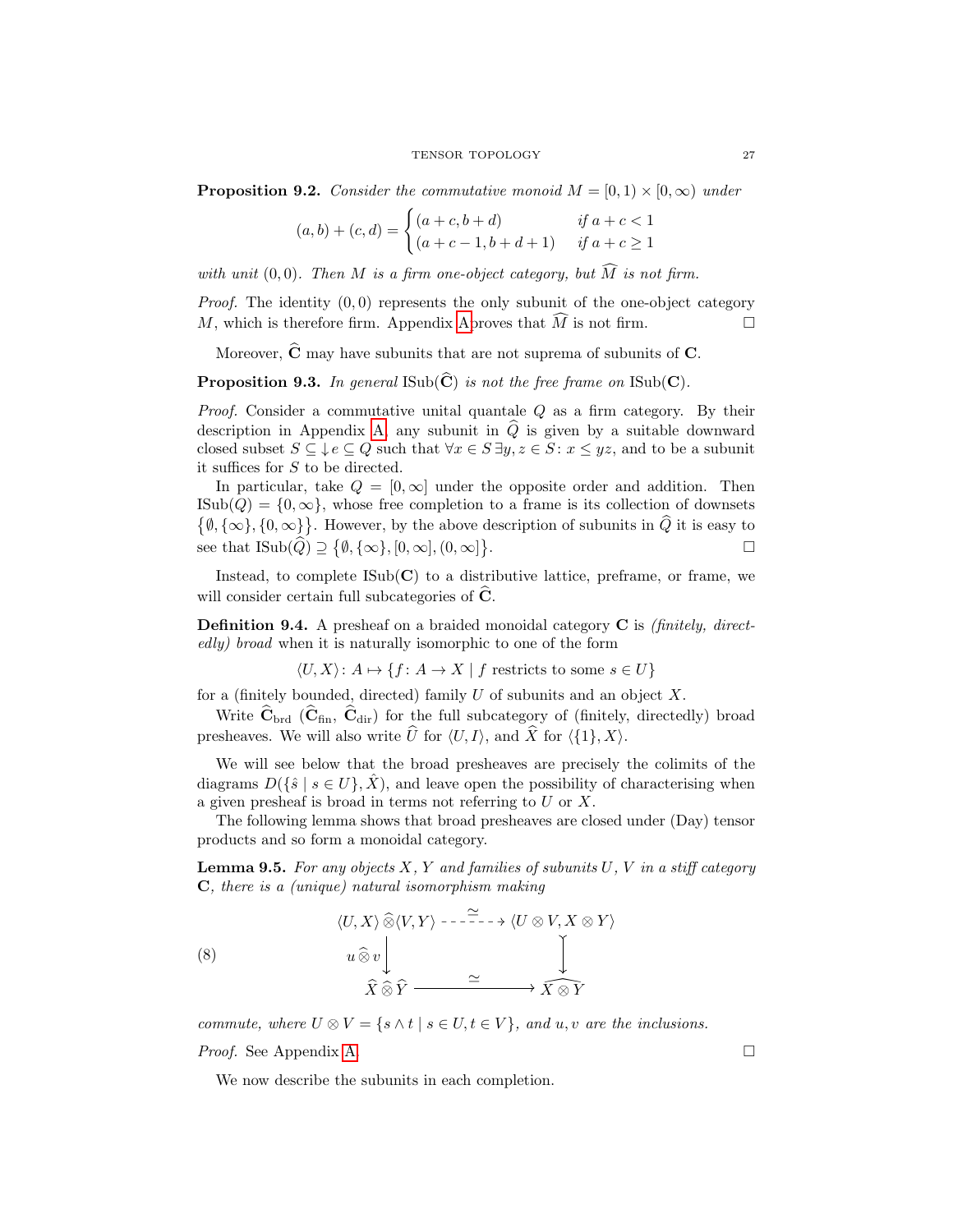**Proposition 9.2.** *Consider the commutative monoid $M = [0,1) \times [0,\infty)$ under*

$$(a,b) + (c,d) = \begin{cases} (a+c, b+d) & \text{if } a+c < 1 \\ (a+c-1, b+d+1) & \text{if } a+c \geq 1 \end{cases}$$

*with unit $(0,0)$. Then $M$ is a firm one-object category, but $\widehat{M}$ is not firm.*

*Proof.* The identity $(0,0)$ represents the only subunit of the one-object category $M$, which is therefore firm. Appendix A proves that $\widehat{M}$ is not firm. $\square$

Moreover, $\widehat{\mathbf{C}}$ may have subunits that are not suprema of subunits of $\mathbf{C}$.

**Proposition 9.3.** *In general $\mathrm{ISub}(\widehat{\mathbf{C}})$ is not the free frame on $\mathrm{ISub}(\mathbf{C})$.*

*Proof.* Consider a commutative unital quantale $Q$ as a firm category. By their description in Appendix A, any subunit in $\widehat{Q}$ is given by a suitable downward closed subset $S \subseteq \downarrow e \subseteq Q$ such that $\forall x \in S \, \exists y, z \in S \colon x \leq yz$, and to be a subunit it suffices for $S$ to be directed.

In particular, take $Q = [0,\infty]$ under the opposite order and addition. Then $\mathrm{ISub}(Q) = \{0, \infty\}$, whose free completion to a frame is its collection of downsets $\big\{\emptyset, \{\infty\}, \{0,\infty\}\big\}$. However, by the above description of subunits in $\widehat{Q}$ it is easy to see that $\mathrm{ISub}(\widehat{Q}) \supseteq \big\{\emptyset, \{\infty\}, [0,\infty], (0,\infty]\big\}$. $\square$

Instead, to complete $\mathrm{ISub}(\mathbf{C})$ to a distributive lattice, preframe, or frame, we will consider certain full subcategories of $\widehat{\mathbf{C}}$.

**Definition 9.4.** A presheaf on a braided monoidal category $\mathbf{C}$ is *(finitely, directedly) broad* when it is naturally isomorphic to one of the form

$$\langle U, X \rangle \colon A \mapsto \{ f \colon A \to X \mid f \text{ restricts to some } s \in U \}$$

for a (finitely bounded, directed) family $U$ of subunits and an object $X$.

Write $\widehat{\mathbf{C}}_{\mathrm{brd}}$ ($\widehat{\mathbf{C}}_{\mathrm{fin}}$, $\widehat{\mathbf{C}}_{\mathrm{dir}}$) for the full subcategory of (finitely, directedly) broad presheaves. We will also write $\widehat{U}$ for $\langle U, I \rangle$, and $\widehat{X}$ for $\langle \{1\}, X \rangle$.

We will see below that the broad presheaves are precisely the colimits of the diagrams $D(\{\hat{s} \mid s \in U\}, \hat{X})$, and leave open the possibility of characterising when a given presheaf is broad in terms not referring to $U$ or $X$.

The following lemma shows that broad presheaves are closed under (Day) tensor products and so form a monoidal category.

**Lemma 9.5.** *For any objects $X$, $Y$ and families of subunits $U$, $V$ in a stiff category $\mathbf{C}$, there is a (unique) natural isomorphism making*

$$\begin{array}{ccc} \langle U, X \rangle \mathbin{\widehat{\otimes}} \langle V, Y \rangle & \overset{\simeq}{\dashrightarrow} & \langle U \otimes V, X \otimes Y \rangle \\ {\scriptstyle u \mathbin{\widehat{\otimes}} v} \downarrow & & \downarrow \\ \widehat{X} \mathbin{\widehat{\otimes}} \widehat{Y} & \xrightarrow{\ \simeq\ } & \widehat{X \otimes Y} \end{array} \tag{8}$$

*commute, where $U \otimes V = \{ s \wedge t \mid s \in U, t \in V \}$, and $u, v$ are the inclusions.*

*Proof.* See Appendix A. $\square$

We now describe the subunits in each completion.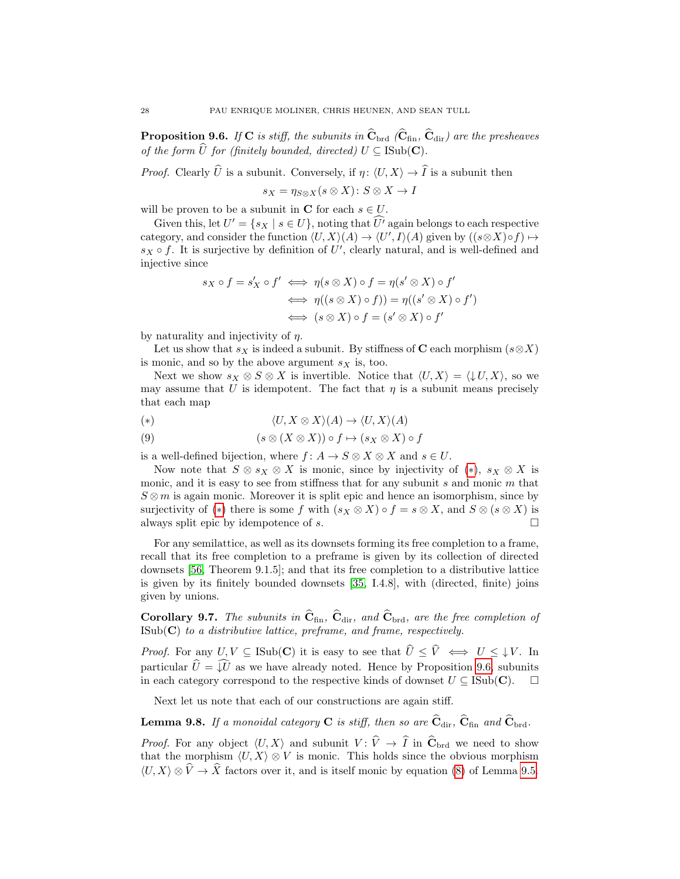**Proposition 9.6.** *If* $\mathbf{C}$ *is stiff, the subunits in* $\widehat{\mathbf{C}}_{\mathrm{brd}}$ *(*$\widehat{\mathbf{C}}_{\mathrm{fin}}$*,* $\widehat{\mathbf{C}}_{\mathrm{dir}}$*) are the presheaves of the form* $\widehat{U}$ *for (finitely bounded, directed)* $U \subseteq \mathrm{ISub}(\mathbf{C})$*.*

*Proof.* Clearly $\widehat{U}$ is a subunit. Conversely, if $\eta\colon \langle U, X\rangle \to \widehat{I}$ is a subunit then

$$s_X = \eta_{S\otimes X}(s\otimes X)\colon S\otimes X \to I$$

will be proven to be a subunit in $\mathbf{C}$ for each $s \in U$.

Given this, let $U' = \{s_X \mid s \in U\}$, noting that $\widehat{U'}$ again belongs to each respective category, and consider the function $\langle U, X\rangle(A) \to \langle U', I\rangle(A)$ given by $((s\otimes X)\circ f) \mapsto s_X \circ f$. It is surjective by definition of $U'$, clearly natural, and is well-defined and injective since

$$\begin{aligned} s_X \circ f = s'_X \circ f' &\iff \eta(s\otimes X)\circ f = \eta(s'\otimes X)\circ f' \\ &\iff \eta((s\otimes X)\circ f)) = \eta((s'\otimes X)\circ f') \\ &\iff (s\otimes X)\circ f = (s'\otimes X)\circ f' \end{aligned}$$

by naturality and injectivity of $\eta$.

Let us show that $s_X$ is indeed a subunit. By stiffness of $\mathbf{C}$ each morphism $(s\otimes X)$ is monic, and so by the above argument $s_X$ is, too.

Next we show $s_X \otimes S \otimes X$ is invertible. Notice that $\langle U, X\rangle = \langle \downarrow U, X\rangle$, so we may assume that $U$ is idempotent. The fact that $\eta$ is a subunit means precisely that each map

$$(*) \qquad \langle U, X\otimes X\rangle(A) \to \langle U, X\rangle(A)$$

$$(9) \qquad (s\otimes(X\otimes X))\circ f \mapsto (s_X\otimes X)\circ f$$

is a well-defined bijection, where $f\colon A \to S\otimes X\otimes X$ and $s\in U$.

Now note that $S\otimes s_X\otimes X$ is monic, since by injectivity of $(*)$, $s_X\otimes X$ is monic, and it is easy to see from stiffness that for any subunit $s$ and monic $m$ that $S\otimes m$ is again monic. Moreover it is split epic and hence an isomorphism, since by surjectivity of $(*)$ there is some $f$ with $(s_X\otimes X)\circ f = s\otimes X$, and $S\otimes(s\otimes X)$ is always split epic by idempotence of $s$. □

For any semilattice, as well as its downsets forming its free completion to a frame, recall that its free completion to a preframe is given by its collection of directed downsets [56, Theorem 9.1.5]; and that its free completion to a distributive lattice is given by its finitely bounded downsets [35, I.4.8], with (directed, finite) joins given by unions.

**Corollary 9.7.** *The subunits in* $\widehat{\mathbf{C}}_{\mathrm{fin}}$*,* $\widehat{\mathbf{C}}_{\mathrm{dir}}$*, and* $\widehat{\mathbf{C}}_{\mathrm{brd}}$*, are the free completion of* $\mathrm{ISub}(\mathbf{C})$ *to a distributive lattice, preframe, and frame, respectively.*

*Proof.* For any $U, V \subseteq \mathrm{ISub}(\mathbf{C})$ it is easy to see that $\widehat{U} \leq \widehat{V} \iff U \leq \downarrow V$. In particular $\widehat{U} = \widehat{\downarrow U}$ as we have already noted. Hence by Proposition 9.6, subunits in each category correspond to the respective kinds of downset $U \subseteq \mathrm{ISub}(\mathbf{C})$. □

Next let us note that each of our constructions are again stiff.

**Lemma 9.8.** *If a monoidal category* $\mathbf{C}$ *is stiff, then so are* $\widehat{\mathbf{C}}_{\mathrm{dir}}$*,* $\widehat{\mathbf{C}}_{\mathrm{fin}}$ *and* $\widehat{\mathbf{C}}_{\mathrm{brd}}$*.*

*Proof.* For any object $\langle U, X\rangle$ and subunit $V\colon \widehat{V} \to \widehat{I}$ in $\widehat{\mathbf{C}}_{\mathrm{brd}}$ we need to show that the morphism $\langle U, X\rangle \otimes V$ is monic. This holds since the obvious morphism $\langle U, X\rangle \otimes \widehat{V} \to \widehat{X}$ factors over it, and is itself monic by equation (8) of Lemma 9.5.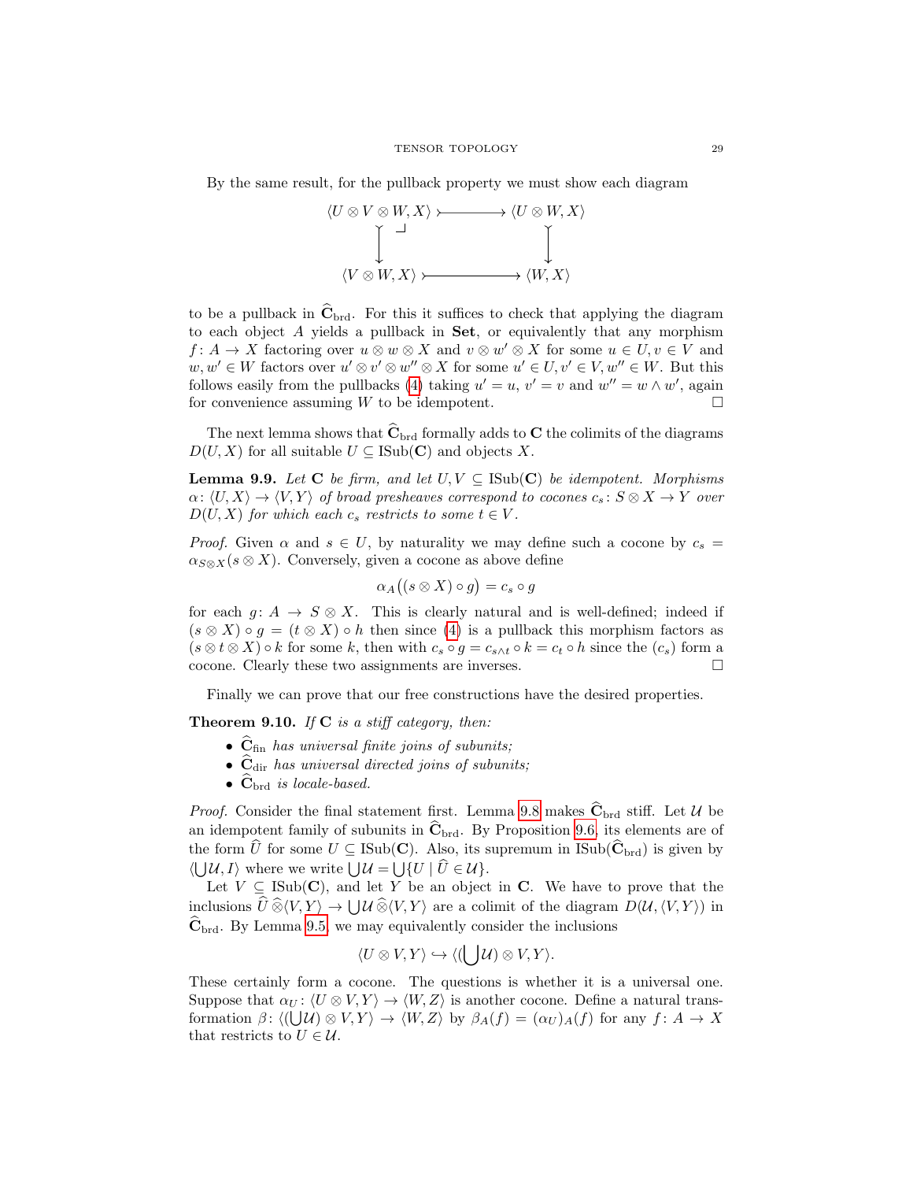By the same result, for the pullback property we must show each diagram

$$\begin{array}{ccc}
\langle U \otimes V \otimes W, X\rangle & \rightarrowtail & \langle U \otimes W, X\rangle \\
\downarrow & \lrcorner & \downarrow \\
\langle V \otimes W, X\rangle & \rightarrowtail & \langle W, X\rangle
\end{array}$$

to be a pullback in $\widehat{\mathbf{C}}_{\text{brd}}$. For this it suffices to check that applying the diagram to each object $A$ yields a pullback in **Set**, or equivalently that any morphism $f\colon A \to X$ factoring over $u \otimes w \otimes X$ and $v \otimes w' \otimes X$ for some $u \in U, v \in V$ and $w, w' \in W$ factors over $u' \otimes v' \otimes w'' \otimes X$ for some $u' \in U, v' \in V, w'' \in W$. But this follows easily from the pullbacks (4) taking $u' = u$, $v' = v$ and $w'' = w \wedge w'$, again for convenience assuming $W$ to be idempotent. □

The next lemma shows that $\widehat{\mathbf{C}}_{\text{brd}}$ formally adds to $\mathbf{C}$ the colimits of the diagrams $D(U, X)$ for all suitable $U \subseteq \text{ISub}(\mathbf{C})$ and objects $X$.

**Lemma 9.9.** *Let $\mathbf{C}$ be firm, and let $U, V \subseteq \text{ISub}(\mathbf{C})$ be idempotent. Morphisms $\alpha\colon \langle U, X\rangle \to \langle V, Y\rangle$ of broad presheaves correspond to cocones $c_s\colon S \otimes X \to Y$ over $D(U, X)$ for which each $c_s$ restricts to some $t \in V$.*

*Proof.* Given $\alpha$ and $s \in U$, by naturality we may define such a cocone by $c_s = \alpha_{S \otimes X}(s \otimes X)$. Conversely, given a cocone as above define

$$\alpha_A\big((s \otimes X) \circ g\big) = c_s \circ g$$

for each $g\colon A \to S \otimes X$. This is clearly natural and is well-defined; indeed if $(s \otimes X) \circ g = (t \otimes X) \circ h$ then since (4) is a pullback this morphism factors as $(s \otimes t \otimes X) \circ k$ for some $k$, then with $c_s \circ g = c_{s \wedge t} \circ k = c_t \circ h$ since the $(c_s)$ form a cocone. Clearly these two assignments are inverses. □

Finally we can prove that our free constructions have the desired properties.

**Theorem 9.10.** *If $\mathbf{C}$ is a stiff category, then:*

- *$\widehat{\mathbf{C}}_{\text{fin}}$ has universal finite joins of subunits;*
- *$\widehat{\mathbf{C}}_{\text{dir}}$ has universal directed joins of subunits;*
- *$\widehat{\mathbf{C}}_{\text{brd}}$ is locale-based.*

*Proof.* Consider the final statement first. Lemma 9.8 makes $\widehat{\mathbf{C}}_{\text{brd}}$ stiff. Let $\mathcal{U}$ be an idempotent family of subunits in $\widehat{\mathbf{C}}_{\text{brd}}$. By Proposition 9.6, its elements are of the form $\widehat{U}$ for some $U \subseteq \text{ISub}(\mathbf{C})$. Also, its supremum in $\text{ISub}(\widehat{\mathbf{C}}_{\text{brd}})$ is given by $\langle \bigcup \mathcal{U}, I\rangle$ where we write $\bigcup \mathcal{U} = \bigcup \{U \mid \widehat{U} \in \mathcal{U}\}$.

Let $V \subseteq \text{ISub}(\mathbf{C})$, and let $Y$ be an object in $\mathbf{C}$. We have to prove that the inclusions $\widehat{U} \mathbin{\widehat{\otimes}} \langle V, Y\rangle \to \bigcup \mathcal{U} \mathbin{\widehat{\otimes}} \langle V, Y\rangle$ are a colimit of the diagram $D(\mathcal{U}, \langle V, Y\rangle)$ in $\widehat{\mathbf{C}}_{\text{brd}}$. By Lemma 9.5 we may equivalently consider the inclusions

$$\langle U \otimes V, Y\rangle \hookrightarrow \langle (\bigcup \mathcal{U}) \otimes V, Y\rangle.$$

These certainly form a cocone. The questions is whether it is a universal one. Suppose that $\alpha_U\colon \langle U \otimes V, Y\rangle \to \langle W, Z\rangle$ is another cocone. Define a natural transformation $\beta\colon \langle (\bigcup \mathcal{U}) \otimes V, Y\rangle \to \langle W, Z\rangle$ by $\beta_A(f) = (\alpha_U)_A(f)$ for any $f\colon A \to X$ that restricts to $U \in \mathcal{U}$.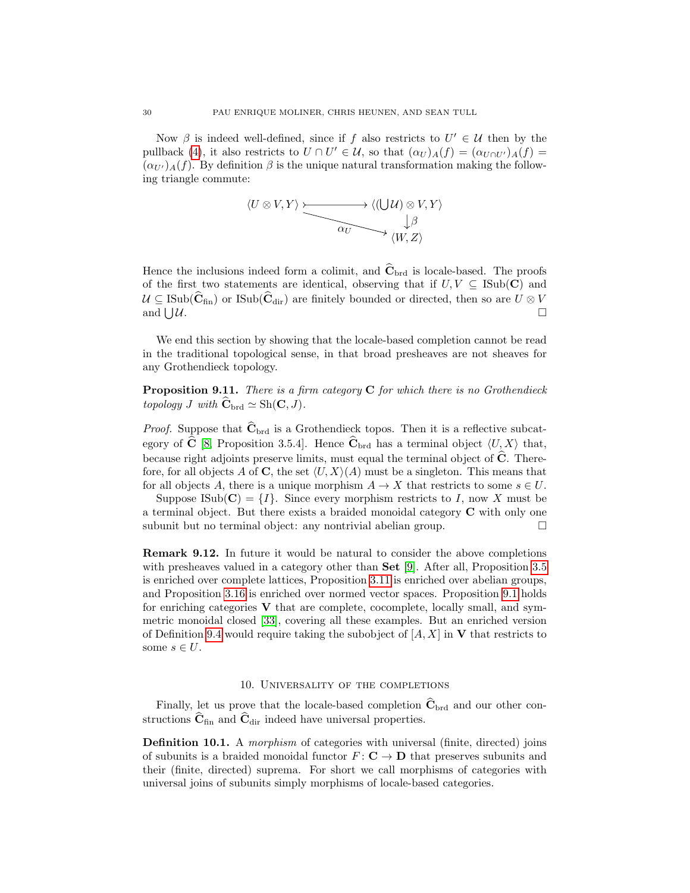Now $\beta$ is indeed well-defined, since if $f$ also restricts to $U' \in \mathcal{U}$ then by the pullback (4), it also restricts to $U \cap U' \in \mathcal{U}$, so that $(\alpha_U)_A(f) = (\alpha_{U \cap U'})_A(f) = (\alpha_{U'})_A(f)$. By definition $\beta$ is the unique natural transformation making the following triangle commute:

$$\begin{array}{ccc} \langle U \otimes V, Y \rangle & \rightarrowtail & \langle (\bigcup \mathcal{U}) \otimes V, Y \rangle \\ & \searrow^{\alpha_U} & \downarrow \beta \\ & & \langle W, Z \rangle \end{array}$$

Hence the inclusions indeed form a colimit, and $\widehat{\mathbf{C}}_{\mathrm{brd}}$ is locale-based. The proofs of the first two statements are identical, observing that if $U, V \subseteq \mathrm{ISub}(\mathbf{C})$ and $\mathcal{U} \subseteq \mathrm{ISub}(\widehat{\mathbf{C}}_{\mathrm{fin}})$ or $\mathrm{ISub}(\widehat{\mathbf{C}}_{\mathrm{dir}})$ are finitely bounded or directed, then so are $U \otimes V$ and $\bigcup \mathcal{U}$. □

We end this section by showing that the locale-based completion cannot be read in the traditional topological sense, in that broad presheaves are not sheaves for any Grothendieck topology.

**Proposition 9.11.** *There is a firm category* $\mathbf{C}$ *for which there is no Grothendieck topology* $J$ *with* $\widehat{\mathbf{C}}_{\mathrm{brd}} \simeq \mathrm{Sh}(\mathbf{C}, J)$.

*Proof.* Suppose that $\widehat{\mathbf{C}}_{\mathrm{brd}}$ is a Grothendieck topos. Then it is a reflective subcategory of $\widehat{\mathbf{C}}$ [8, Proposition 3.5.4]. Hence $\widehat{\mathbf{C}}_{\mathrm{brd}}$ has a terminal object $\langle U, X \rangle$ that, because right adjoints preserve limits, must equal the terminal object of $\widehat{\mathbf{C}}$. Therefore, for all objects $A$ of $\mathbf{C}$, the set $\langle U, X \rangle(A)$ must be a singleton. This means that for all objects $A$, there is a unique morphism $A \to X$ that restricts to some $s \in U$.

Suppose $\mathrm{ISub}(\mathbf{C}) = \{I\}$. Since every morphism restricts to $I$, now $X$ must be a terminal object. But there exists a braided monoidal category $\mathbf{C}$ with only one subunit but no terminal object: any nontrivial abelian group. □

**Remark 9.12.** In future it would be natural to consider the above completions with presheaves valued in a category other than **Set** [9]. After all, Proposition 3.5 is enriched over complete lattices, Proposition 3.11 is enriched over abelian groups, and Proposition 3.16 is enriched over normed vector spaces. Proposition 9.1 holds for enriching categories $\mathbf{V}$ that are complete, cocomplete, locally small, and symmetric monoidal closed [33], covering all these examples. But an enriched version of Definition 9.4 would require taking the subobject of $[A, X]$ in $\mathbf{V}$ that restricts to some $s \in U$.

## 10. Universality of the completions

Finally, let us prove that the locale-based completion $\widehat{\mathbf{C}}_{\mathrm{brd}}$ and our other constructions $\widehat{\mathbf{C}}_{\mathrm{fin}}$ and $\widehat{\mathbf{C}}_{\mathrm{dir}}$ indeed have universal properties.

**Definition 10.1.** A *morphism* of categories with universal (finite, directed) joins of subunits is a braided monoidal functor $F \colon \mathbf{C} \to \mathbf{D}$ that preserves subunits and their (finite, directed) suprema. For short we call morphisms of categories with universal joins of subunits simply morphisms of locale-based categories.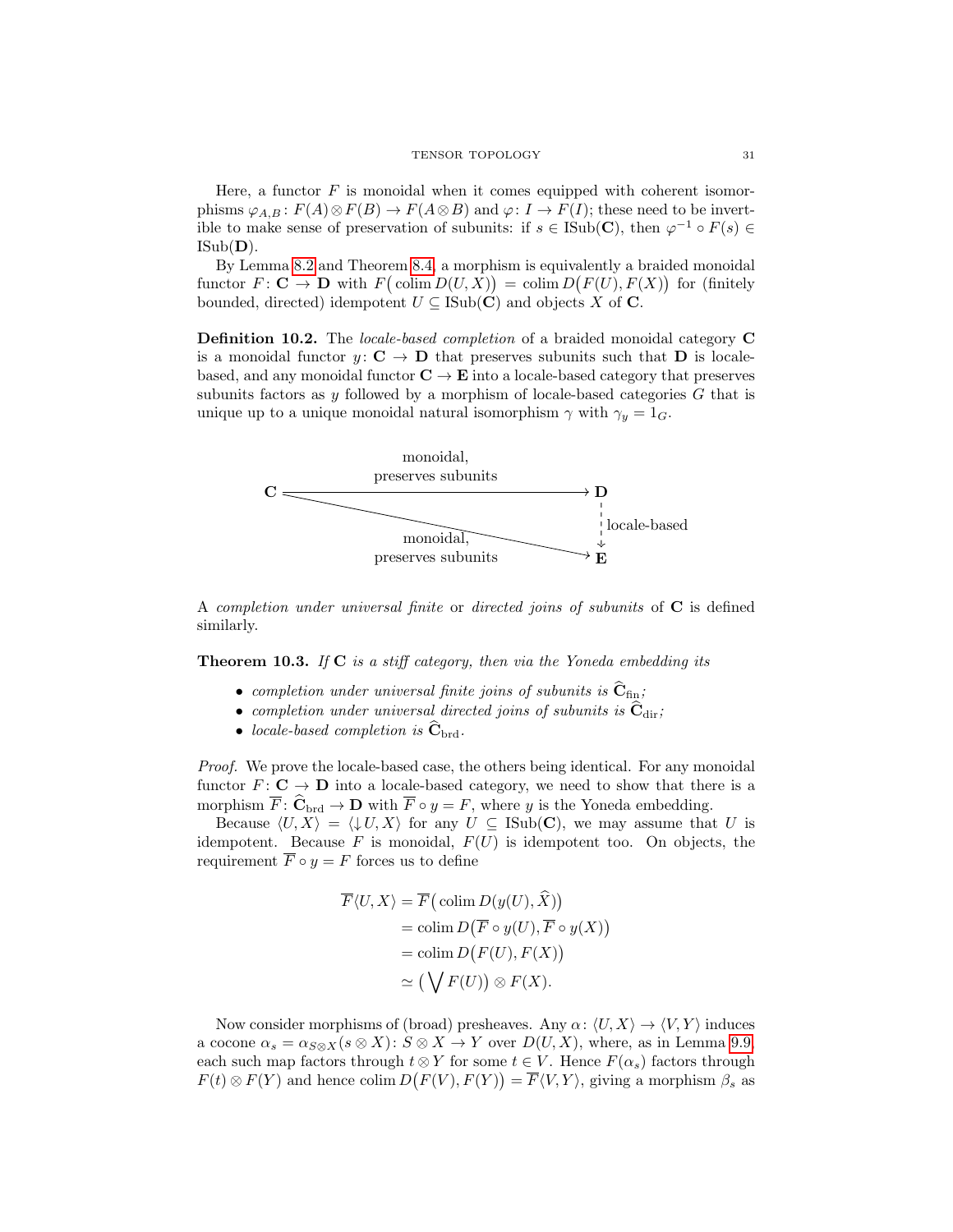Here, a functor $F$ is monoidal when it comes equipped with coherent isomorphisms $\varphi_{A,B} \colon F(A) \otimes F(B) \to F(A \otimes B)$ and $\varphi \colon I \to F(I)$; these need to be invertible to make sense of preservation of subunits: if $s \in \mathrm{ISub}(\mathbf{C})$, then $\varphi^{-1} \circ F(s) \in \mathrm{ISub}(\mathbf{D})$.

By Lemma 8.2 and Theorem 8.4, a morphism is equivalently a braided monoidal functor $F \colon \mathbf{C} \to \mathbf{D}$ with $F\big(\operatorname{colim} D(U,X)\big) = \operatorname{colim} D\big(F(U), F(X)\big)$ for (finitely bounded, directed) idempotent $U \subseteq \mathrm{ISub}(\mathbf{C})$ and objects $X$ of $\mathbf{C}$.

**Definition 10.2.** The *locale-based completion* of a braided monoidal category $\mathbf{C}$ is a monoidal functor $y \colon \mathbf{C} \to \mathbf{D}$ that preserves subunits such that $\mathbf{D}$ is locale-based, and any monoidal functor $\mathbf{C} \to \mathbf{E}$ into a locale-based category that preserves subunits factors as $y$ followed by a morphism of locale-based categories $G$ that is unique up to a unique monoidal natural isomorphism $\gamma$ with $\gamma_y = 1_G$.

$$
\begin{array}{ccc}
\mathbf{C} & \xrightarrow{\text{monoidal, preserves subunits}} & \mathbf{D} \\
 & \searrow^{\text{monoidal, preserves subunits}} & \Big\downarrow{\scriptstyle \text{locale-based}} \\
 & & \mathbf{E}
\end{array}
$$

A *completion under universal finite* or *directed joins of subunits* of $\mathbf{C}$ is defined similarly.

**Theorem 10.3.** *If $\mathbf{C}$ is a stiff category, then via the Yoneda embedding its*

- *completion under universal finite joins of subunits is $\widehat{\mathbf{C}}_{\mathrm{fin}}$;*
- *completion under universal directed joins of subunits is $\widehat{\mathbf{C}}_{\mathrm{dir}}$;*
- *locale-based completion is $\widehat{\mathbf{C}}_{\mathrm{brd}}$.*

*Proof.* We prove the locale-based case, the others being identical. For any monoidal functor $F \colon \mathbf{C} \to \mathbf{D}$ into a locale-based category, we need to show that there is a morphism $\overline{F} \colon \widehat{\mathbf{C}}_{\mathrm{brd}} \to \mathbf{D}$ with $\overline{F} \circ y = F$, where $y$ is the Yoneda embedding.

Because $\langle U, X \rangle = \langle \downarrow U, X \rangle$ for any $U \subseteq \mathrm{ISub}(\mathbf{C})$, we may assume that $U$ is idempotent. Because $F$ is monoidal, $F(U)$ is idempotent too. On objects, the requirement $\overline{F} \circ y = F$ forces us to define

$$
\begin{aligned}
\overline{F}\langle U, X \rangle &= \overline{F}\big(\operatorname{colim} D(y(U), \widehat{X})\big) \\
&= \operatorname{colim} D\big(\overline{F} \circ y(U), \overline{F} \circ y(X)\big) \\
&= \operatorname{colim} D\big(F(U), F(X)\big) \\
&\simeq \big(\bigvee F(U)\big) \otimes F(X).
\end{aligned}
$$

Now consider morphisms of (broad) presheaves. Any $\alpha \colon \langle U, X \rangle \to \langle V, Y \rangle$ induces a cocone $\alpha_s = \alpha_{S \otimes X}(s \otimes X) \colon S \otimes X \to Y$ over $D(U, X)$, where, as in Lemma 9.9, each such map factors through $t \otimes Y$ for some $t \in V$. Hence $F(\alpha_s)$ factors through $F(t) \otimes F(Y)$ and hence $\operatorname{colim} D\big(F(V), F(Y)\big) = \overline{F}\langle V, Y \rangle$, giving a morphism $\beta_s$ as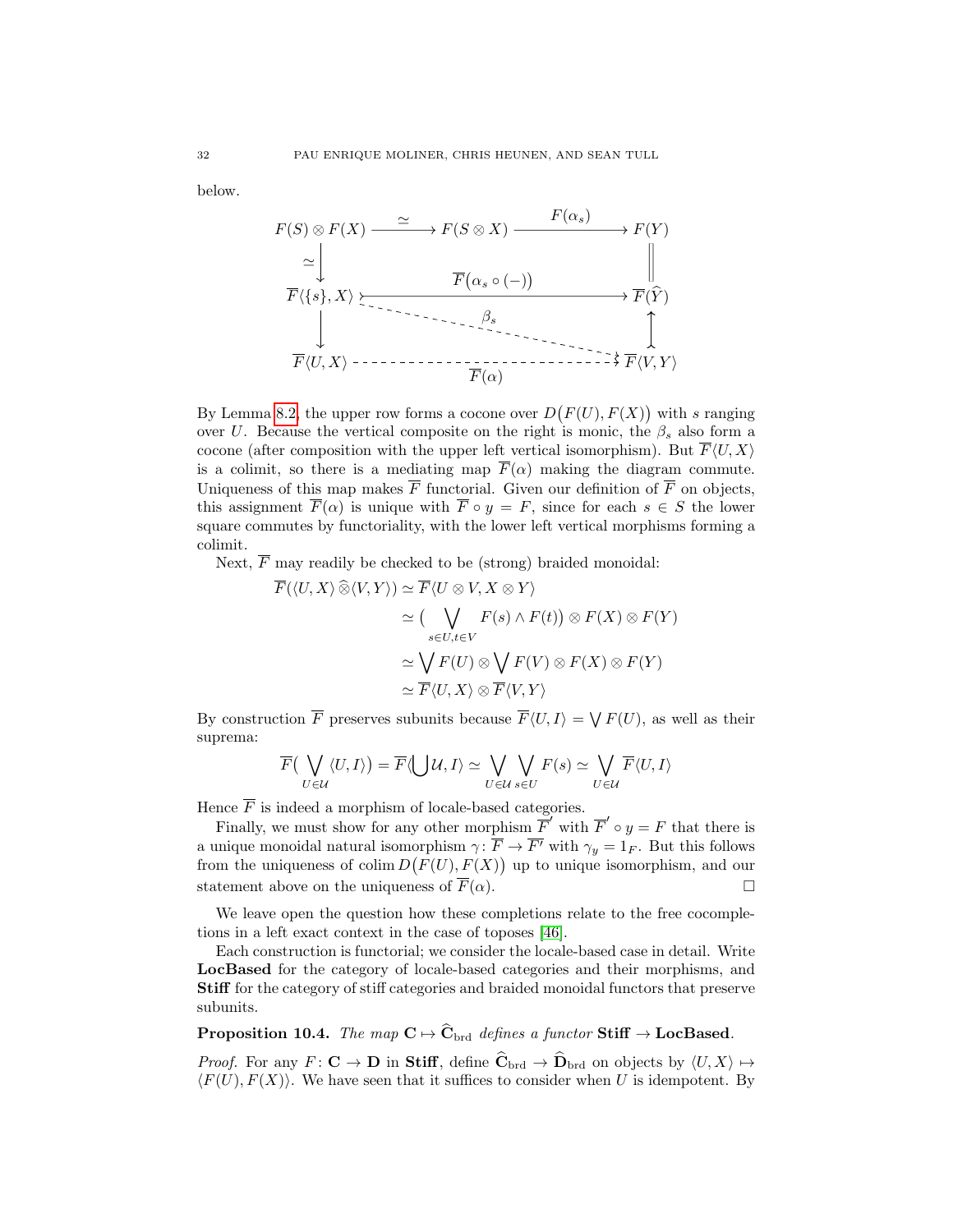below.

$$
\begin{array}{ccccc}
F(S)\otimes F(X) & \xrightarrow{\ \simeq\ } & F(S\otimes X) & \xrightarrow{\ F(\alpha_s)\ } & F(Y) \\
\simeq\downarrow & & & & \| \\
\overline{F}\langle\{s\},X\rangle & & \xrightarrow{\ \overline{F}(\alpha_s\circ(-))\ } & & \overline{F}(\widehat{Y}) \\
\downarrow & & \overset{\beta_s}{\searrow} & & \uparrow \\
\overline{F}\langle U,X\rangle & & \xrightarrow[\ \overline{F}(\alpha)\ ]{} & & \overline{F}\langle V,Y\rangle
\end{array}
$$

By Lemma 8.2, the upper row forms a cocone over $D\big(F(U),F(X)\big)$ with $s$ ranging over $U$. Because the vertical composite on the right is monic, the $\beta_s$ also form a cocone (after composition with the upper left vertical isomorphism). But $\overline{F}\langle U,X\rangle$ is a colimit, so there is a mediating map $\overline{F}(\alpha)$ making the diagram commute. Uniqueness of this map makes $\overline{F}$ functorial. Given our definition of $\overline{F}$ on objects, this assignment $\overline{F}(\alpha)$ is unique with $\overline{F}\circ y = F$, since for each $s \in S$ the lower square commutes by functoriality, with the lower left vertical morphisms forming a colimit.

Next, $\overline{F}$ may readily be checked to be (strong) braided monoidal:

$$
\begin{aligned}
\overline{F}(\langle U,X\rangle \,\widehat{\otimes}\langle V,Y\rangle) &\simeq \overline{F}\langle U\otimes V, X\otimes Y\rangle \\
&\simeq \big(\bigvee_{s\in U, t\in V} F(s)\wedge F(t)\big)\otimes F(X)\otimes F(Y) \\
&\simeq \bigvee F(U)\otimes \bigvee F(V)\otimes F(X)\otimes F(Y) \\
&\simeq \overline{F}\langle U,X\rangle\otimes\overline{F}\langle V,Y\rangle
\end{aligned}
$$

By construction $\overline{F}$ preserves subunits because $\overline{F}\langle U,I\rangle = \bigvee F(U)$, as well as their suprema:

$$
\overline{F}\big(\bigvee_{U\in\mathcal{U}}\langle U,I\rangle\big) = \overline{F}\langle\bigcup\mathcal{U},I\rangle \simeq \bigvee_{U\in\mathcal{U}}\bigvee_{s\in U}F(s) \simeq \bigvee_{U\in\mathcal{U}}\overline{F}\langle U,I\rangle
$$

Hence $\overline{F}$ is indeed a morphism of locale-based categories.

Finally, we must show for any other morphism $\overline{F}'$ with $\overline{F}'\circ y = F$ that there is a unique monoidal natural isomorphism $\gamma\colon \overline{F}\to\overline{F'}$ with $\gamma_y = 1_F$. But this follows from the uniqueness of $\operatorname{colim} D\big(F(U),F(X)\big)$ up to unique isomorphism, and our statement above on the uniqueness of $\overline{F}(\alpha)$. □

We leave open the question how these completions relate to the free cocompletions in a left exact context in the case of toposes [46].

Each construction is functorial; we consider the locale-based case in detail. Write **LocBased** for the category of locale-based categories and their morphisms, and **Stiff** for the category of stiff categories and braided monoidal functors that preserve subunits.

**Proposition 10.4.** *The map $\mathbf{C}\mapsto\widehat{\mathbf{C}}_{\mathrm{brd}}$ defines a functor* **Stiff** $\to$ **LocBased**.

*Proof.* For any $F\colon\mathbf{C}\to\mathbf{D}$ in **Stiff**, define $\widehat{\mathbf{C}}_{\mathrm{brd}}\to\widehat{\mathbf{D}}_{\mathrm{brd}}$ on objects by $\langle U,X\rangle\mapsto\langle F(U),F(X)\rangle$. We have seen that it suffices to consider when $U$ is idempotent. By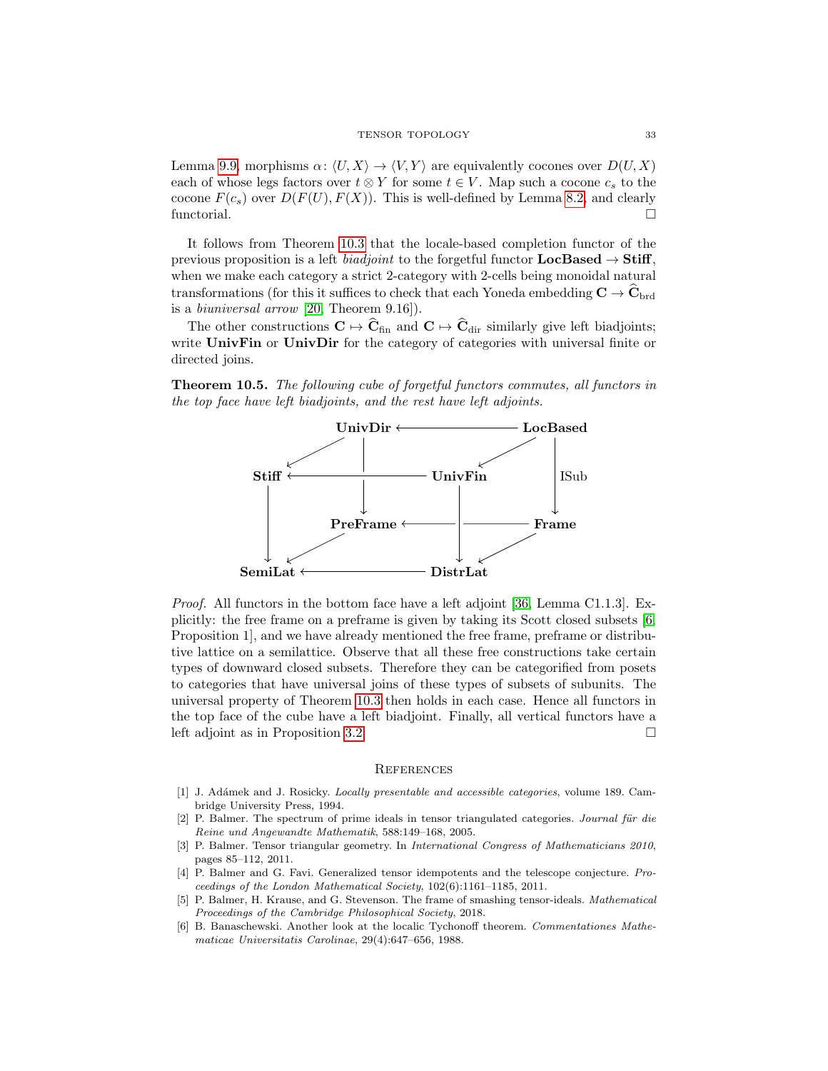Lemma 9.9, morphisms $\alpha\colon \langle U, X\rangle \to \langle V, Y\rangle$ are equivalently cocones over $D(U,X)$ each of whose legs factors over $t \otimes Y$ for some $t \in V$. Map such a cocone $c_s$ to the cocone $F(c_s)$ over $D(F(U), F(X))$. This is well-defined by Lemma 8.2, and clearly functorial. □

It follows from Theorem 10.3 that the locale-based completion functor of the previous proposition is a left *biadjoint* to the forgetful functor $\mathbf{LocBased} \to \mathbf{Stiff}$, when we make each category a strict 2-category with 2-cells being monoidal natural transformations (for this it suffices to check that each Yoneda embedding $\mathbf{C} \to \widehat{\mathbf{C}}_{\mathrm{brd}}$ is a *biuniversal arrow* [20, Theorem 9.16]).

The other constructions $\mathbf{C} \mapsto \widehat{\mathbf{C}}_{\mathrm{fin}}$ and $\mathbf{C} \mapsto \widehat{\mathbf{C}}_{\mathrm{dir}}$ similarly give left biadjoints; write **UnivFin** or **UnivDir** for the category of categories with universal finite or directed joins.

**Theorem 10.5.** *The following cube of forgetful functors commutes, all functors in the top face have left biadjoints, and the rest have left adjoints.*

$$
\begin{array}{ccccc}
 & \mathbf{UnivDir} & \longleftarrow & \mathbf{LocBased} & \\
\swarrow & \downarrow & \swarrow & \downarrow \scriptstyle{\mathrm{ISub}} & \\
\mathbf{Stiff} & \longleftarrow & \mathbf{UnivFin} & & \\
 & \mathbf{PreFrame} & \longleftarrow & \mathbf{Frame} & \\
\downarrow \;\swarrow & & \downarrow\;\swarrow & & \\
\mathbf{SemiLat} & \longleftarrow & \mathbf{DistrLat} & &
\end{array}
$$

*Proof.* All functors in the bottom face have a left adjoint [36, Lemma C1.1.3]. Explicitly: the free frame on a preframe is given by taking its Scott closed subsets [6, Proposition 1], and we have already mentioned the free frame, preframe or distributive lattice on a semilattice. Observe that all these free constructions take certain types of downward closed subsets. Therefore they can be categorified from posets to categories that have universal joins of these types of subsets of subunits. The universal property of Theorem 10.3 then holds in each case. Hence all functors in the top face of the cube have a left biadjoint. Finally, all vertical functors have a left adjoint as in Proposition 3.2. □

## References

[1] J. Adámek and J. Rosicky. *Locally presentable and accessible categories*, volume 189. Cambridge University Press, 1994.

[2] P. Balmer. The spectrum of prime ideals in tensor triangulated categories. *Journal für die Reine und Angewandte Mathematik*, 588:149–168, 2005.

[3] P. Balmer. Tensor triangular geometry. In *International Congress of Mathematicians 2010*, pages 85–112, 2011.

[4] P. Balmer and G. Favi. Generalized tensor idempotents and the telescope conjecture. *Proceedings of the London Mathematical Society*, 102(6):1161–1185, 2011.

[5] P. Balmer, H. Krause, and G. Stevenson. The frame of smashing tensor-ideals. *Mathematical Proceedings of the Cambridge Philosophical Society*, 2018.

[6] B. Banaschewski. Another look at the localic Tychonoff theorem. *Commentationes Mathematicae Universitatis Carolinae*, 29(4):647–656, 1988.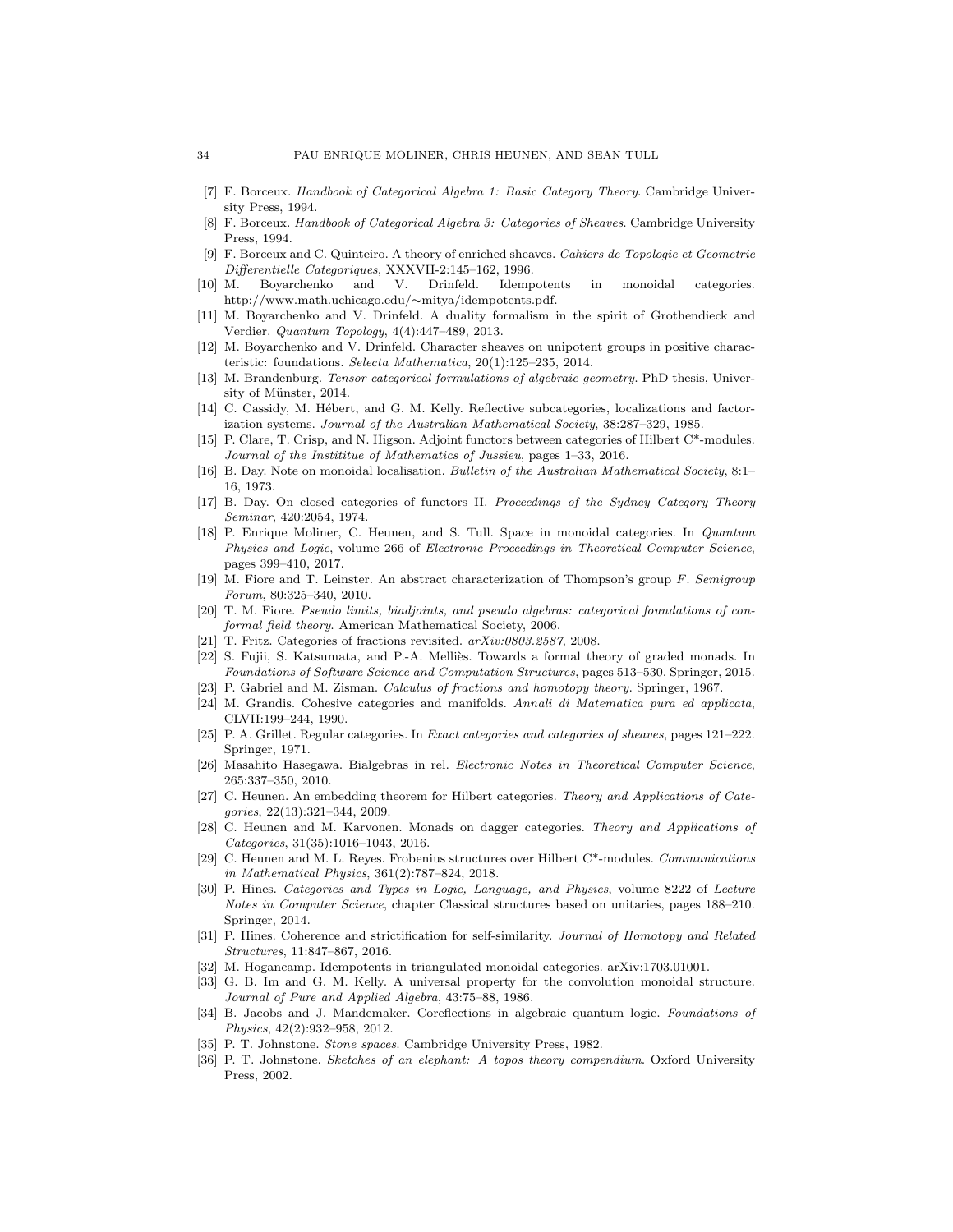[7] F. Borceux. *Handbook of Categorical Algebra 1: Basic Category Theory*. Cambridge University Press, 1994.

[8] F. Borceux. *Handbook of Categorical Algebra 3: Categories of Sheaves*. Cambridge University Press, 1994.

[9] F. Borceux and C. Quinteiro. A theory of enriched sheaves. *Cahiers de Topologie et Geometrie Differentielle Categoriques*, XXXVII-2:145–162, 1996.

[10] M. Boyarchenko and V. Drinfeld. Idempotents in monoidal categories. http://www.math.uchicago.edu/∼mitya/idempotents.pdf.

[11] M. Boyarchenko and V. Drinfeld. A duality formalism in the spirit of Grothendieck and Verdier. *Quantum Topology*, 4(4):447–489, 2013.

[12] M. Boyarchenko and V. Drinfeld. Character sheaves on unipotent groups in positive characteristic: foundations. *Selecta Mathematica*, 20(1):125–235, 2014.

[13] M. Brandenburg. *Tensor categorical formulations of algebraic geometry*. PhD thesis, University of Münster, 2014.

[14] C. Cassidy, M. Hébert, and G. M. Kelly. Reflective subcategories, localizations and factorization systems. *Journal of the Australian Mathematical Society*, 38:287–329, 1985.

[15] P. Clare, T. Crisp, and N. Higson. Adjoint functors between categories of Hilbert C*-modules. *Journal of the Instititue of Mathematics of Jussieu*, pages 1–33, 2016.

[16] B. Day. Note on monoidal localisation. *Bulletin of the Australian Mathematical Society*, 8:1–16, 1973.

[17] B. Day. On closed categories of functors II. *Proceedings of the Sydney Category Theory Seminar*, 420:2054, 1974.

[18] P. Enrique Moliner, C. Heunen, and S. Tull. Space in monoidal categories. In *Quantum Physics and Logic*, volume 266 of *Electronic Proceedings in Theoretical Computer Science*, pages 399–410, 2017.

[19] M. Fiore and T. Leinster. An abstract characterization of Thompson's group *F*. *Semigroup Forum*, 80:325–340, 2010.

[20] T. M. Fiore. *Pseudo limits, biadjoints, and pseudo algebras: categorical foundations of conformal field theory*. American Mathematical Society, 2006.

[21] T. Fritz. Categories of fractions revisited. *arXiv:0803.2587*, 2008.

[22] S. Fujii, S. Katsumata, and P.-A. Melliès. Towards a formal theory of graded monads. In *Foundations of Software Science and Computation Structures*, pages 513–530. Springer, 2015.

[23] P. Gabriel and M. Zisman. *Calculus of fractions and homotopy theory*. Springer, 1967.

[24] M. Grandis. Cohesive categories and manifolds. *Annali di Matematica pura ed applicata*, CLVII:199–244, 1990.

[25] P. A. Grillet. Regular categories. In *Exact categories and categories of sheaves*, pages 121–222. Springer, 1971.

[26] Masahito Hasegawa. Bialgebras in rel. *Electronic Notes in Theoretical Computer Science*, 265:337–350, 2010.

[27] C. Heunen. An embedding theorem for Hilbert categories. *Theory and Applications of Categories*, 22(13):321–344, 2009.

[28] C. Heunen and M. Karvonen. Monads on dagger categories. *Theory and Applications of Categories*, 31(35):1016–1043, 2016.

[29] C. Heunen and M. L. Reyes. Frobenius structures over Hilbert C*-modules. *Communications in Mathematical Physics*, 361(2):787–824, 2018.

[30] P. Hines. *Categories and Types in Logic, Language, and Physics*, volume 8222 of *Lecture Notes in Computer Science*, chapter Classical structures based on unitaries, pages 188–210. Springer, 2014.

[31] P. Hines. Coherence and strictification for self-similarity. *Journal of Homotopy and Related Structures*, 11:847–867, 2016.

[32] M. Hogancamp. Idempotents in triangulated monoidal categories. arXiv:1703.01001.

[33] G. B. Im and G. M. Kelly. A universal property for the convolution monoidal structure. *Journal of Pure and Applied Algebra*, 43:75–88, 1986.

[34] B. Jacobs and J. Mandemaker. Coreflections in algebraic quantum logic. *Foundations of Physics*, 42(2):932–958, 2012.

[35] P. T. Johnstone. *Stone spaces*. Cambridge University Press, 1982.

[36] P. T. Johnstone. *Sketches of an elephant: A topos theory compendium*. Oxford University Press, 2002.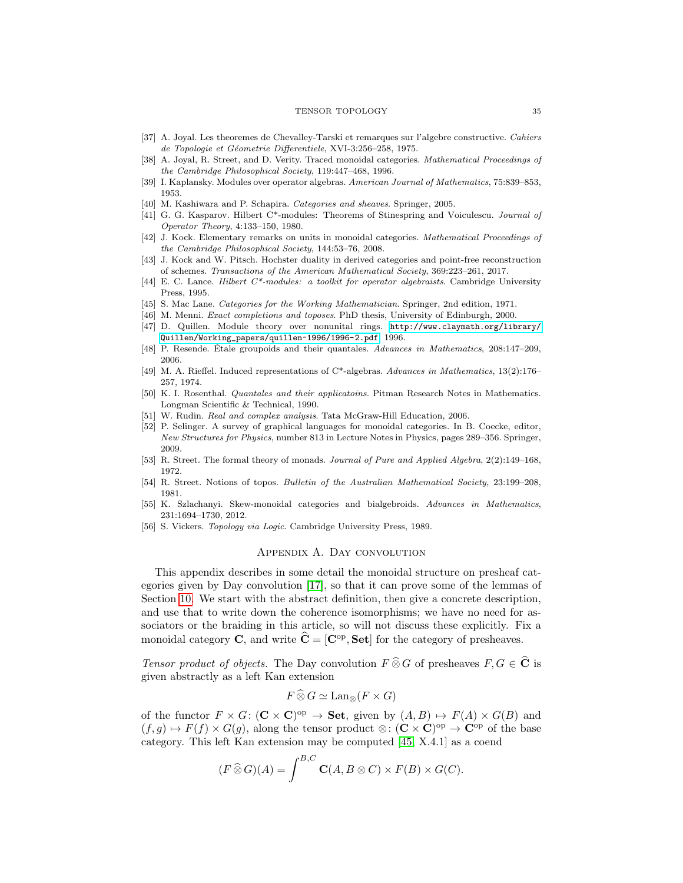[37] A. Joyal. Les theoremes de Chevalley-Tarski et remarques sur l'algebre constructive. *Cahiers de Topologie et Géometrie Differentiele*, XVI-3:256–258, 1975.

[38] A. Joyal, R. Street, and D. Verity. Traced monoidal categories. *Mathematical Proceedings of the Cambridge Philosophical Society*, 119:447–468, 1996.

[39] I. Kaplansky. Modules over operator algebras. *American Journal of Mathematics*, 75:839–853, 1953.

[40] M. Kashiwara and P. Schapira. *Categories and sheaves*. Springer, 2005.

[41] G. G. Kasparov. Hilbert C*-modules: Theorems of Stinespring and Voiculescu. *Journal of Operator Theory*, 4:133–150, 1980.

[42] J. Kock. Elementary remarks on units in monoidal categories. *Mathematical Proceedings of the Cambridge Philosophical Society*, 144:53–76, 2008.

[43] J. Kock and W. Pitsch. Hochster duality in derived categories and point-free reconstruction of schemes. *Transactions of the American Mathematical Society*, 369:223–261, 2017.

[44] E. C. Lance. *Hilbert C*-modules: a toolkit for operator algebraists*. Cambridge University Press, 1995.

[45] S. Mac Lane. *Categories for the Working Mathematician*. Springer, 2nd edition, 1971.

[46] M. Menni. *Exact completions and toposes*. PhD thesis, University of Edinburgh, 2000.

[47] D. Quillen. Module theory over nonunital rings. http://www.claymath.org/library/Quillen/Working_papers/quillen-1996/1996-2.pdf, 1996.

[48] P. Resende. Étale groupoids and their quantales. *Advances in Mathematics*, 208:147–209, 2006.

[49] M. A. Rieffel. Induced representations of C*-algebras. *Advances in Mathematics*, 13(2):176–257, 1974.

[50] K. I. Rosenthal. *Quantales and their applicatoins*. Pitman Research Notes in Mathematics. Longman Scientific & Technical, 1990.

[51] W. Rudin. *Real and complex analysis*. Tata McGraw-Hill Education, 2006.

[52] P. Selinger. A survey of graphical languages for monoidal categories. In B. Coecke, editor, *New Structures for Physics*, number 813 in Lecture Notes in Physics, pages 289–356. Springer, 2009.

[53] R. Street. The formal theory of monads. *Journal of Pure and Applied Algebra*, 2(2):149–168, 1972.

[54] R. Street. Notions of topos. *Bulletin of the Australian Mathematical Society*, 23:199–208, 1981.

[55] K. Szlachanyi. Skew-monoidal categories and bialgebroids. *Advances in Mathematics*, 231:1694–1730, 2012.

[56] S. Vickers. *Topology via Logic*. Cambridge University Press, 1989.

# Appendix A. Day convolution

This appendix describes in some detail the monoidal structure on presheaf categories given by Day convolution [17], so that it can prove some of the lemmas of Section 10. We start with the abstract definition, then give a concrete description, and use that to write down the coherence isomorphisms; we have no need for associators or the braiding in this article, so will not discuss these explicitly. Fix a monoidal category $\mathbf{C}$, and write $\widehat{\mathbf{C}} = [\mathbf{C}^{\mathrm{op}}, \mathbf{Set}]$ for the category of presheaves.

*Tensor product of objects.* The Day convolution $F \mathbin{\widehat{\otimes}} G$ of presheaves $F, G \in \widehat{\mathbf{C}}$ is given abstractly as a left Kan extension

$$F \mathbin{\widehat{\otimes}} G \simeq \mathrm{Lan}_{\otimes}(F \times G)$$

of the functor $F \times G \colon (\mathbf{C} \times \mathbf{C})^{\mathrm{op}} \to \mathbf{Set}$, given by $(A, B) \mapsto F(A) \times G(B)$ and $(f, g) \mapsto F(f) \times G(g)$, along the tensor product $\otimes \colon (\mathbf{C} \times \mathbf{C})^{\mathrm{op}} \to \mathbf{C}^{\mathrm{op}}$ of the base category. This left Kan extension may be computed [45, X.4.1] as a coend

$$(F \mathbin{\widehat{\otimes}} G)(A) = \int^{B,C} \mathbf{C}(A, B \otimes C) \times F(B) \times G(C).$$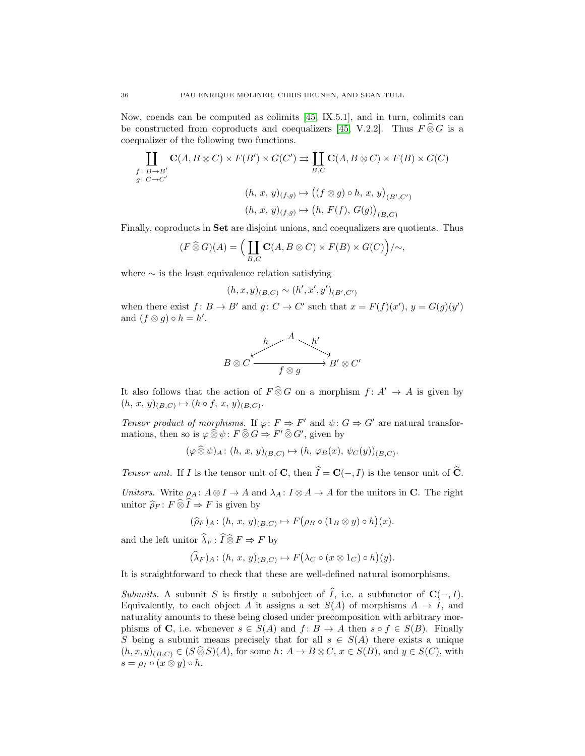Now, coends can be computed as colimits [45, IX.5.1], and in turn, colimits can be constructed from coproducts and coequalizers [45, V.2.2]. Thus $F \mathbin{\widehat{\otimes}} G$ is a coequalizer of the following two functions.

$$\coprod_{\substack{f\colon B\to B'\\ g\colon C\to C'}} \mathbf{C}(A, B\otimes C)\times F(B')\times G(C') \rightrightarrows \coprod_{B,C} \mathbf{C}(A, B\otimes C)\times F(B)\times G(C)$$

$$(h,\, x,\, y)_{(f,g)} \mapsto \big((f\otimes g)\circ h,\, x,\, y\big)_{(B',C')}$$

$$(h,\, x,\, y)_{(f,g)} \mapsto \big(h,\, F(f),\, G(g)\big)_{(B,C)}$$

Finally, coproducts in **Set** are disjoint unions, and coequalizers are quotients. Thus

$$(F \mathbin{\widehat{\otimes}} G)(A) = \Big(\coprod_{B,C} \mathbf{C}(A, B\otimes C)\times F(B)\times G(C)\Big)/{\sim},$$

where $\sim$ is the least equivalence relation satisfying

$$(h,x,y)_{(B,C)} \sim (h',x',y')_{(B',C')}$$

when there exist $f\colon B\to B'$ and $g\colon C\to C'$ such that $x = F(f)(x')$, $y = G(g)(y')$ and $(f\otimes g)\circ h = h'$.

$$\begin{array}{ccc} & A & \\ {\scriptstyle h}\swarrow & & \searrow{\scriptstyle h'} \\ B\otimes C & \xrightarrow[f\otimes g]{} & B'\otimes C' \end{array}$$

It also follows that the action of $F \mathbin{\widehat{\otimes}} G$ on a morphism $f\colon A'\to A$ is given by $(h,\, x,\, y)_{(B,C)} \mapsto (h\circ f,\, x,\, y)_{(B,C)}$.

*Tensor product of morphisms.* If $\varphi\colon F\Rightarrow F'$ and $\psi\colon G\Rightarrow G'$ are natural transformations, then so is $\varphi \mathbin{\widehat{\otimes}} \psi\colon F \mathbin{\widehat{\otimes}} G \Rightarrow F' \mathbin{\widehat{\otimes}} G'$, given by

$$(\varphi \mathbin{\widehat{\otimes}} \psi)_A\colon (h,\, x,\, y)_{(B,C)} \mapsto (h,\, \varphi_B(x),\, \psi_C(y))_{(B,C)}.$$

*Tensor unit.* If $I$ is the tensor unit of $\mathbf{C}$, then $\widehat{I} = \mathbf{C}(-,I)$ is the tensor unit of $\widehat{\mathbf{C}}$.

*Unitors.* Write $\rho_A\colon A\otimes I\to A$ and $\lambda_A\colon I\otimes A\to A$ for the unitors in $\mathbf{C}$. The right unitor $\widehat{\rho}_F\colon F \mathbin{\widehat{\otimes}} \widehat{I} \Rightarrow F$ is given by

$$(\widehat{\rho}_F)_A\colon (h,\, x,\, y)_{(B,C)} \mapsto F\big(\rho_B\circ(1_B\otimes y)\circ h\big)(x).$$

and the left unitor $\widehat{\lambda}_F\colon \widehat{I} \mathbin{\widehat{\otimes}} F \Rightarrow F$ by

$$(\widehat{\lambda}_F)_A\colon (h,\, x,\, y)_{(B,C)} \mapsto F\big(\lambda_C\circ(x\otimes 1_C)\circ h\big)(y).$$

It is straightforward to check that these are well-defined natural isomorphisms.

*Subunits.* A subunit $S$ is firstly a subobject of $\widehat{I}$, i.e. a subfunctor of $\mathbf{C}(-,I)$. Equivalently, to each object $A$ it assigns a set $S(A)$ of morphisms $A\to I$, and naturality amounts to these being closed under precomposition with arbitrary morphisms of $\mathbf{C}$, i.e. whenever $s\in S(A)$ and $f\colon B\to A$ then $s\circ f\in S(B)$. Finally $S$ being a subunit means precisely that for all $s\in S(A)$ there exists a unique $(h,x,y)_{(B,C)} \in (S \mathbin{\widehat{\otimes}} S)(A)$, for some $h\colon A\to B\otimes C$, $x\in S(B)$, and $y\in S(C)$, with $s = \rho_I\circ(x\otimes y)\circ h$.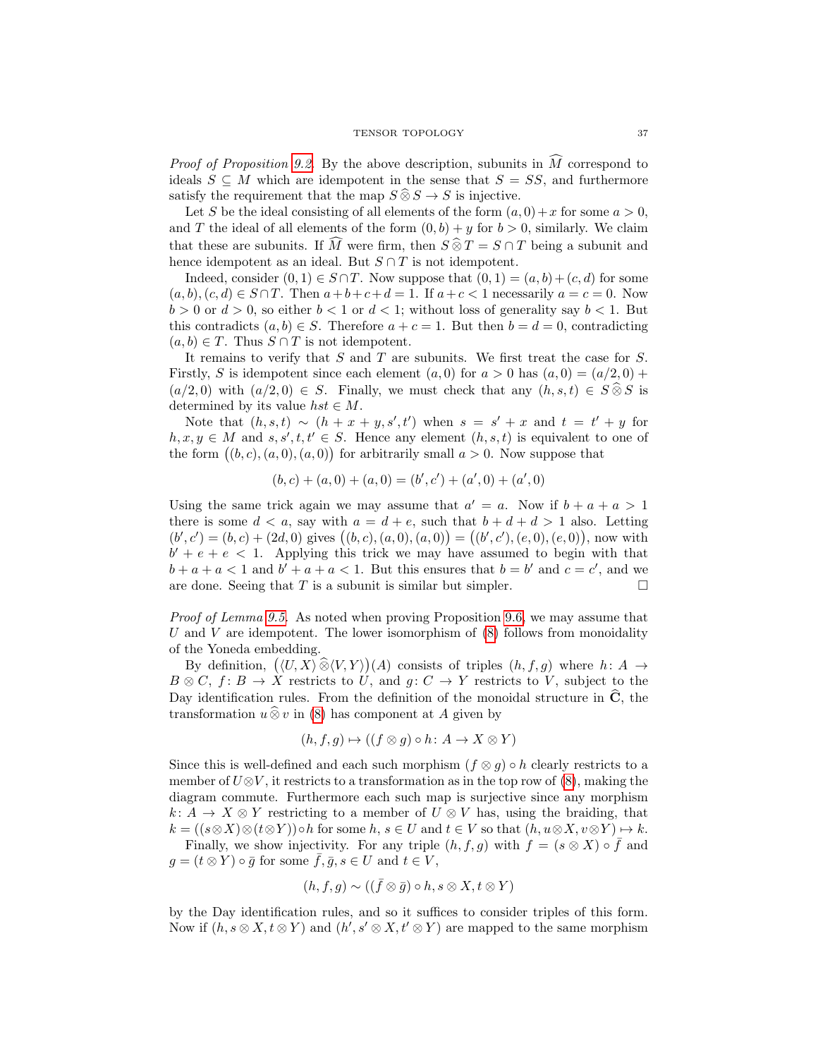*Proof of Proposition 9.2.* By the above description, subunits in $\widehat{M}$ correspond to ideals $S \subseteq M$ which are idempotent in the sense that $S = SS$, and furthermore satisfy the requirement that the map $S \widehat{\otimes} S \to S$ is injective.

Let $S$ be the ideal consisting of all elements of the form $(a, 0) + x$ for some $a > 0$, and $T$ the ideal of all elements of the form $(0, b) + y$ for $b > 0$, similarly. We claim that these are subunits. If $\widehat{M}$ were firm, then $S \widehat{\otimes} T = S \cap T$ being a subunit and hence idempotent as an ideal. But $S \cap T$ is not idempotent.

Indeed, consider $(0, 1) \in S \cap T$. Now suppose that $(0, 1) = (a, b) + (c, d)$ for some $(a, b), (c, d) \in S \cap T$. Then $a + b + c + d = 1$. If $a + c < 1$ necessarily $a = c = 0$. Now $b > 0$ or $d > 0$, so either $b < 1$ or $d < 1$; without loss of generality say $b < 1$. But this contradicts $(a, b) \in S$. Therefore $a + c = 1$. But then $b = d = 0$, contradicting $(a, b) \in T$. Thus $S \cap T$ is not idempotent.

It remains to verify that $S$ and $T$ are subunits. We first treat the case for $S$. Firstly, $S$ is idempotent since each element $(a, 0)$ for $a > 0$ has $(a, 0) = (a/2, 0) + (a/2, 0)$ with $(a/2, 0) \in S$. Finally, we must check that any $(h, s, t) \in S \widehat{\otimes} S$ is determined by its value $hst \in M$.

Note that $(h, s, t) \sim (h + x + y, s', t')$ when $s = s' + x$ and $t = t' + y$ for $h, x, y \in M$ and $s, s', t, t' \in S$. Hence any element $(h, s, t)$ is equivalent to one of the form $\big((b, c), (a, 0), (a, 0)\big)$ for arbitrarily small $a > 0$. Now suppose that

$$(b, c) + (a, 0) + (a, 0) = (b', c') + (a', 0) + (a', 0)$$

Using the same trick again we may assume that $a' = a$. Now if $b + a + a > 1$ there is some $d < a$, say with $a = d + e$, such that $b + d + d > 1$ also. Letting $(b', c') = (b, c) + (2d, 0)$ gives $\big((b, c), (a, 0), (a, 0)\big) = \big((b', c'), (e, 0), (e, 0)\big)$, now with $b' + e + e < 1$. Applying this trick we may have assumed to begin with that $b + a + a < 1$ and $b' + a + a < 1$. But this ensures that $b = b'$ and $c = c'$, and we are done. Seeing that $T$ is a subunit is similar but simpler. $\square$

*Proof of Lemma 9.5.* As noted when proving Proposition 9.6, we may assume that $U$ and $V$ are idempotent. The lower isomorphism of (8) follows from monoidality of the Yoneda embedding.

By definition, $\big(\langle U, X\rangle \widehat{\otimes} \langle V, Y\rangle\big)(A)$ consists of triples $(h, f, g)$ where $h\colon A \to B \otimes C$, $f\colon B \to X$ restricts to $U$, and $g\colon C \to Y$ restricts to $V$, subject to the Day identification rules. From the definition of the monoidal structure in $\widehat{\mathbf{C}}$, the transformation $u \widehat{\otimes} v$ in (8) has component at $A$ given by

$$(h, f, g) \mapsto ((f \otimes g) \circ h\colon A \to X \otimes Y)$$

Since this is well-defined and each such morphism $(f \otimes g) \circ h$ clearly restricts to a member of $U \otimes V$, it restricts to a transformation as in the top row of (8), making the diagram commute. Furthermore each such map is surjective since any morphism $k\colon A \to X \otimes Y$ restricting to a member of $U \otimes V$ has, using the braiding, that $k = ((s \otimes X) \otimes (t \otimes Y)) \circ h$ for some $h$, $s \in U$ and $t \in V$ so that $(h, u \otimes X, v \otimes Y) \mapsto k$.

Finally, we show injectivity. For any triple $(h, f, g)$ with $f = (s \otimes X) \circ \bar{f}$ and $g = (t \otimes Y) \circ \bar{g}$ for some $\bar{f}, \bar{g}, s \in U$ and $t \in V$,

$$(h, f, g) \sim ((\bar{f} \otimes \bar{g}) \circ h, s \otimes X, t \otimes Y)$$

by the Day identification rules, and so it suffices to consider triples of this form. Now if $(h, s \otimes X, t \otimes Y)$ and $(h', s' \otimes X, t' \otimes Y)$ are mapped to the same morphism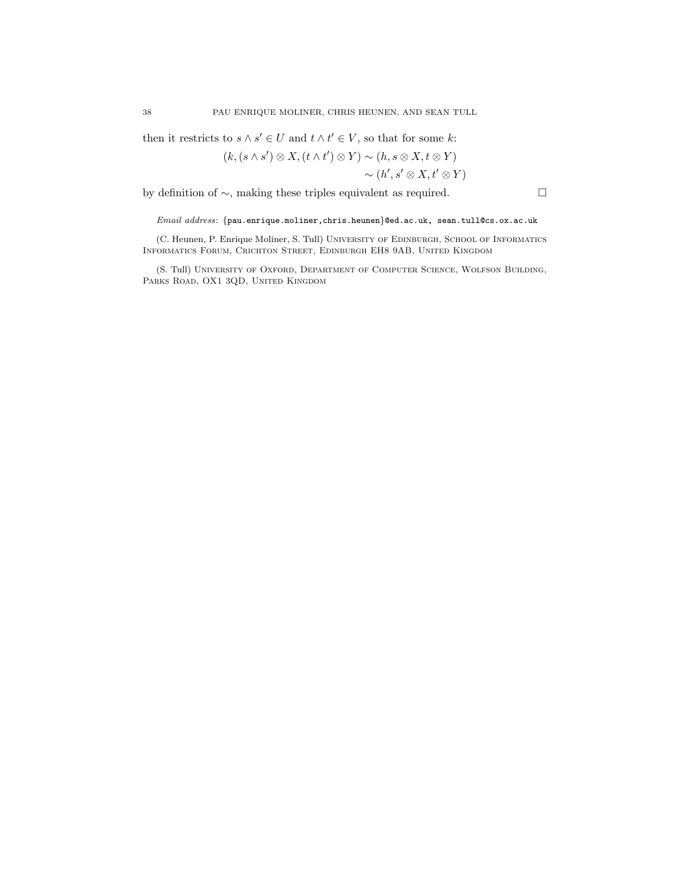then it restricts to $s \wedge s' \in U$ and $t \wedge t' \in V$, so that for some $k$:

$$
\begin{aligned}
(k, (s \wedge s') \otimes X, (t \wedge t') \otimes Y) &\sim (h, s \otimes X, t \otimes Y) \\
&\sim (h', s' \otimes X, t' \otimes Y)
\end{aligned}
$$

by definition of $\sim$, making these triples equivalent as required. □

*Email address*: {pau.enrique.moliner,chris.heunen}@ed.ac.uk, sean.tull@cs.ox.ac.uk

(C. Heunen, P. Enrique Moliner, S. Tull) University of Edinburgh, School of Informatics Informatics Forum, Crichton Street, Edinburgh EH8 9AB, United Kingdom

(S. Tull) University of Oxford, Department of Computer Science, Wolfson Building, Parks Road, OX1 3QD, United Kingdom